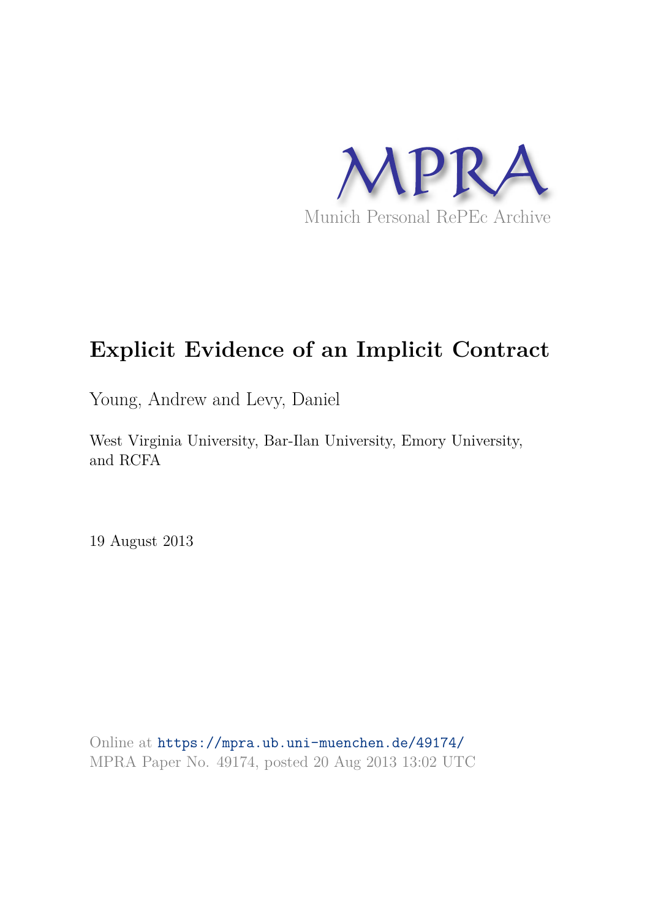MPRA

Munich Personal RePEc Archive

# Explicit Evidence of an Implicit Contract

Young, Andrew and Levy, Daniel

West Virginia University, Bar-Ilan University, Emory University, and RCFA

19 August 2013

Online at https://mpra.ub.uni-muenchen.de/49174/
MPRA Paper No. 49174, posted 20 Aug 2013 13:02 UTC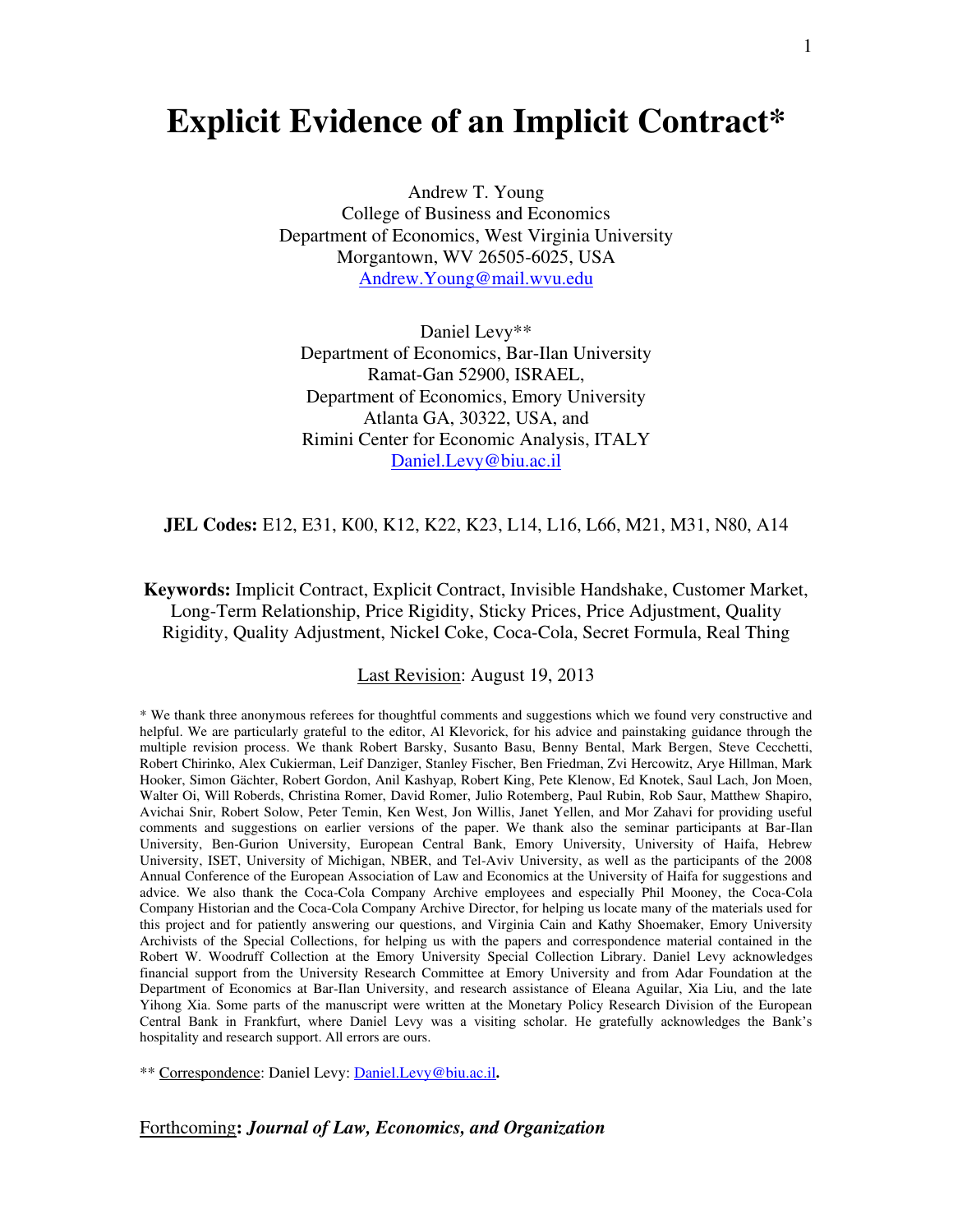# Explicit Evidence of an Implicit Contract*

Andrew T. Young
College of Business and Economics
Department of Economics, West Virginia University
Morgantown, WV 26505-6025, USA
Andrew.Young@mail.wvu.edu

Daniel Levy**
Department of Economics, Bar-Ilan University
Ramat-Gan 52900, ISRAEL,
Department of Economics, Emory University
Atlanta GA, 30322, USA, and
Rimini Center for Economic Analysis, ITALY
Daniel.Levy@biu.ac.il

**JEL Codes:** E12, E31, K00, K12, K22, K23, L14, L16, L66, M21, M31, N80, A14

**Keywords:** Implicit Contract, Explicit Contract, Invisible Handshake, Customer Market, Long-Term Relationship, Price Rigidity, Sticky Prices, Price Adjustment, Quality Rigidity, Quality Adjustment, Nickel Coke, Coca-Cola, Secret Formula, Real Thing

Last Revision: August 19, 2013

\* We thank three anonymous referees for thoughtful comments and suggestions which we found very constructive and helpful. We are particularly grateful to the editor, Al Klevorick, for his advice and painstaking guidance through the multiple revision process. We thank Robert Barsky, Susanto Basu, Benny Bental, Mark Bergen, Steve Cecchetti, Robert Chirinko, Alex Cukierman, Leif Danziger, Stanley Fischer, Ben Friedman, Zvi Hercowitz, Arye Hillman, Mark Hooker, Simon Gächter, Robert Gordon, Anil Kashyap, Robert King, Pete Klenow, Ed Knotek, Saul Lach, Jon Moen, Walter Oi, Will Roberds, Christina Romer, David Romer, Julio Rotemberg, Paul Rubin, Rob Saur, Matthew Shapiro, Avichai Snir, Robert Solow, Peter Temin, Ken West, Jon Willis, Janet Yellen, and Mor Zahavi for providing useful comments and suggestions on earlier versions of the paper. We thank also the seminar participants at Bar-Ilan University, Ben-Gurion University, European Central Bank, Emory University, University of Haifa, Hebrew University, ISET, University of Michigan, NBER, and Tel-Aviv University, as well as the participants of the 2008 Annual Conference of the European Association of Law and Economics at the University of Haifa for suggestions and advice. We also thank the Coca-Cola Company Archive employees and especially Phil Mooney, the Coca-Cola Company Historian and the Coca-Cola Company Archive Director, for helping us locate many of the materials used for this project and for patiently answering our questions, and Virginia Cain and Kathy Shoemaker, Emory University Archivists of the Special Collections, for helping us with the papers and correspondence material contained in the Robert W. Woodruff Collection at the Emory University Special Collection Library. Daniel Levy acknowledges financial support from the University Research Committee at Emory University and from Adar Foundation at the Department of Economics at Bar-Ilan University, and research assistance of Eleana Aguilar, Xia Liu, and the late Yihong Xia. Some parts of the manuscript were written at the Monetary Policy Research Division of the European Central Bank in Frankfurt, where Daniel Levy was a visiting scholar. He gratefully acknowledges the Bank's hospitality and research support. All errors are ours.

\*\* Correspondence: Daniel Levy: **Daniel.Levy@biu.ac.il.**

Forthcoming: ***Journal of Law, Economics, and Organization***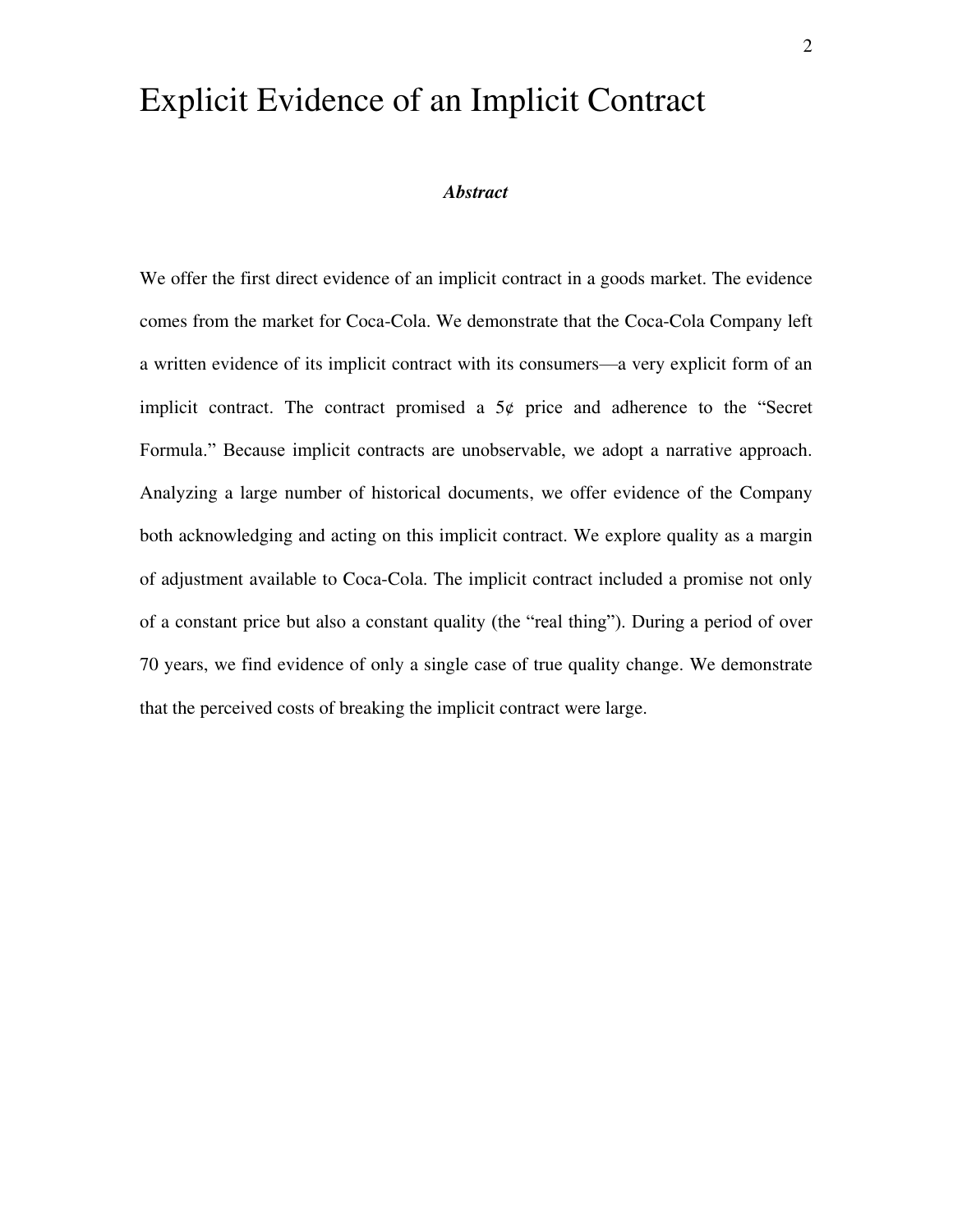# Explicit Evidence of an Implicit Contract

***Abstract***

We offer the first direct evidence of an implicit contract in a goods market. The evidence comes from the market for Coca-Cola. We demonstrate that the Coca-Cola Company left a written evidence of its implicit contract with its consumers—a very explicit form of an implicit contract. The contract promised a 5¢ price and adherence to the "Secret Formula." Because implicit contracts are unobservable, we adopt a narrative approach. Analyzing a large number of historical documents, we offer evidence of the Company both acknowledging and acting on this implicit contract. We explore quality as a margin of adjustment available to Coca-Cola. The implicit contract included a promise not only of a constant price but also a constant quality (the "real thing"). During a period of over 70 years, we find evidence of only a single case of true quality change. We demonstrate that the perceived costs of breaking the implicit contract were large.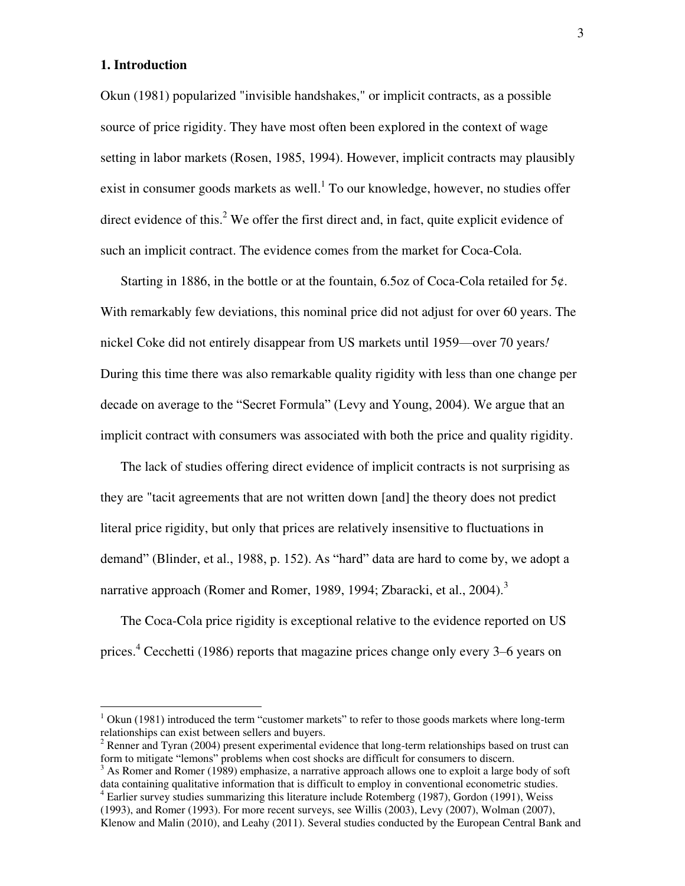## 1. Introduction

Okun (1981) popularized "invisible handshakes," or implicit contracts, as a possible source of price rigidity. They have most often been explored in the context of wage setting in labor markets (Rosen, 1985, 1994). However, implicit contracts may plausibly exist in consumer goods markets as well.[1] To our knowledge, however, no studies offer direct evidence of this.[2] We offer the first direct and, in fact, quite explicit evidence of such an implicit contract. The evidence comes from the market for Coca-Cola.

Starting in 1886, in the bottle or at the fountain, 6.5oz of Coca-Cola retailed for 5¢. With remarkably few deviations, this nominal price did not adjust for over 60 years. The nickel Coke did not entirely disappear from US markets until 1959—over 70 years*!* During this time there was also remarkable quality rigidity with less than one change per decade on average to the "Secret Formula" (Levy and Young, 2004). We argue that an implicit contract with consumers was associated with both the price and quality rigidity.

The lack of studies offering direct evidence of implicit contracts is not surprising as they are "tacit agreements that are not written down [and] the theory does not predict literal price rigidity, but only that prices are relatively insensitive to fluctuations in demand" (Blinder, et al., 1988, p. 152). As "hard" data are hard to come by, we adopt a narrative approach (Romer and Romer, 1989, 1994; Zbaracki, et al., 2004).[3]

The Coca-Cola price rigidity is exceptional relative to the evidence reported on US prices.[4] Cecchetti (1986) reports that magazine prices change only every 3–6 years on

---

[1] Okun (1981) introduced the term "customer markets" to refer to those goods markets where long-term relationships can exist between sellers and buyers.

[2] Renner and Tyran (2004) present experimental evidence that long-term relationships based on trust can form to mitigate "lemons" problems when cost shocks are difficult for consumers to discern.

[3] As Romer and Romer (1989) emphasize, a narrative approach allows one to exploit a large body of soft data containing qualitative information that is difficult to employ in conventional econometric studies.

[4] Earlier survey studies summarizing this literature include Rotemberg (1987), Gordon (1991), Weiss (1993), and Romer (1993). For more recent surveys, see Willis (2003), Levy (2007), Wolman (2007), Klenow and Malin (2010), and Leahy (2011). Several studies conducted by the European Central Bank and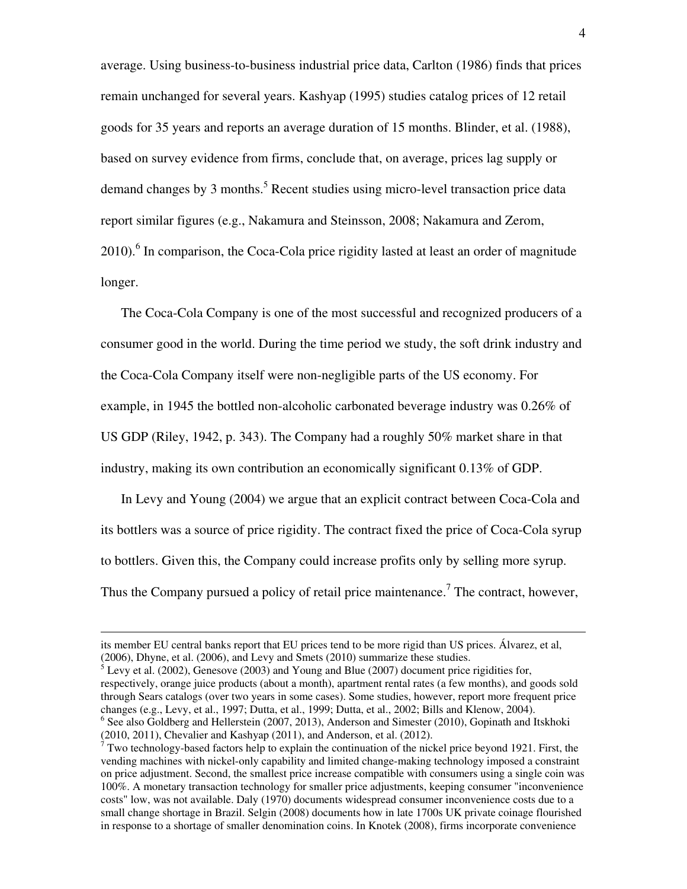average. Using business-to-business industrial price data, Carlton (1986) finds that prices remain unchanged for several years. Kashyap (1995) studies catalog prices of 12 retail goods for 35 years and reports an average duration of 15 months. Blinder, et al. (1988), based on survey evidence from firms, conclude that, on average, prices lag supply or demand changes by 3 months.[5] Recent studies using micro-level transaction price data report similar figures (e.g., Nakamura and Steinsson, 2008; Nakamura and Zerom, 2010).[6] In comparison, the Coca-Cola price rigidity lasted at least an order of magnitude longer.

The Coca-Cola Company is one of the most successful and recognized producers of a consumer good in the world. During the time period we study, the soft drink industry and the Coca-Cola Company itself were non-negligible parts of the US economy. For example, in 1945 the bottled non-alcoholic carbonated beverage industry was 0.26% of US GDP (Riley, 1942, p. 343). The Company had a roughly 50% market share in that industry, making its own contribution an economically significant 0.13% of GDP.

In Levy and Young (2004) we argue that an explicit contract between Coca-Cola and its bottlers was a source of price rigidity. The contract fixed the price of Coca-Cola syrup to bottlers. Given this, the Company could increase profits only by selling more syrup. Thus the Company pursued a policy of retail price maintenance.[7] The contract, however,

---

its member EU central banks report that EU prices tend to be more rigid than US prices. Álvarez, et al, (2006), Dhyne, et al. (2006), and Levy and Smets (2010) summarize these studies.

[5] Levy et al. (2002), Genesove (2003) and Young and Blue (2007) document price rigidities for, respectively, orange juice products (about a month), apartment rental rates (a few months), and goods sold through Sears catalogs (over two years in some cases). Some studies, however, report more frequent price changes (e.g., Levy, et al., 1997; Dutta, et al., 1999; Dutta, et al., 2002; Bills and Klenow, 2004).

[6] See also Goldberg and Hellerstein (2007, 2013), Anderson and Simester (2010), Gopinath and Itskhoki (2010, 2011), Chevalier and Kashyap (2011), and Anderson, et al. (2012).

[7] Two technology-based factors help to explain the continuation of the nickel price beyond 1921. First, the vending machines with nickel-only capability and limited change-making technology imposed a constraint on price adjustment. Second, the smallest price increase compatible with consumers using a single coin was 100%. A monetary transaction technology for smaller price adjustments, keeping consumer "inconvenience costs" low, was not available. Daly (1970) documents widespread consumer inconvenience costs due to a small change shortage in Brazil. Selgin (2008) documents how in late 1700s UK private coinage flourished in response to a shortage of smaller denomination coins. In Knotek (2008), firms incorporate convenience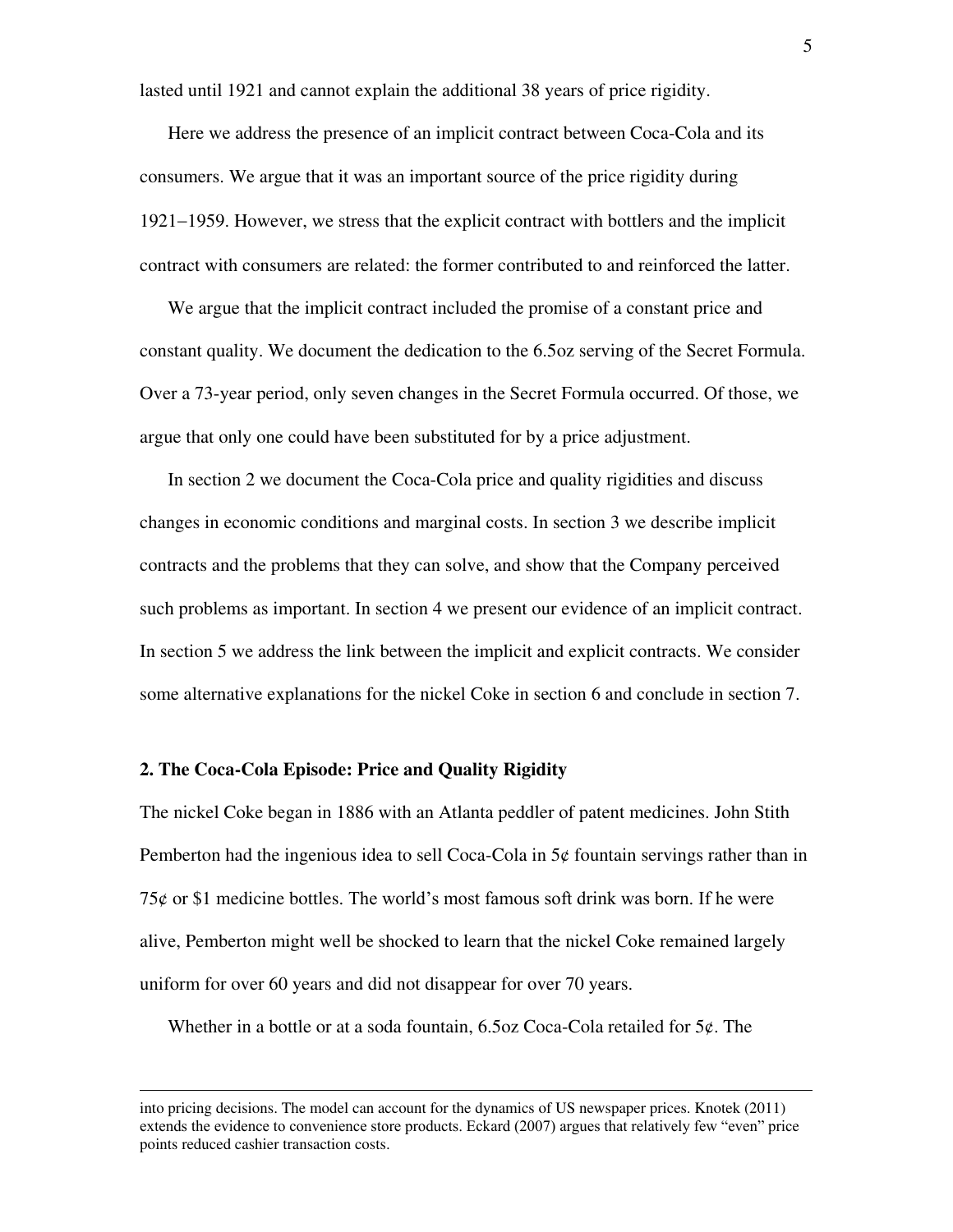lasted until 1921 and cannot explain the additional 38 years of price rigidity.

Here we address the presence of an implicit contract between Coca-Cola and its consumers. We argue that it was an important source of the price rigidity during 1921−1959. However, we stress that the explicit contract with bottlers and the implicit contract with consumers are related: the former contributed to and reinforced the latter.

We argue that the implicit contract included the promise of a constant price and constant quality. We document the dedication to the 6.5oz serving of the Secret Formula. Over a 73-year period, only seven changes in the Secret Formula occurred. Of those, we argue that only one could have been substituted for by a price adjustment.

In section 2 we document the Coca-Cola price and quality rigidities and discuss changes in economic conditions and marginal costs. In section 3 we describe implicit contracts and the problems that they can solve, and show that the Company perceived such problems as important. In section 4 we present our evidence of an implicit contract. In section 5 we address the link between the implicit and explicit contracts. We consider some alternative explanations for the nickel Coke in section 6 and conclude in section 7.

## 2. The Coca-Cola Episode: Price and Quality Rigidity

The nickel Coke began in 1886 with an Atlanta peddler of patent medicines. John Stith Pemberton had the ingenious idea to sell Coca-Cola in 5¢ fountain servings rather than in 75¢ or $1 medicine bottles. The world's most famous soft drink was born. If he were alive, Pemberton might well be shocked to learn that the nickel Coke remained largely uniform for over 60 years and did not disappear for over 70 years.

Whether in a bottle or at a soda fountain, 6.5oz Coca-Cola retailed for 5¢. The

---

into pricing decisions. The model can account for the dynamics of US newspaper prices. Knotek (2011) extends the evidence to convenience store products. Eckard (2007) argues that relatively few "even" price points reduced cashier transaction costs.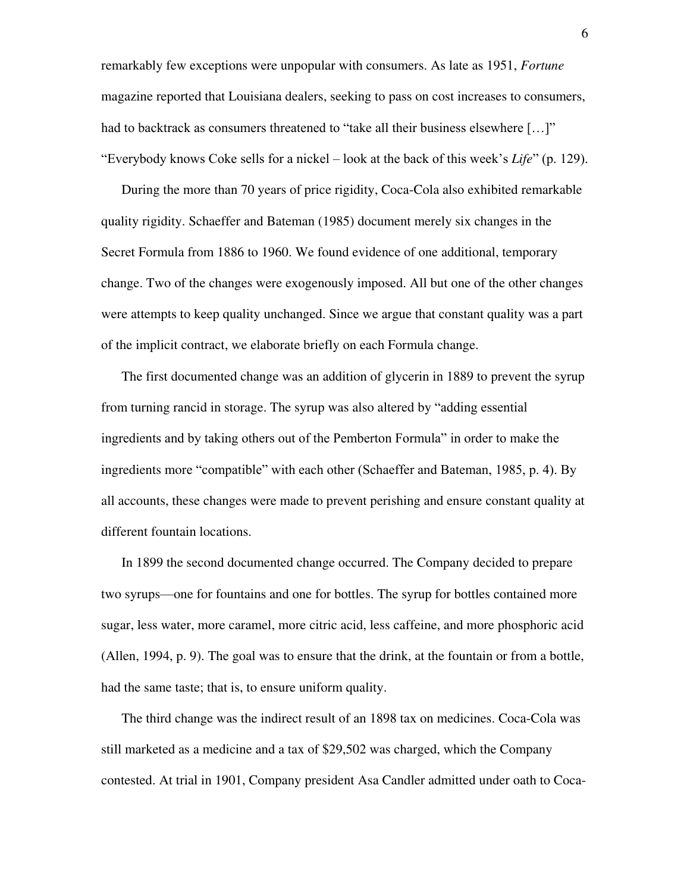remarkably few exceptions were unpopular with consumers. As late as 1951, *Fortune* magazine reported that Louisiana dealers, seeking to pass on cost increases to consumers, had to backtrack as consumers threatened to "take all their business elsewhere […]" "Everybody knows Coke sells for a nickel – look at the back of this week's *Life*" (p. 129).

During the more than 70 years of price rigidity, Coca-Cola also exhibited remarkable quality rigidity. Schaeffer and Bateman (1985) document merely six changes in the Secret Formula from 1886 to 1960. We found evidence of one additional, temporary change. Two of the changes were exogenously imposed. All but one of the other changes were attempts to keep quality unchanged. Since we argue that constant quality was a part of the implicit contract, we elaborate briefly on each Formula change.

The first documented change was an addition of glycerin in 1889 to prevent the syrup from turning rancid in storage. The syrup was also altered by "adding essential ingredients and by taking others out of the Pemberton Formula" in order to make the ingredients more "compatible" with each other (Schaeffer and Bateman, 1985, p. 4). By all accounts, these changes were made to prevent perishing and ensure constant quality at different fountain locations.

In 1899 the second documented change occurred. The Company decided to prepare two syrups—one for fountains and one for bottles. The syrup for bottles contained more sugar, less water, more caramel, more citric acid, less caffeine, and more phosphoric acid (Allen, 1994, p. 9). The goal was to ensure that the drink, at the fountain or from a bottle, had the same taste; that is, to ensure uniform quality.

The third change was the indirect result of an 1898 tax on medicines. Coca-Cola was still marketed as a medicine and a tax of $29,502 was charged, which the Company contested. At trial in 1901, Company president Asa Candler admitted under oath to Coca-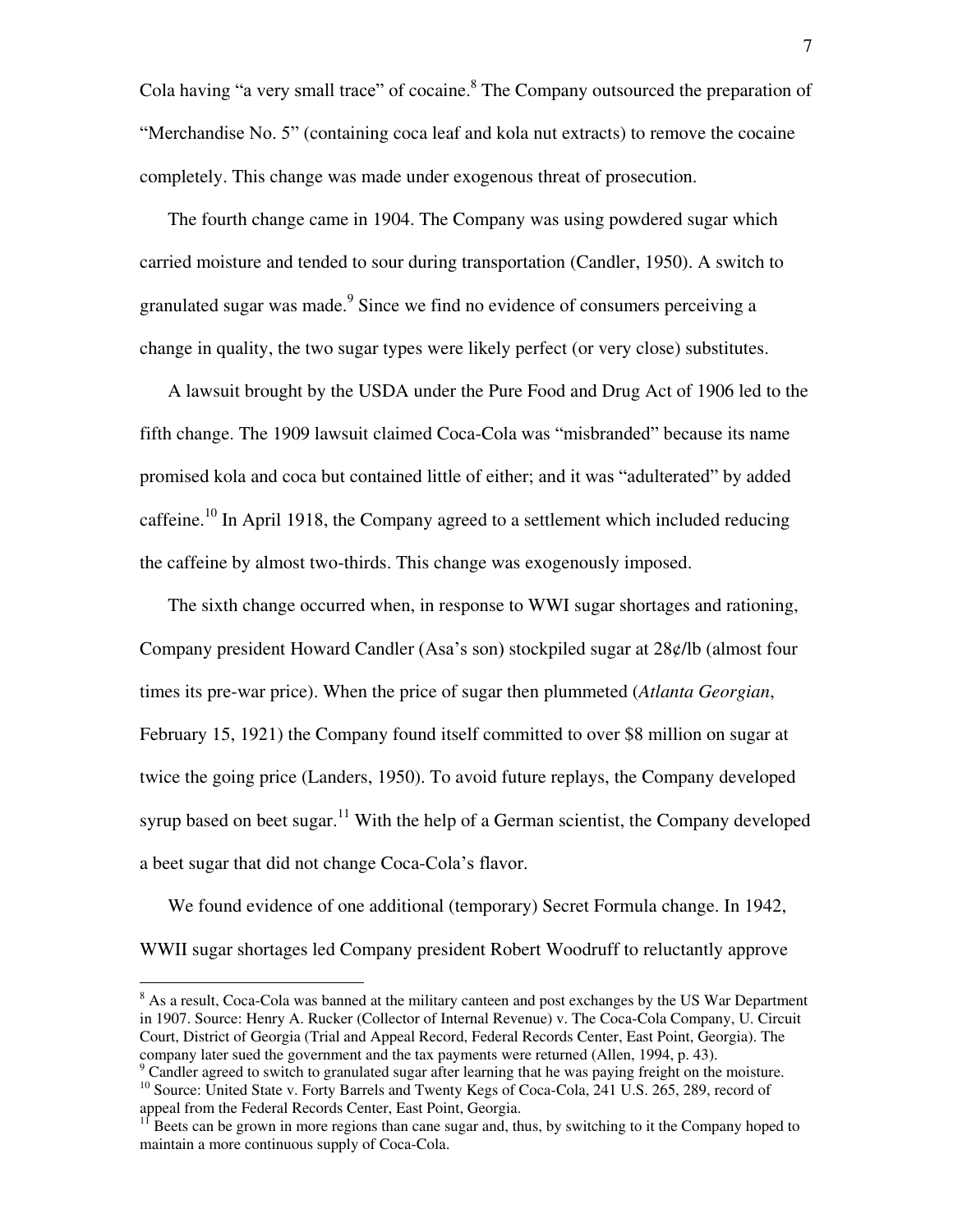Cola having "a very small trace" of cocaine.[8] The Company outsourced the preparation of "Merchandise No. 5" (containing coca leaf and kola nut extracts) to remove the cocaine completely. This change was made under exogenous threat of prosecution.

The fourth change came in 1904. The Company was using powdered sugar which carried moisture and tended to sour during transportation (Candler, 1950). A switch to granulated sugar was made.[9] Since we find no evidence of consumers perceiving a change in quality, the two sugar types were likely perfect (or very close) substitutes.

A lawsuit brought by the USDA under the Pure Food and Drug Act of 1906 led to the fifth change. The 1909 lawsuit claimed Coca-Cola was "misbranded" because its name promised kola and coca but contained little of either; and it was "adulterated" by added caffeine.[10] In April 1918, the Company agreed to a settlement which included reducing the caffeine by almost two-thirds. This change was exogenously imposed.

The sixth change occurred when, in response to WWI sugar shortages and rationing, Company president Howard Candler (Asa's son) stockpiled sugar at 28¢/lb (almost four times its pre-war price). When the price of sugar then plummeted (*Atlanta Georgian*, February 15, 1921) the Company found itself committed to over \$8 million on sugar at twice the going price (Landers, 1950). To avoid future replays, the Company developed syrup based on beet sugar.[11] With the help of a German scientist, the Company developed a beet sugar that did not change Coca-Cola's flavor.

We found evidence of one additional (temporary) Secret Formula change. In 1942, WWII sugar shortages led Company president Robert Woodruff to reluctantly approve

---

[8] As a result, Coca-Cola was banned at the military canteen and post exchanges by the US War Department in 1907. Source: Henry A. Rucker (Collector of Internal Revenue) v. The Coca-Cola Company, U. Circuit Court, District of Georgia (Trial and Appeal Record, Federal Records Center, East Point, Georgia). The company later sued the government and the tax payments were returned (Allen, 1994, p. 43).

[9] Candler agreed to switch to granulated sugar after learning that he was paying freight on the moisture.

[10] Source: United State v. Forty Barrels and Twenty Kegs of Coca-Cola, 241 U.S. 265, 289, record of appeal from the Federal Records Center, East Point, Georgia.

[11] Beets can be grown in more regions than cane sugar and, thus, by switching to it the Company hoped to maintain a more continuous supply of Coca-Cola.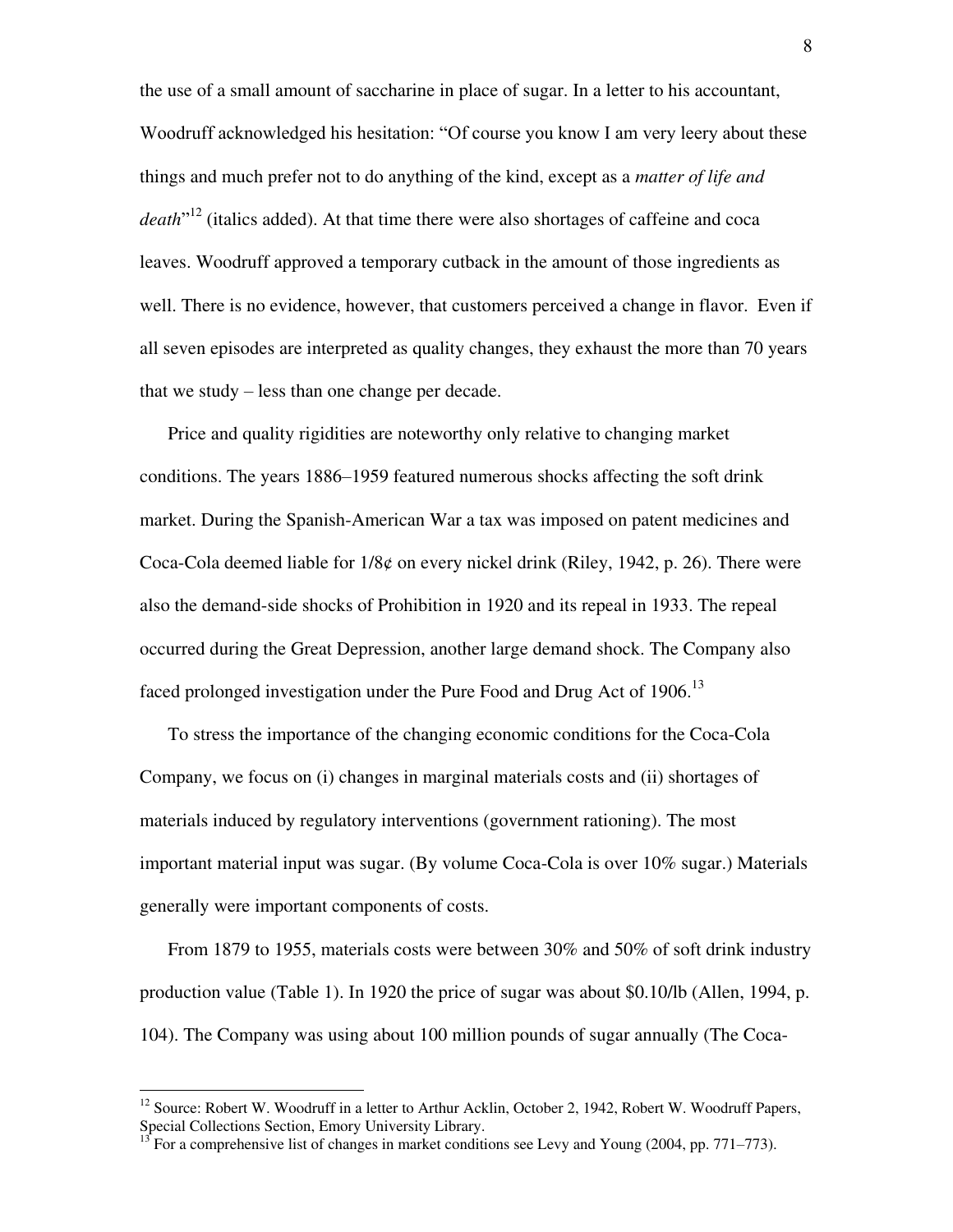the use of a small amount of saccharine in place of sugar. In a letter to his accountant, Woodruff acknowledged his hesitation: "Of course you know I am very leery about these things and much prefer not to do anything of the kind, except as a *matter of life and death*"[12] (italics added). At that time there were also shortages of caffeine and coca leaves. Woodruff approved a temporary cutback in the amount of those ingredients as well. There is no evidence, however, that customers perceived a change in flavor. Even if all seven episodes are interpreted as quality changes, they exhaust the more than 70 years that we study – less than one change per decade.

Price and quality rigidities are noteworthy only relative to changing market conditions. The years 1886–1959 featured numerous shocks affecting the soft drink market. During the Spanish-American War a tax was imposed on patent medicines and Coca-Cola deemed liable for 1/8¢ on every nickel drink (Riley, 1942, p. 26). There were also the demand-side shocks of Prohibition in 1920 and its repeal in 1933. The repeal occurred during the Great Depression, another large demand shock. The Company also faced prolonged investigation under the Pure Food and Drug Act of 1906.[13]

To stress the importance of the changing economic conditions for the Coca-Cola Company, we focus on (i) changes in marginal materials costs and (ii) shortages of materials induced by regulatory interventions (government rationing). The most important material input was sugar. (By volume Coca-Cola is over 10% sugar.) Materials generally were important components of costs.

From 1879 to 1955, materials costs were between 30% and 50% of soft drink industry production value (Table 1). In 1920 the price of sugar was about $0.10/lb (Allen, 1994, p. 104). The Company was using about 100 million pounds of sugar annually (The Coca-

---

[12] Source: Robert W. Woodruff in a letter to Arthur Acklin, October 2, 1942, Robert W. Woodruff Papers, Special Collections Section, Emory University Library.

[13] For a comprehensive list of changes in market conditions see Levy and Young (2004, pp. 771–773).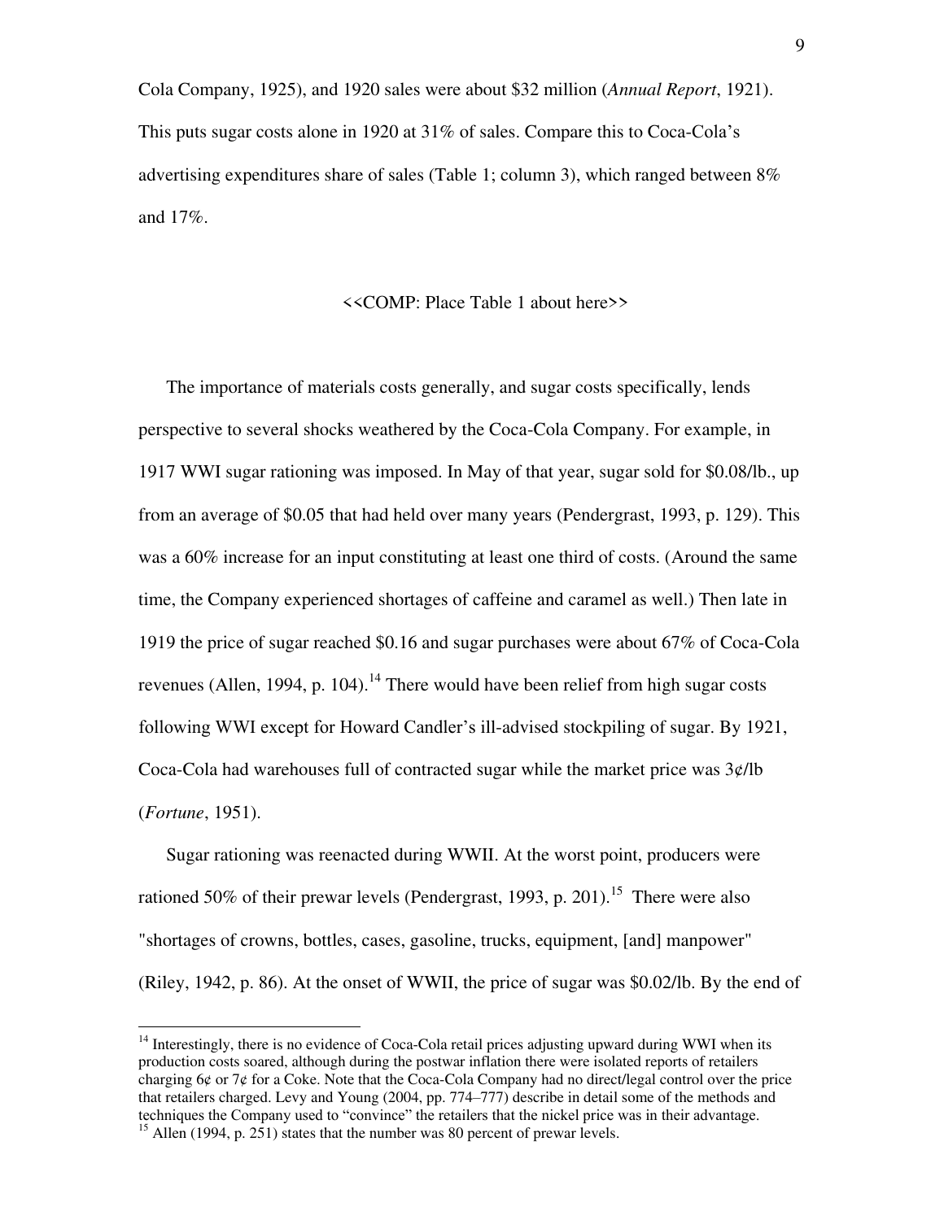Cola Company, 1925), and 1920 sales were about \$32 million (*Annual Report*, 1921). This puts sugar costs alone in 1920 at 31% of sales. Compare this to Coca-Cola's advertising expenditures share of sales (Table 1; column 3), which ranged between 8% and 17%.

<<COMP: Place Table 1 about here>>

The importance of materials costs generally, and sugar costs specifically, lends perspective to several shocks weathered by the Coca-Cola Company. For example, in 1917 WWI sugar rationing was imposed. In May of that year, sugar sold for \$0.08/lb., up from an average of \$0.05 that had held over many years (Pendergrast, 1993, p. 129). This was a 60% increase for an input constituting at least one third of costs. (Around the same time, the Company experienced shortages of caffeine and caramel as well.) Then late in 1919 the price of sugar reached \$0.16 and sugar purchases were about 67% of Coca-Cola revenues (Allen, 1994, p. 104).[14] There would have been relief from high sugar costs following WWI except for Howard Candler's ill-advised stockpiling of sugar. By 1921, Coca-Cola had warehouses full of contracted sugar while the market price was 3¢/lb (*Fortune*, 1951).

Sugar rationing was reenacted during WWII. At the worst point, producers were rationed 50% of their prewar levels (Pendergrast, 1993, p. 201).[15] There were also "shortages of crowns, bottles, cases, gasoline, trucks, equipment, [and] manpower" (Riley, 1942, p. 86). At the onset of WWII, the price of sugar was \$0.02/lb. By the end of

---

[14] Interestingly, there is no evidence of Coca-Cola retail prices adjusting upward during WWI when its production costs soared, although during the postwar inflation there were isolated reports of retailers charging 6¢ or 7¢ for a Coke. Note that the Coca-Cola Company had no direct/legal control over the price that retailers charged. Levy and Young (2004, pp. 774–777) describe in detail some of the methods and techniques the Company used to "convince" the retailers that the nickel price was in their advantage.

[15] Allen (1994, p. 251) states that the number was 80 percent of prewar levels.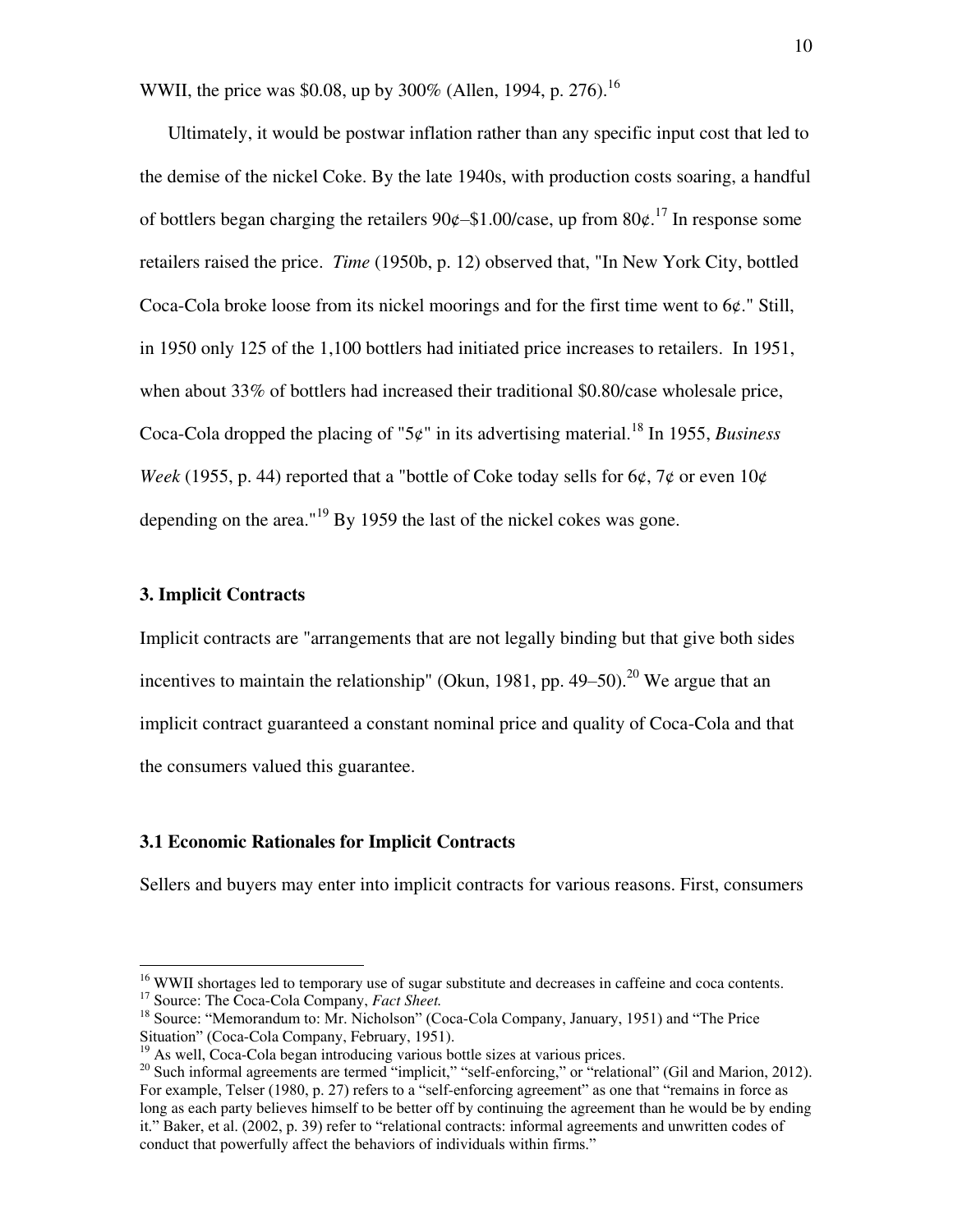WWII, the price was \$0.08, up by 300% (Allen, 1994, p. 276).[16]

Ultimately, it would be postwar inflation rather than any specific input cost that led to the demise of the nickel Coke. By the late 1940s, with production costs soaring, a handful of bottlers began charging the retailers 90¢–\$1.00/case, up from 80¢.[17] In response some retailers raised the price. *Time* (1950b, p. 12) observed that, "In New York City, bottled Coca-Cola broke loose from its nickel moorings and for the first time went to 6¢." Still, in 1950 only 125 of the 1,100 bottlers had initiated price increases to retailers. In 1951, when about 33% of bottlers had increased their traditional \$0.80/case wholesale price, Coca-Cola dropped the placing of "5¢" in its advertising material.[18] In 1955, *Business Week* (1955, p. 44) reported that a "bottle of Coke today sells for 6¢, 7¢ or even 10¢ depending on the area."[19] By 1959 the last of the nickel cokes was gone.

## 3. Implicit Contracts

Implicit contracts are "arrangements that are not legally binding but that give both sides incentives to maintain the relationship" (Okun, 1981, pp. 49–50).[20] We argue that an implicit contract guaranteed a constant nominal price and quality of Coca-Cola and that the consumers valued this guarantee.

### 3.1 Economic Rationales for Implicit Contracts

Sellers and buyers may enter into implicit contracts for various reasons. First, consumers

---

[16] WWII shortages led to temporary use of sugar substitute and decreases in caffeine and coca contents.

[17] Source: The Coca-Cola Company, *Fact Sheet.*

[18] Source: "Memorandum to: Mr. Nicholson" (Coca-Cola Company, January, 1951) and "The Price Situation" (Coca-Cola Company, February, 1951).

[19] As well, Coca-Cola began introducing various bottle sizes at various prices.

[20] Such informal agreements are termed "implicit," "self-enforcing," or "relational" (Gil and Marion, 2012). For example, Telser (1980, p. 27) refers to a "self-enforcing agreement" as one that "remains in force as long as each party believes himself to be better off by continuing the agreement than he would be by ending it." Baker, et al. (2002, p. 39) refer to "relational contracts: informal agreements and unwritten codes of conduct that powerfully affect the behaviors of individuals within firms."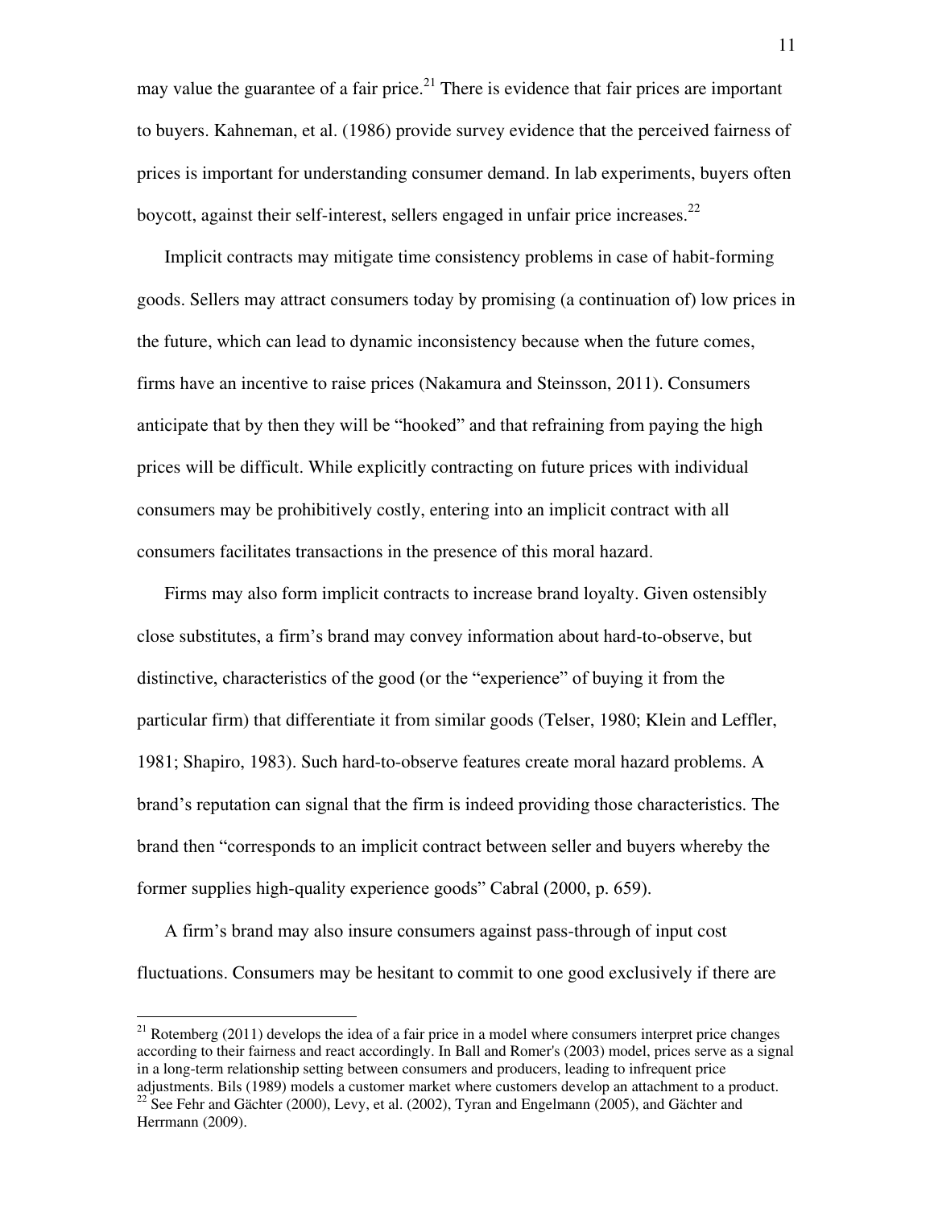may value the guarantee of a fair price.[21] There is evidence that fair prices are important to buyers. Kahneman, et al. (1986) provide survey evidence that the perceived fairness of prices is important for understanding consumer demand. In lab experiments, buyers often boycott, against their self-interest, sellers engaged in unfair price increases.[22]

Implicit contracts may mitigate time consistency problems in case of habit-forming goods. Sellers may attract consumers today by promising (a continuation of) low prices in the future, which can lead to dynamic inconsistency because when the future comes, firms have an incentive to raise prices (Nakamura and Steinsson, 2011). Consumers anticipate that by then they will be "hooked" and that refraining from paying the high prices will be difficult. While explicitly contracting on future prices with individual consumers may be prohibitively costly, entering into an implicit contract with all consumers facilitates transactions in the presence of this moral hazard.

Firms may also form implicit contracts to increase brand loyalty. Given ostensibly close substitutes, a firm's brand may convey information about hard-to-observe, but distinctive, characteristics of the good (or the "experience" of buying it from the particular firm) that differentiate it from similar goods (Telser, 1980; Klein and Leffler, 1981; Shapiro, 1983). Such hard-to-observe features create moral hazard problems. A brand's reputation can signal that the firm is indeed providing those characteristics. The brand then "corresponds to an implicit contract between seller and buyers whereby the former supplies high-quality experience goods" Cabral (2000, p. 659).

A firm's brand may also insure consumers against pass-through of input cost fluctuations. Consumers may be hesitant to commit to one good exclusively if there are

[21] Rotemberg (2011) develops the idea of a fair price in a model where consumers interpret price changes according to their fairness and react accordingly. In Ball and Romer's (2003) model, prices serve as a signal in a long-term relationship setting between consumers and producers, leading to infrequent price adjustments. Bils (1989) models a customer market where customers develop an attachment to a product.

[22] See Fehr and Gächter (2000), Levy, et al. (2002), Tyran and Engelmann (2005), and Gächter and Herrmann (2009).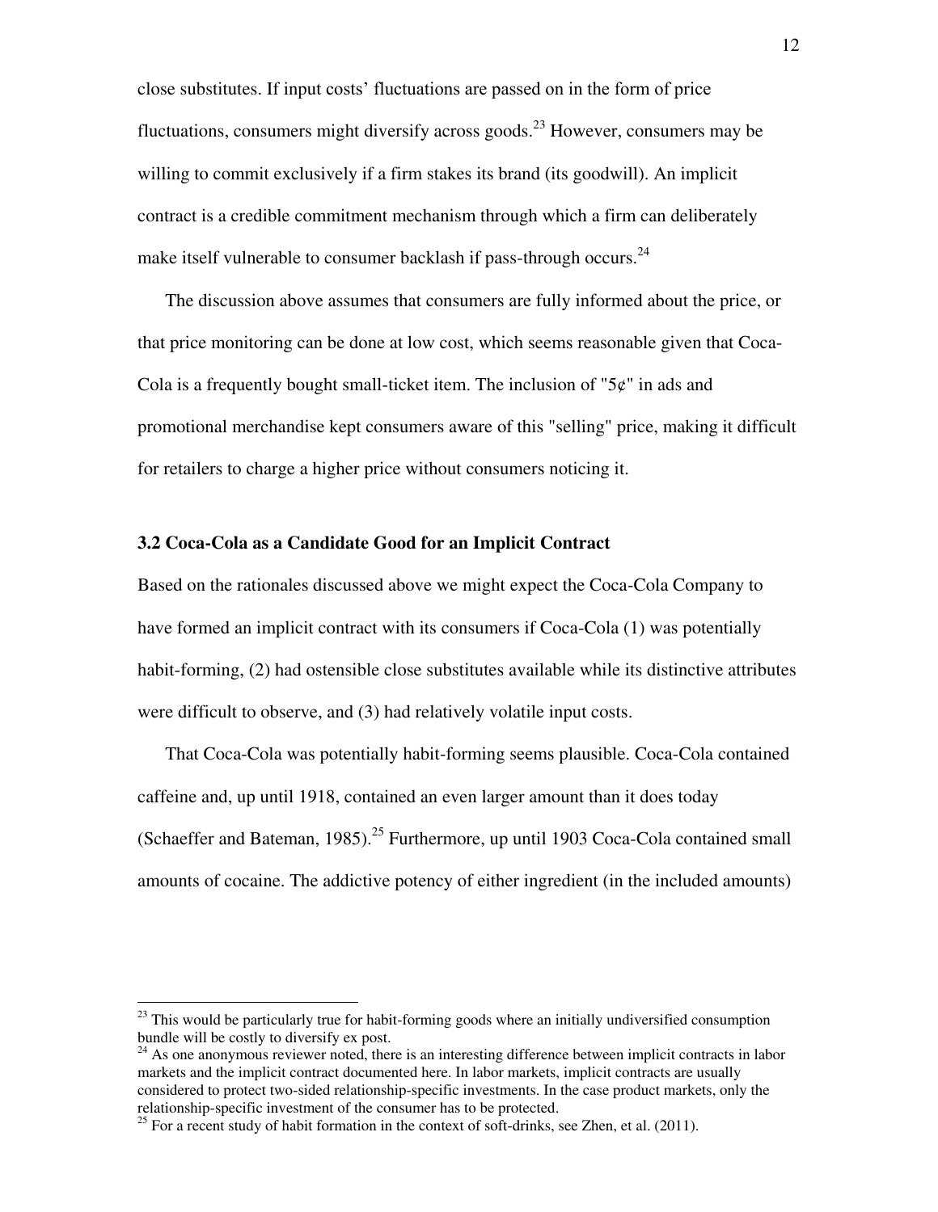close substitutes. If input costs' fluctuations are passed on in the form of price fluctuations, consumers might diversify across goods.[23] However, consumers may be willing to commit exclusively if a firm stakes its brand (its goodwill). An implicit contract is a credible commitment mechanism through which a firm can deliberately make itself vulnerable to consumer backlash if pass-through occurs.[24]

The discussion above assumes that consumers are fully informed about the price, or that price monitoring can be done at low cost, which seems reasonable given that Coca-Cola is a frequently bought small-ticket item. The inclusion of "5¢" in ads and promotional merchandise kept consumers aware of this "selling" price, making it difficult for retailers to charge a higher price without consumers noticing it.

### 3.2 Coca-Cola as a Candidate Good for an Implicit Contract

Based on the rationales discussed above we might expect the Coca-Cola Company to have formed an implicit contract with its consumers if Coca-Cola (1) was potentially habit-forming, (2) had ostensible close substitutes available while its distinctive attributes were difficult to observe, and (3) had relatively volatile input costs.

That Coca-Cola was potentially habit-forming seems plausible. Coca-Cola contained caffeine and, up until 1918, contained an even larger amount than it does today (Schaeffer and Bateman, 1985).[25] Furthermore, up until 1903 Coca-Cola contained small amounts of cocaine. The addictive potency of either ingredient (in the included amounts)

---

[23] This would be particularly true for habit-forming goods where an initially undiversified consumption bundle will be costly to diversify ex post.

[24] As one anonymous reviewer noted, there is an interesting difference between implicit contracts in labor markets and the implicit contract documented here. In labor markets, implicit contracts are usually considered to protect two-sided relationship-specific investments. In the case product markets, only the relationship-specific investment of the consumer has to be protected.

[25] For a recent study of habit formation in the context of soft-drinks, see Zhen, et al. (2011).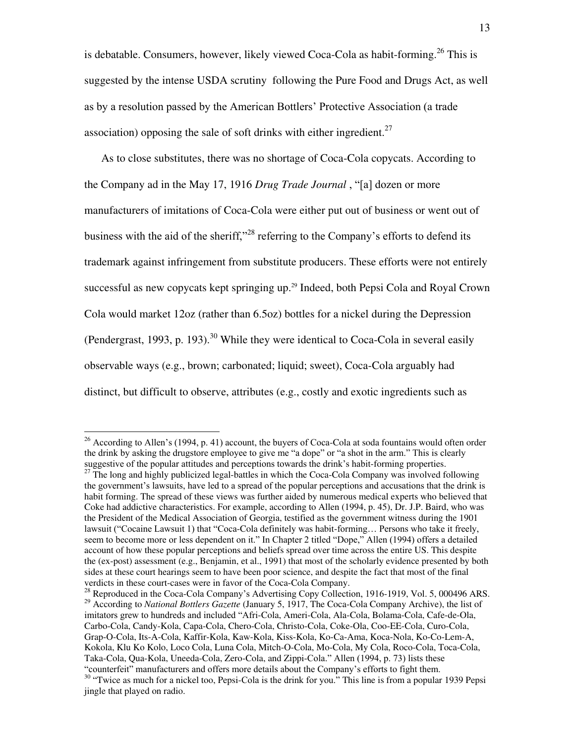is debatable. Consumers, however, likely viewed Coca-Cola as habit-forming.[26] This is suggested by the intense USDA scrutiny following the Pure Food and Drugs Act, as well as by a resolution passed by the American Bottlers' Protective Association (a trade association) opposing the sale of soft drinks with either ingredient.[27]

As to close substitutes, there was no shortage of Coca-Cola copycats. According to the Company ad in the May 17, 1916 *Drug Trade Journal* , "[a] dozen or more manufacturers of imitations of Coca-Cola were either put out of business or went out of business with the aid of the sheriff,"[28] referring to the Company's efforts to defend its trademark against infringement from substitute producers. These efforts were not entirely successful as new copycats kept springing up.[29] Indeed, both Pepsi Cola and Royal Crown Cola would market 12oz (rather than 6.5oz) bottles for a nickel during the Depression (Pendergrast, 1993, p. 193).[30] While they were identical to Coca-Cola in several easily observable ways (e.g., brown; carbonated; liquid; sweet), Coca-Cola arguably had distinct, but difficult to observe, attributes (e.g., costly and exotic ingredients such as

---

[26] According to Allen's (1994, p. 41) account, the buyers of Coca-Cola at soda fountains would often order the drink by asking the drugstore employee to give me "a dope" or "a shot in the arm." This is clearly suggestive of the popular attitudes and perceptions towards the drink's habit-forming properties.

[27] The long and highly publicized legal-battles in which the Coca-Cola Company was involved following the government's lawsuits, have led to a spread of the popular perceptions and accusations that the drink is habit forming. The spread of these views was further aided by numerous medical experts who believed that Coke had addictive characteristics. For example, according to Allen (1994, p. 45), Dr. J.P. Baird, who was the President of the Medical Association of Georgia, testified as the government witness during the 1901 lawsuit ("Cocaine Lawsuit 1) that "Coca-Cola definitely was habit-forming… Persons who take it freely, seem to become more or less dependent on it." In Chapter 2 titled "Dope," Allen (1994) offers a detailed account of how these popular perceptions and beliefs spread over time across the entire US. This despite the (ex-post) assessment (e.g., Benjamin, et al., 1991) that most of the scholarly evidence presented by both sides at these court hearings seem to have been poor science, and despite the fact that most of the final verdicts in these court-cases were in favor of the Coca-Cola Company.

[28] Reproduced in the Coca-Cola Company's Advertising Copy Collection, 1916-1919, Vol. 5, 000496 ARS.

[29] According to *National Bottlers Gazette* (January 5, 1917, The Coca-Cola Company Archive), the list of imitators grew to hundreds and included "Afri-Cola, Ameri-Cola, Ala-Cola, Bolama-Cola, Cafe-de-Ola, Carbo-Cola, Candy-Kola, Capa-Cola, Chero-Cola, Christo-Cola, Coke-Ola, Coo-EE-Cola, Curo-Cola, Grap-O-Cola, Its-A-Cola, Kaffir-Kola, Kaw-Kola, Kiss-Kola, Ko-Ca-Ama, Koca-Nola, Ko-Co-Lem-A, Kokola, Klu Ko Kolo, Loco Cola, Luna Cola, Mitch-O-Cola, Mo-Cola, My Cola, Roco-Cola, Toca-Cola, Taka-Cola, Qua-Kola, Uneeda-Cola, Zero-Cola, and Zippi-Cola." Allen (1994, p. 73) lists these "counterfeit" manufacturers and offers more details about the Company's efforts to fight them.

[30] "Twice as much for a nickel too, Pepsi-Cola is the drink for you." This line is from a popular 1939 Pepsi jingle that played on radio.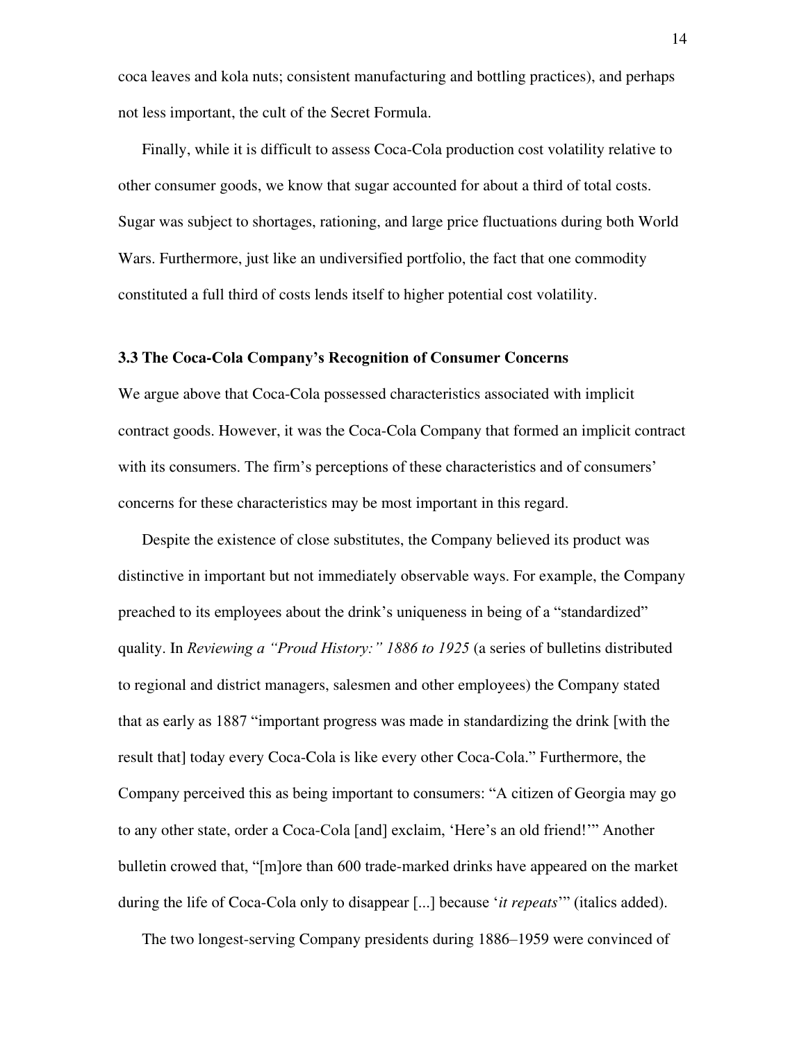coca leaves and kola nuts; consistent manufacturing and bottling practices), and perhaps not less important, the cult of the Secret Formula.

Finally, while it is difficult to assess Coca-Cola production cost volatility relative to other consumer goods, we know that sugar accounted for about a third of total costs. Sugar was subject to shortages, rationing, and large price fluctuations during both World Wars. Furthermore, just like an undiversified portfolio, the fact that one commodity constituted a full third of costs lends itself to higher potential cost volatility.

### 3.3 The Coca-Cola Company's Recognition of Consumer Concerns

We argue above that Coca-Cola possessed characteristics associated with implicit contract goods. However, it was the Coca-Cola Company that formed an implicit contract with its consumers. The firm's perceptions of these characteristics and of consumers' concerns for these characteristics may be most important in this regard.

Despite the existence of close substitutes, the Company believed its product was distinctive in important but not immediately observable ways. For example, the Company preached to its employees about the drink's uniqueness in being of a "standardized" quality. In *Reviewing a "Proud History:" 1886 to 1925* (a series of bulletins distributed to regional and district managers, salesmen and other employees) the Company stated that as early as 1887 "important progress was made in standardizing the drink [with the result that] today every Coca-Cola is like every other Coca-Cola." Furthermore, the Company perceived this as being important to consumers: "A citizen of Georgia may go to any other state, order a Coca-Cola [and] exclaim, 'Here's an old friend!'" Another bulletin crowed that, "[m]ore than 600 trade-marked drinks have appeared on the market during the life of Coca-Cola only to disappear [...] because '*it repeats*'" (italics added).

The two longest-serving Company presidents during 1886–1959 were convinced of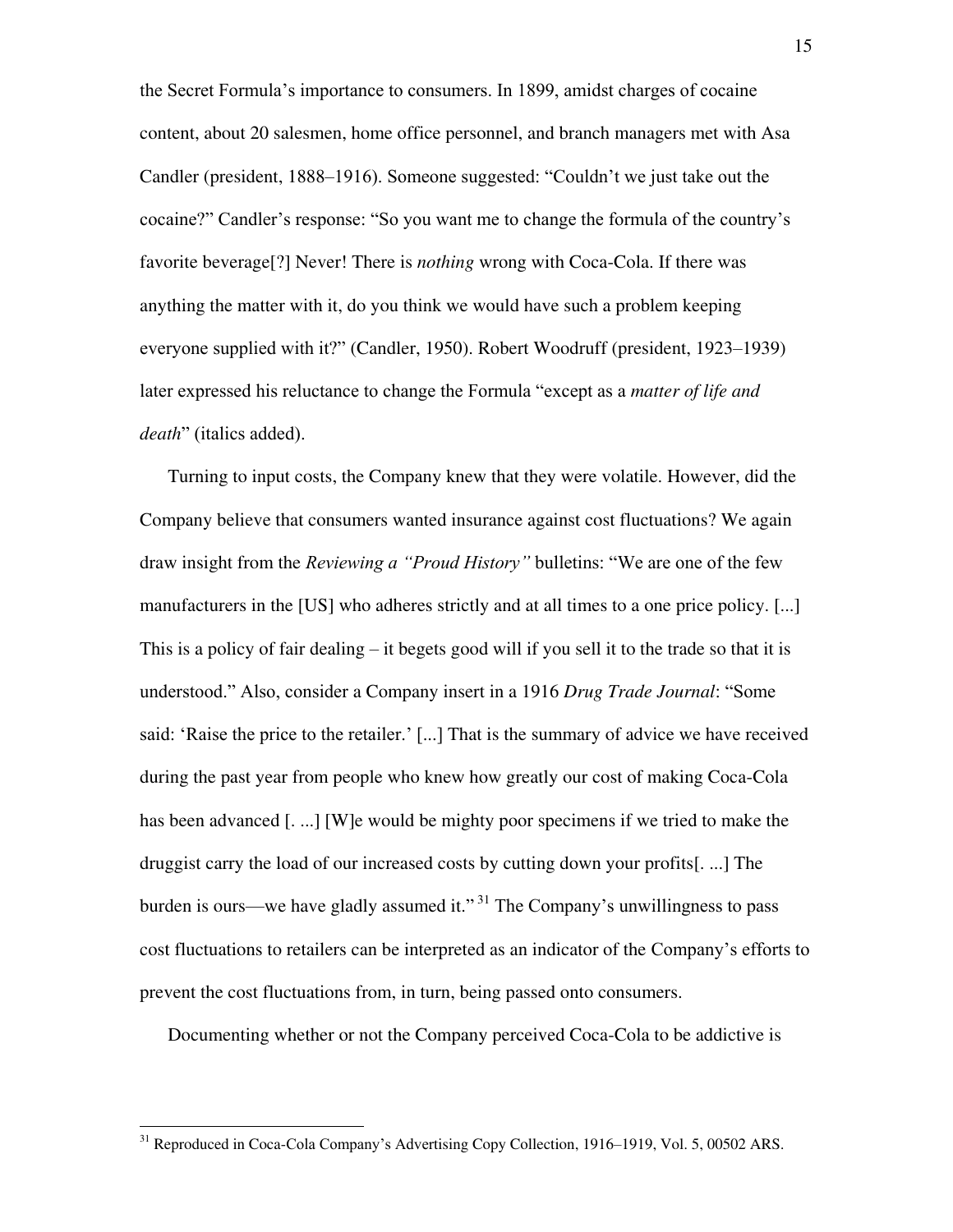the Secret Formula's importance to consumers. In 1899, amidst charges of cocaine content, about 20 salesmen, home office personnel, and branch managers met with Asa Candler (president, 1888–1916). Someone suggested: "Couldn't we just take out the cocaine?" Candler's response: "So you want me to change the formula of the country's favorite beverage[?] Never! There is *nothing* wrong with Coca-Cola. If there was anything the matter with it, do you think we would have such a problem keeping everyone supplied with it?" (Candler, 1950). Robert Woodruff (president, 1923–1939) later expressed his reluctance to change the Formula "except as a *matter of life and death*" (italics added).

Turning to input costs, the Company knew that they were volatile. However, did the Company believe that consumers wanted insurance against cost fluctuations? We again draw insight from the *Reviewing a "Proud History"* bulletins: "We are one of the few manufacturers in the [US] who adheres strictly and at all times to a one price policy. [...] This is a policy of fair dealing – it begets good will if you sell it to the trade so that it is understood." Also, consider a Company insert in a 1916 *Drug Trade Journal*: "Some said: 'Raise the price to the retailer.' [...] That is the summary of advice we have received during the past year from people who knew how greatly our cost of making Coca-Cola has been advanced [. ...] [W]e would be mighty poor specimens if we tried to make the druggist carry the load of our increased costs by cutting down your profits[. ...] The burden is ours—we have gladly assumed it."[31] The Company's unwillingness to pass cost fluctuations to retailers can be interpreted as an indicator of the Company's efforts to prevent the cost fluctuations from, in turn, being passed onto consumers.

Documenting whether or not the Company perceived Coca-Cola to be addictive is

[31] Reproduced in Coca-Cola Company's Advertising Copy Collection, 1916–1919, Vol. 5, 00502 ARS.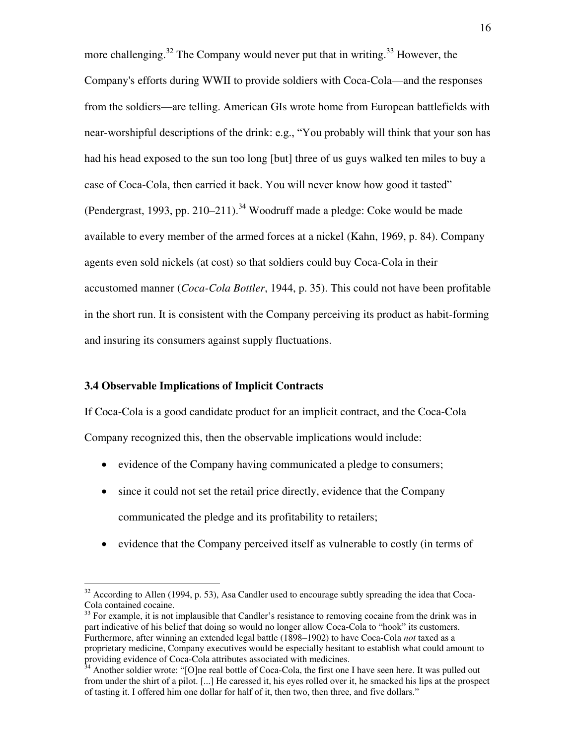more challenging.[32] The Company would never put that in writing.[33] However, the Company's efforts during WWII to provide soldiers with Coca-Cola—and the responses from the soldiers—are telling. American GIs wrote home from European battlefields with near-worshipful descriptions of the drink: e.g., "You probably will think that your son has had his head exposed to the sun too long [but] three of us guys walked ten miles to buy a case of Coca-Cola, then carried it back. You will never know how good it tasted" (Pendergrast, 1993, pp. 210–211).[34] Woodruff made a pledge: Coke would be made available to every member of the armed forces at a nickel (Kahn, 1969, p. 84). Company agents even sold nickels (at cost) so that soldiers could buy Coca-Cola in their accustomed manner (*Coca-Cola Bottler*, 1944, p. 35). This could not have been profitable in the short run. It is consistent with the Company perceiving its product as habit-forming and insuring its consumers against supply fluctuations.

### 3.4 Observable Implications of Implicit Contracts

If Coca-Cola is a good candidate product for an implicit contract, and the Coca-Cola Company recognized this, then the observable implications would include:

- evidence of the Company having communicated a pledge to consumers;
- since it could not set the retail price directly, evidence that the Company communicated the pledge and its profitability to retailers;
- evidence that the Company perceived itself as vulnerable to costly (in terms of

---

[32] According to Allen (1994, p. 53), Asa Candler used to encourage subtly spreading the idea that Coca-Cola contained cocaine.

[33] For example, it is not implausible that Candler's resistance to removing cocaine from the drink was in part indicative of his belief that doing so would no longer allow Coca-Cola to "hook" its customers. Furthermore, after winning an extended legal battle (1898–1902) to have Coca-Cola *not* taxed as a proprietary medicine, Company executives would be especially hesitant to establish what could amount to providing evidence of Coca-Cola attributes associated with medicines.

[34] Another soldier wrote: "[O]ne real bottle of Coca-Cola, the first one I have seen here. It was pulled out from under the shirt of a pilot. [...] He caressed it, his eyes rolled over it, he smacked his lips at the prospect of tasting it. I offered him one dollar for half of it, then two, then three, and five dollars."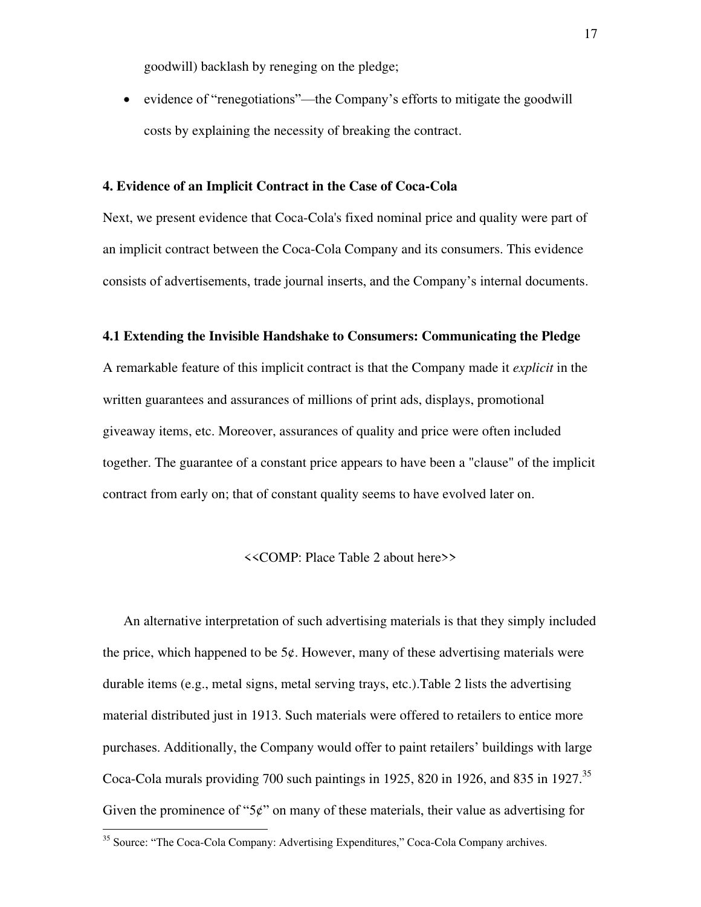goodwill) backlash by reneging on the pledge;

- evidence of "renegotiations"—the Company's efforts to mitigate the goodwill costs by explaining the necessity of breaking the contract.

### 4. Evidence of an Implicit Contract in the Case of Coca-Cola

Next, we present evidence that Coca-Cola's fixed nominal price and quality were part of an implicit contract between the Coca-Cola Company and its consumers. This evidence consists of advertisements, trade journal inserts, and the Company's internal documents.

### 4.1 Extending the Invisible Handshake to Consumers: Communicating the Pledge

A remarkable feature of this implicit contract is that the Company made it *explicit* in the written guarantees and assurances of millions of print ads, displays, promotional giveaway items, etc. Moreover, assurances of quality and price were often included together. The guarantee of a constant price appears to have been a "clause" of the implicit contract from early on; that of constant quality seems to have evolved later on.

<<COMP: Place Table 2 about here>>

An alternative interpretation of such advertising materials is that they simply included the price, which happened to be 5¢. However, many of these advertising materials were durable items (e.g., metal signs, metal serving trays, etc.).Table 2 lists the advertising material distributed just in 1913. Such materials were offered to retailers to entice more purchases. Additionally, the Company would offer to paint retailers' buildings with large Coca-Cola murals providing 700 such paintings in 1925, 820 in 1926, and 835 in 1927.[35] Given the prominence of "5¢" on many of these materials, their value as advertising for

[35] Source: "The Coca-Cola Company: Advertising Expenditures," Coca-Cola Company archives.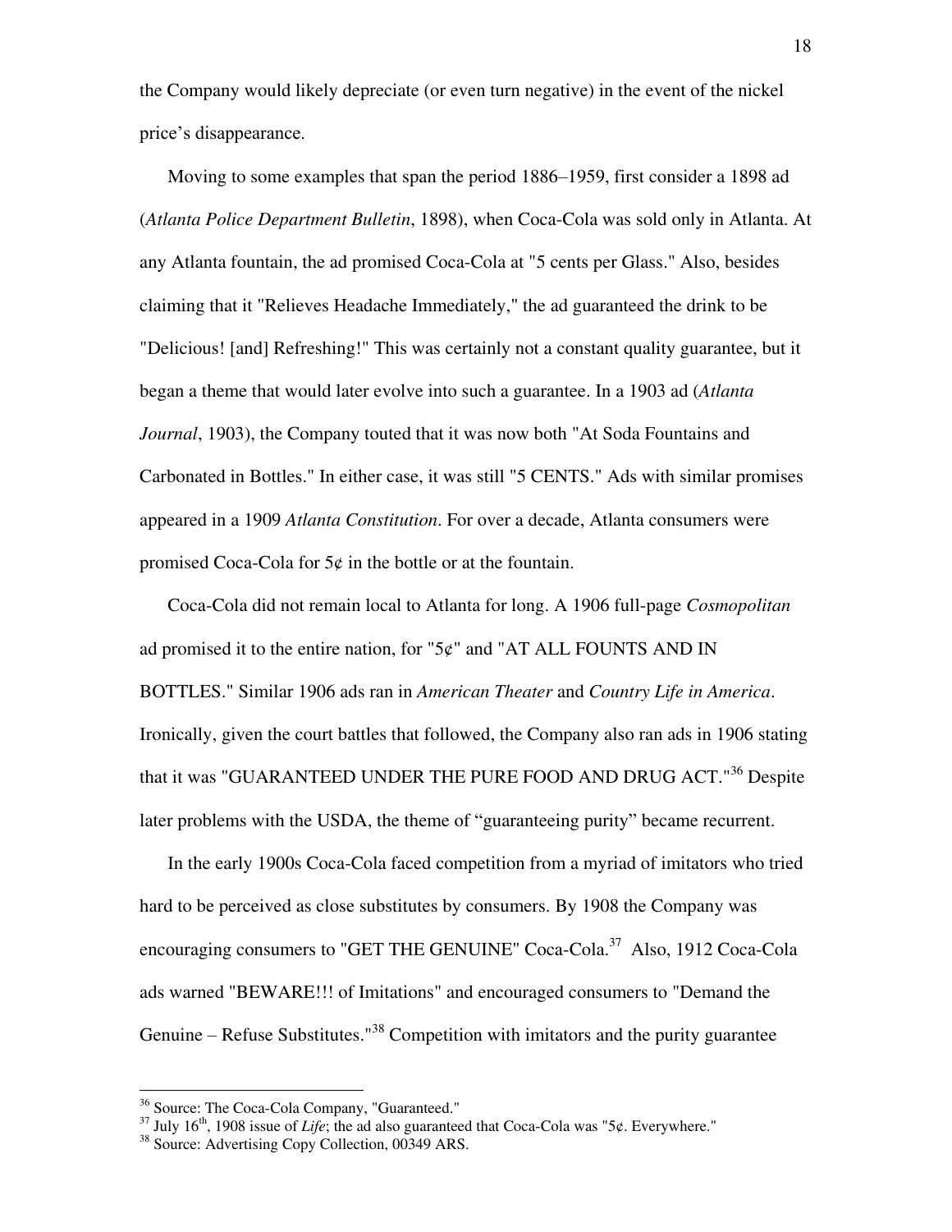the Company would likely depreciate (or even turn negative) in the event of the nickel price's disappearance.

Moving to some examples that span the period 1886–1959, first consider a 1898 ad (*Atlanta Police Department Bulletin*, 1898), when Coca-Cola was sold only in Atlanta. At any Atlanta fountain, the ad promised Coca-Cola at "5 cents per Glass." Also, besides claiming that it "Relieves Headache Immediately," the ad guaranteed the drink to be "Delicious! [and] Refreshing!" This was certainly not a constant quality guarantee, but it began a theme that would later evolve into such a guarantee. In a 1903 ad (*Atlanta Journal*, 1903), the Company touted that it was now both "At Soda Fountains and Carbonated in Bottles." In either case, it was still "5 CENTS." Ads with similar promises appeared in a 1909 *Atlanta Constitution*. For over a decade, Atlanta consumers were promised Coca-Cola for 5¢ in the bottle or at the fountain.

Coca-Cola did not remain local to Atlanta for long. A 1906 full-page *Cosmopolitan* ad promised it to the entire nation, for "5¢" and "AT ALL FOUNTS AND IN BOTTLES." Similar 1906 ads ran in *American Theater* and *Country Life in America*. Ironically, given the court battles that followed, the Company also ran ads in 1906 stating that it was "GUARANTEED UNDER THE PURE FOOD AND DRUG ACT."[36] Despite later problems with the USDA, the theme of "guaranteeing purity" became recurrent.

In the early 1900s Coca-Cola faced competition from a myriad of imitators who tried hard to be perceived as close substitutes by consumers. By 1908 the Company was encouraging consumers to "GET THE GENUINE" Coca-Cola.[37] Also, 1912 Coca-Cola ads warned "BEWARE!!! of Imitations" and encouraged consumers to "Demand the Genuine – Refuse Substitutes."[38] Competition with imitators and the purity guarantee

---

[36] Source: The Coca-Cola Company, "Guaranteed."

[37] July 16th, 1908 issue of *Life*; the ad also guaranteed that Coca-Cola was "5¢. Everywhere."

[38] Source: Advertising Copy Collection, 00349 ARS.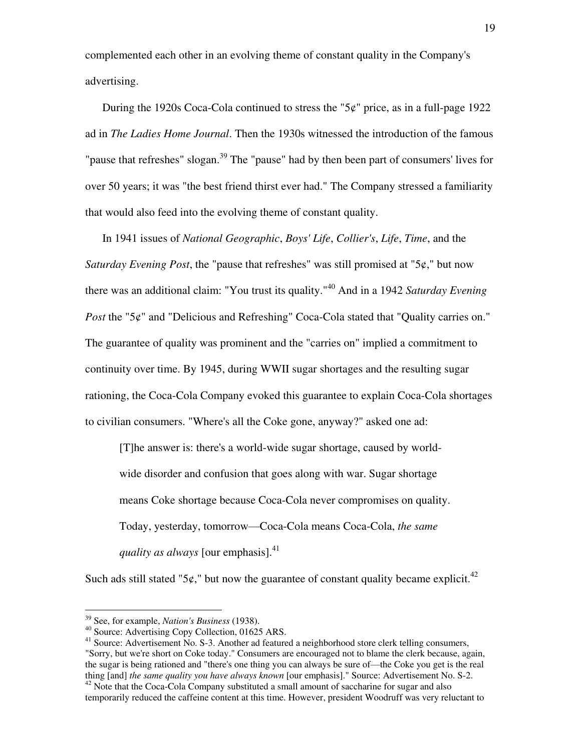complemented each other in an evolving theme of constant quality in the Company's advertising.

During the 1920s Coca-Cola continued to stress the "5¢" price, as in a full-page 1922 ad in *The Ladies Home Journal*. Then the 1930s witnessed the introduction of the famous "pause that refreshes" slogan.[39] The "pause" had by then been part of consumers' lives for over 50 years; it was "the best friend thirst ever had." The Company stressed a familiarity that would also feed into the evolving theme of constant quality.

In 1941 issues of *National Geographic*, *Boys' Life*, *Collier's*, *Life*, *Time*, and the *Saturday Evening Post*, the "pause that refreshes" was still promised at "5¢," but now there was an additional claim: "You trust its quality."[40] And in a 1942 *Saturday Evening Post* the "5¢" and "Delicious and Refreshing" Coca-Cola stated that "Quality carries on." The guarantee of quality was prominent and the "carries on" implied a commitment to continuity over time. By 1945, during WWII sugar shortages and the resulting sugar rationing, the Coca-Cola Company evoked this guarantee to explain Coca-Cola shortages to civilian consumers. "Where's all the Coke gone, anyway?" asked one ad:

> [T]he answer is: there's a world-wide sugar shortage, caused by world-wide disorder and confusion that goes along with war. Sugar shortage means Coke shortage because Coca-Cola never compromises on quality. Today, yesterday, tomorrow—Coca-Cola means Coca-Cola, *the same quality as always* [our emphasis].[41]

Such ads still stated "5¢," but now the guarantee of constant quality became explicit.[42]

---

[39] See, for example, *Nation's Business* (1938).

[40] Source: Advertising Copy Collection, 01625 ARS.

[41] Source: Advertisement No. S-3. Another ad featured a neighborhood store clerk telling consumers, "Sorry, but we're short on Coke today." Consumers are encouraged not to blame the clerk because, again, the sugar is being rationed and "there's one thing you can always be sure of—the Coke you get is the real thing [and] *the same quality you have always known* [our emphasis]." Source: Advertisement No. S-2.

[42] Note that the Coca-Cola Company substituted a small amount of saccharine for sugar and also temporarily reduced the caffeine content at this time. However, president Woodruff was very reluctant to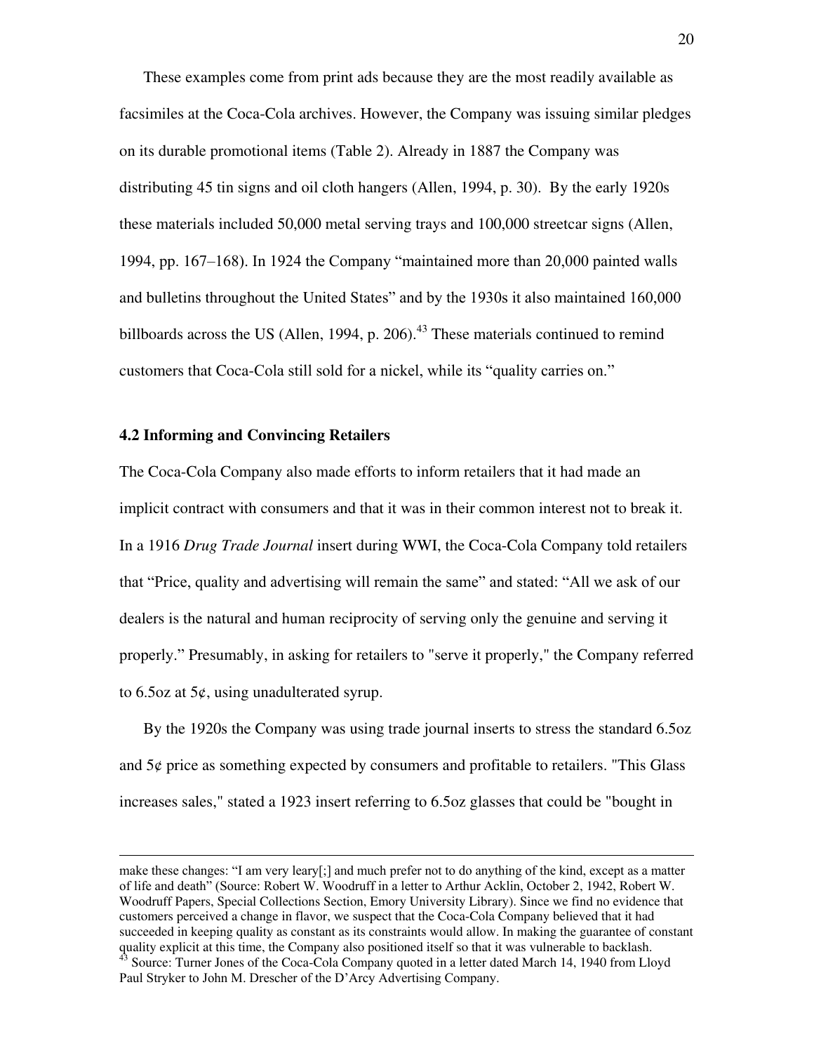These examples come from print ads because they are the most readily available as facsimiles at the Coca-Cola archives. However, the Company was issuing similar pledges on its durable promotional items (Table 2). Already in 1887 the Company was distributing 45 tin signs and oil cloth hangers (Allen, 1994, p. 30). By the early 1920s these materials included 50,000 metal serving trays and 100,000 streetcar signs (Allen, 1994, pp. 167–168). In 1924 the Company "maintained more than 20,000 painted walls and bulletins throughout the United States" and by the 1930s it also maintained 160,000 billboards across the US (Allen, 1994, p. 206).[43] These materials continued to remind customers that Coca-Cola still sold for a nickel, while its "quality carries on."

### 4.2 Informing and Convincing Retailers

The Coca-Cola Company also made efforts to inform retailers that it had made an implicit contract with consumers and that it was in their common interest not to break it. In a 1916 *Drug Trade Journal* insert during WWI, the Coca-Cola Company told retailers that "Price, quality and advertising will remain the same" and stated: "All we ask of our dealers is the natural and human reciprocity of serving only the genuine and serving it properly." Presumably, in asking for retailers to "serve it properly," the Company referred to 6.5oz at 5¢, using unadulterated syrup.

By the 1920s the Company was using trade journal inserts to stress the standard 6.5oz and 5¢ price as something expected by consumers and profitable to retailers. "This Glass increases sales," stated a 1923 insert referring to 6.5oz glasses that could be "bought in

---

make these changes: "I am very leary[;] and much prefer not to do anything of the kind, except as a matter of life and death" (Source: Robert W. Woodruff in a letter to Arthur Acklin, October 2, 1942, Robert W. Woodruff Papers, Special Collections Section, Emory University Library). Since we find no evidence that customers perceived a change in flavor, we suspect that the Coca-Cola Company believed that it had succeeded in keeping quality as constant as its constraints would allow. In making the guarantee of constant quality explicit at this time, the Company also positioned itself so that it was vulnerable to backlash.

[43] Source: Turner Jones of the Coca-Cola Company quoted in a letter dated March 14, 1940 from Lloyd Paul Stryker to John M. Drescher of the D'Arcy Advertising Company.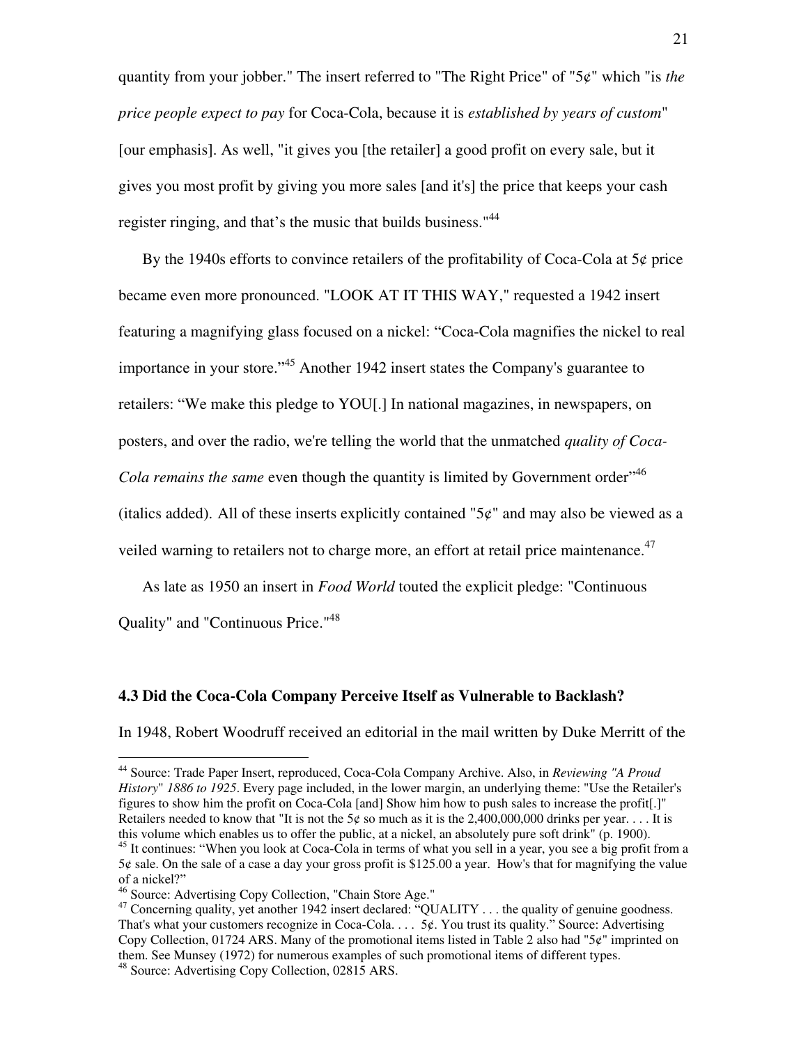quantity from your jobber." The insert referred to "The Right Price" of "5¢" which "is *the price people expect to pay* for Coca-Cola, because it is *established by years of custom*" [our emphasis]. As well, "it gives you [the retailer] a good profit on every sale, but it gives you most profit by giving you more sales [and it's] the price that keeps your cash register ringing, and that's the music that builds business."[44]

By the 1940s efforts to convince retailers of the profitability of Coca-Cola at 5¢ price became even more pronounced. "LOOK AT IT THIS WAY," requested a 1942 insert featuring a magnifying glass focused on a nickel: "Coca-Cola magnifies the nickel to real importance in your store."[45] Another 1942 insert states the Company's guarantee to retailers: "We make this pledge to YOU[.] In national magazines, in newspapers, on posters, and over the radio, we're telling the world that the unmatched *quality of Coca-Cola remains the same* even though the quantity is limited by Government order"[46] (italics added). All of these inserts explicitly contained "5¢" and may also be viewed as a veiled warning to retailers not to charge more, an effort at retail price maintenance.[47]

As late as 1950 an insert in *Food World* touted the explicit pledge: "Continuous Quality" and "Continuous Price."[48]

### 4.3 Did the Coca-Cola Company Perceive Itself as Vulnerable to Backlash?

In 1948, Robert Woodruff received an editorial in the mail written by Duke Merritt of the

---

[44] Source: Trade Paper Insert, reproduced, Coca-Cola Company Archive. Also, in *Reviewing "A Proud History" 1886 to 1925*. Every page included, in the lower margin, an underlying theme: "Use the Retailer's figures to show him the profit on Coca-Cola [and] Show him how to push sales to increase the profit[.]" Retailers needed to know that "It is not the 5¢ so much as it is the 2,400,000,000 drinks per year. . . . It is this volume which enables us to offer the public, at a nickel, an absolutely pure soft drink" (p. 1900).

[45] It continues: "When you look at Coca-Cola in terms of what you sell in a year, you see a big profit from a 5¢ sale. On the sale of a case a day your gross profit is $125.00 a year. How's that for magnifying the value of a nickel?"

[46] Source: Advertising Copy Collection, "Chain Store Age."

[47] Concerning quality, yet another 1942 insert declared: "QUALITY . . . the quality of genuine goodness. That's what your customers recognize in Coca-Cola. . . . 5¢. You trust its quality." Source: Advertising Copy Collection, 01724 ARS. Many of the promotional items listed in Table 2 also had "5¢" imprinted on them. See Munsey (1972) for numerous examples of such promotional items of different types.

[48] Source: Advertising Copy Collection, 02815 ARS.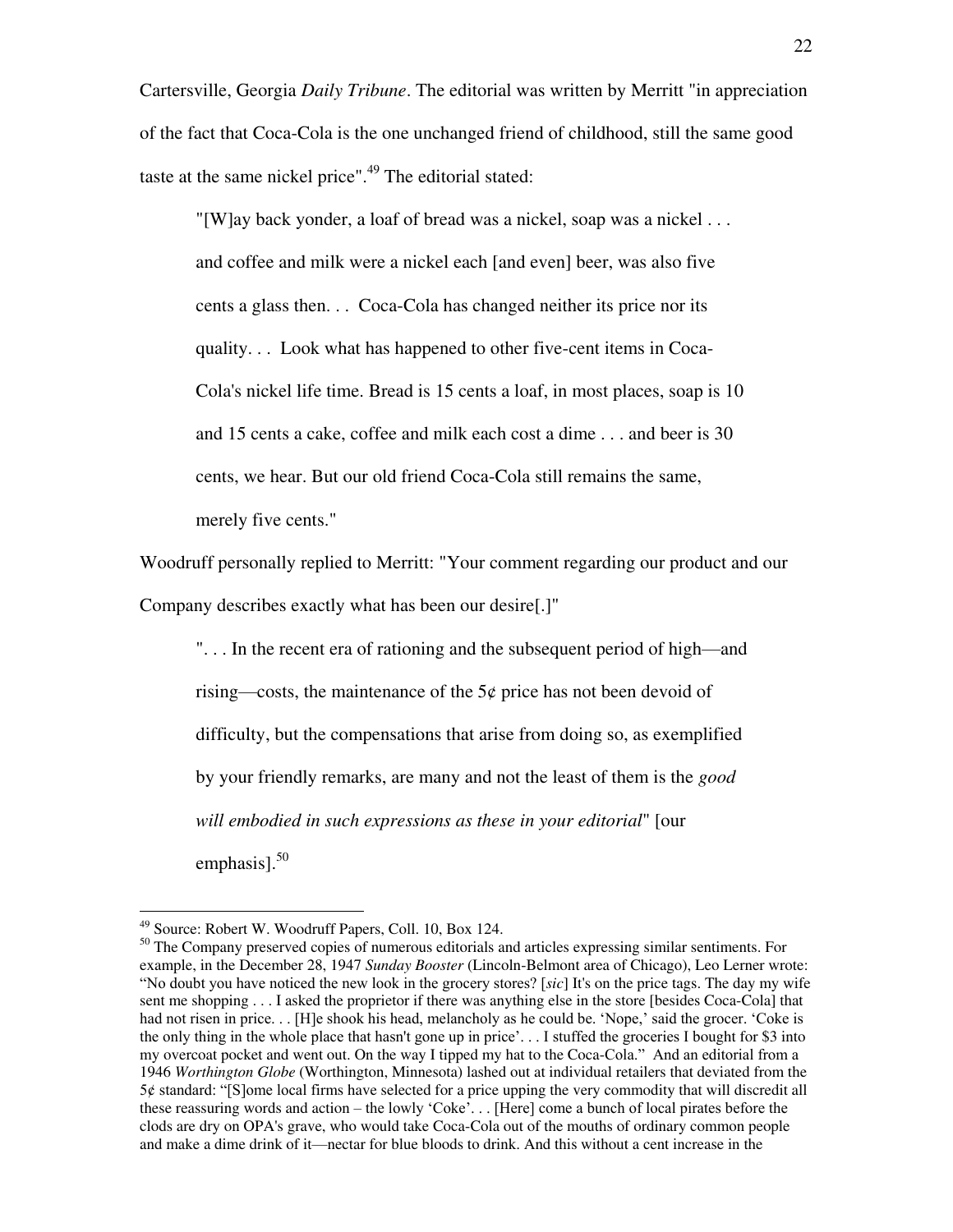Cartersville, Georgia *Daily Tribune*. The editorial was written by Merritt "in appreciation of the fact that Coca-Cola is the one unchanged friend of childhood, still the same good taste at the same nickel price".[49] The editorial stated:

> "[W]ay back yonder, a loaf of bread was a nickel, soap was a nickel . . . and coffee and milk were a nickel each [and even] beer, was also five cents a glass then. . . Coca-Cola has changed neither its price nor its quality. . . Look what has happened to other five-cent items in Coca-Cola's nickel life time. Bread is 15 cents a loaf, in most places, soap is 10 and 15 cents a cake, coffee and milk each cost a dime . . . and beer is 30 cents, we hear. But our old friend Coca-Cola still remains the same, merely five cents."

Woodruff personally replied to Merritt: "Your comment regarding our product and our Company describes exactly what has been our desire[.]"

> ". . . In the recent era of rationing and the subsequent period of high—and rising—costs, the maintenance of the 5¢ price has not been devoid of difficulty, but the compensations that arise from doing so, as exemplified by your friendly remarks, are many and not the least of them is the *good will embodied in such expressions as these in your editorial*" [our emphasis].[50]

---

[49] Source: Robert W. Woodruff Papers, Coll. 10, Box 124.

[50] The Company preserved copies of numerous editorials and articles expressing similar sentiments. For example, in the December 28, 1947 *Sunday Booster* (Lincoln-Belmont area of Chicago), Leo Lerner wrote: "No doubt you have noticed the new look in the grocery stores? [*sic*] It's on the price tags. The day my wife sent me shopping . . . I asked the proprietor if there was anything else in the store [besides Coca-Cola] that had not risen in price. . . [H]e shook his head, melancholy as he could be. 'Nope,' said the grocer. 'Coke is the only thing in the whole place that hasn't gone up in price'. . . I stuffed the groceries I bought for $3 into my overcoat pocket and went out. On the way I tipped my hat to the Coca-Cola." And an editorial from a 1946 *Worthington Globe* (Worthington, Minnesota) lashed out at individual retailers that deviated from the 5¢ standard: "[S]ome local firms have selected for a price upping the very commodity that will discredit all these reassuring words and action – the lowly 'Coke'. . . [Here] come a bunch of local pirates before the clods are dry on OPA's grave, who would take Coca-Cola out of the mouths of ordinary common people and make a dime drink of it—nectar for blue bloods to drink. And this without a cent increase in the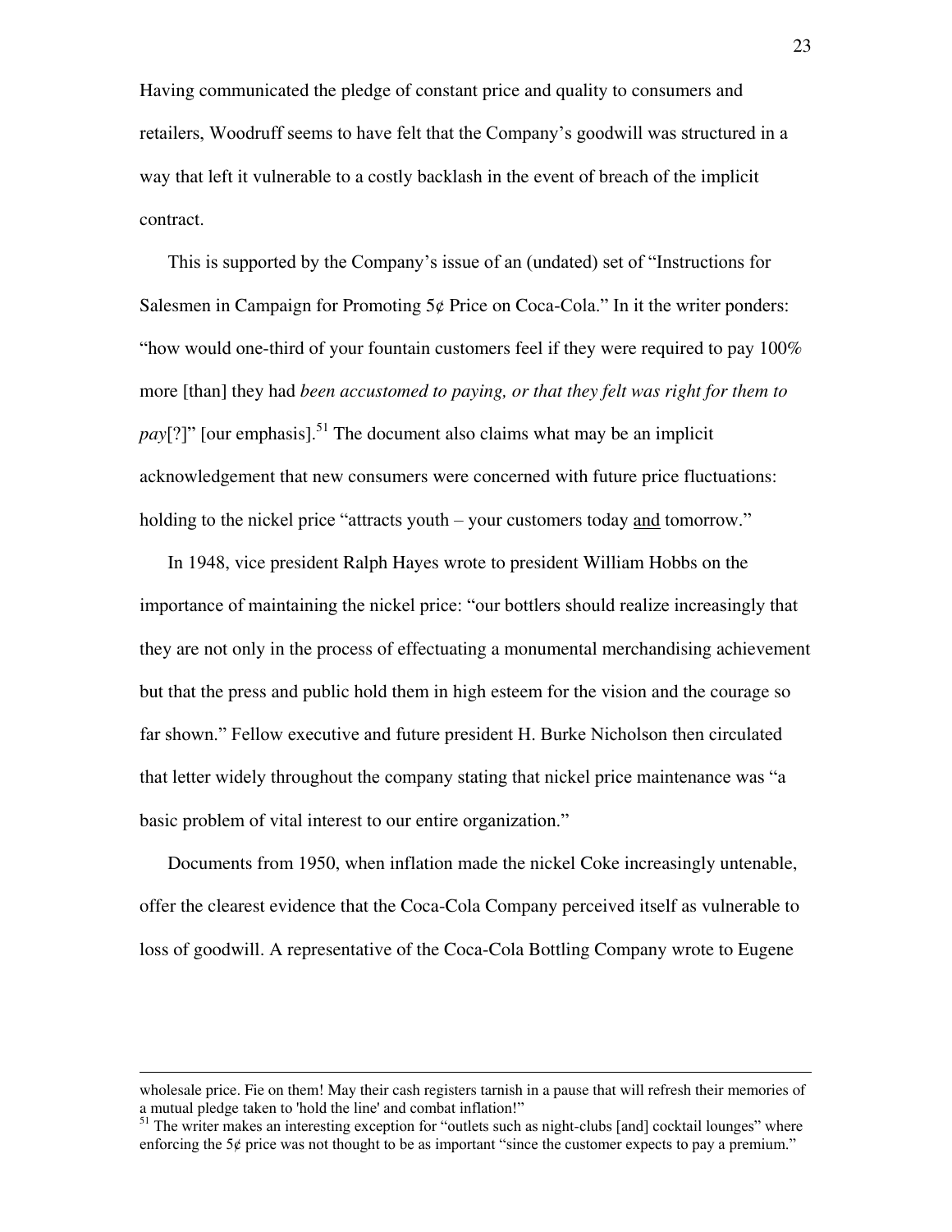Having communicated the pledge of constant price and quality to consumers and retailers, Woodruff seems to have felt that the Company's goodwill was structured in a way that left it vulnerable to a costly backlash in the event of breach of the implicit contract.

This is supported by the Company's issue of an (undated) set of "Instructions for Salesmen in Campaign for Promoting 5¢ Price on Coca-Cola." In it the writer ponders: "how would one-third of your fountain customers feel if they were required to pay 100% more [than] they had *been accustomed to paying, or that they felt was right for them to pay*[?]" [our emphasis].[51] The document also claims what may be an implicit acknowledgement that new consumers were concerned with future price fluctuations: holding to the nickel price "attracts youth – your customers today <u>and</u> tomorrow."

In 1948, vice president Ralph Hayes wrote to president William Hobbs on the importance of maintaining the nickel price: "our bottlers should realize increasingly that they are not only in the process of effectuating a monumental merchandising achievement but that the press and public hold them in high esteem for the vision and the courage so far shown." Fellow executive and future president H. Burke Nicholson then circulated that letter widely throughout the company stating that nickel price maintenance was "a basic problem of vital interest to our entire organization."

Documents from 1950, when inflation made the nickel Coke increasingly untenable, offer the clearest evidence that the Coca-Cola Company perceived itself as vulnerable to loss of goodwill. A representative of the Coca-Cola Bottling Company wrote to Eugene

---

wholesale price. Fie on them! May their cash registers tarnish in a pause that will refresh their memories of a mutual pledge taken to 'hold the line' and combat inflation!"

[51] The writer makes an interesting exception for "outlets such as night-clubs [and] cocktail lounges" where enforcing the 5¢ price was not thought to be as important "since the customer expects to pay a premium."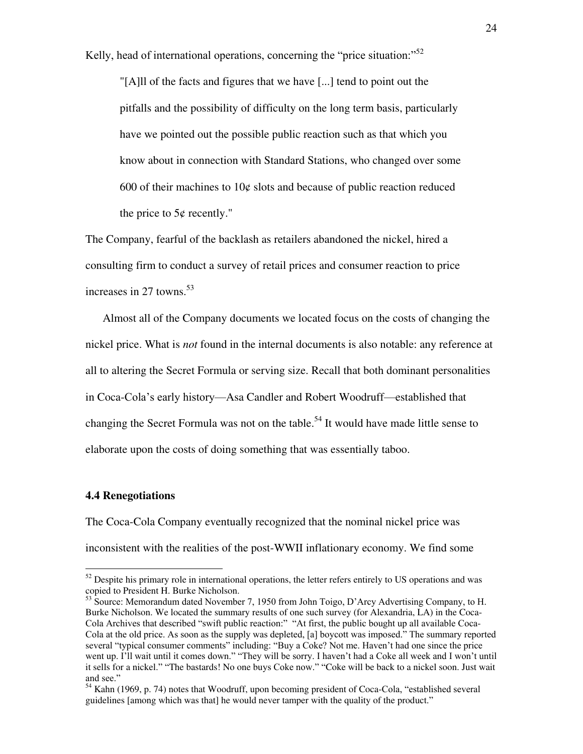Kelly, head of international operations, concerning the "price situation:"[52]

> "[A]ll of the facts and figures that we have [...] tend to point out the pitfalls and the possibility of difficulty on the long term basis, particularly have we pointed out the possible public reaction such as that which you know about in connection with Standard Stations, who changed over some 600 of their machines to 10¢ slots and because of public reaction reduced the price to 5¢ recently."

The Company, fearful of the backlash as retailers abandoned the nickel, hired a consulting firm to conduct a survey of retail prices and consumer reaction to price increases in 27 towns.[53]

Almost all of the Company documents we located focus on the costs of changing the nickel price. What is *not* found in the internal documents is also notable: any reference at all to altering the Secret Formula or serving size. Recall that both dominant personalities in Coca-Cola's early history—Asa Candler and Robert Woodruff—established that changing the Secret Formula was not on the table.[54] It would have made little sense to elaborate upon the costs of doing something that was essentially taboo.

### 4.4 Renegotiations

The Coca-Cola Company eventually recognized that the nominal nickel price was inconsistent with the realities of the post-WWII inflationary economy. We find some

---

[52] Despite his primary role in international operations, the letter refers entirely to US operations and was copied to President H. Burke Nicholson.

[53] Source: Memorandum dated November 7, 1950 from John Toigo, D'Arcy Advertising Company, to H. Burke Nicholson. We located the summary results of one such survey (for Alexandria, LA) in the Coca-Cola Archives that described "swift public reaction:" "At first, the public bought up all available Coca-Cola at the old price. As soon as the supply was depleted, [a] boycott was imposed." The summary reported several "typical consumer comments" including: "Buy a Coke? Not me. Haven't had one since the price went up. I'll wait until it comes down." "They will be sorry. I haven't had a Coke all week and I won't until it sells for a nickel." "The bastards! No one buys Coke now." "Coke will be back to a nickel soon. Just wait and see."

[54] Kahn (1969, p. 74) notes that Woodruff, upon becoming president of Coca-Cola, "established several guidelines [among which was that] he would never tamper with the quality of the product."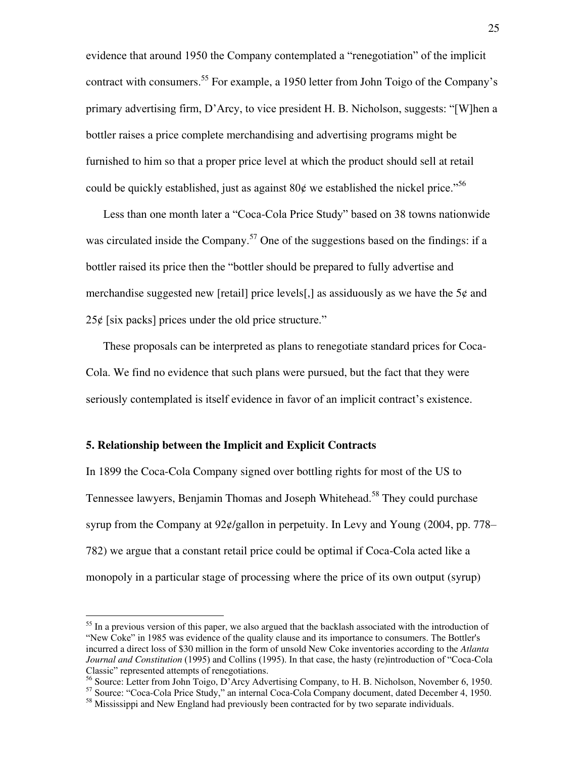evidence that around 1950 the Company contemplated a "renegotiation" of the implicit contract with consumers.[55] For example, a 1950 letter from John Toigo of the Company's primary advertising firm, D'Arcy, to vice president H. B. Nicholson, suggests: "[W]hen a bottler raises a price complete merchandising and advertising programs might be furnished to him so that a proper price level at which the product should sell at retail could be quickly established, just as against 80¢ we established the nickel price."[56]

Less than one month later a "Coca-Cola Price Study" based on 38 towns nationwide was circulated inside the Company.[57] One of the suggestions based on the findings: if a bottler raised its price then the "bottler should be prepared to fully advertise and merchandise suggested new [retail] price levels[,] as assiduously as we have the 5¢ and 25¢ [six packs] prices under the old price structure."

These proposals can be interpreted as plans to renegotiate standard prices for Coca-Cola. We find no evidence that such plans were pursued, but the fact that they were seriously contemplated is itself evidence in favor of an implicit contract's existence.

## 5. Relationship between the Implicit and Explicit Contracts

In 1899 the Coca-Cola Company signed over bottling rights for most of the US to Tennessee lawyers, Benjamin Thomas and Joseph Whitehead.[58] They could purchase syrup from the Company at 92¢/gallon in perpetuity. In Levy and Young (2004, pp. 778–782) we argue that a constant retail price could be optimal if Coca-Cola acted like a monopoly in a particular stage of processing where the price of its own output (syrup)

---

[55] In a previous version of this paper, we also argued that the backlash associated with the introduction of "New Coke" in 1985 was evidence of the quality clause and its importance to consumers. The Bottler's incurred a direct loss of $30 million in the form of unsold New Coke inventories according to the *Atlanta Journal and Constitution* (1995) and Collins (1995). In that case, the hasty (re)introduction of "Coca-Cola Classic" represented attempts of renegotiations.

[56] Source: Letter from John Toigo, D'Arcy Advertising Company, to H. B. Nicholson, November 6, 1950.

[57] Source: "Coca-Cola Price Study," an internal Coca-Cola Company document, dated December 4, 1950.

[58] Mississippi and New England had previously been contracted for by two separate individuals.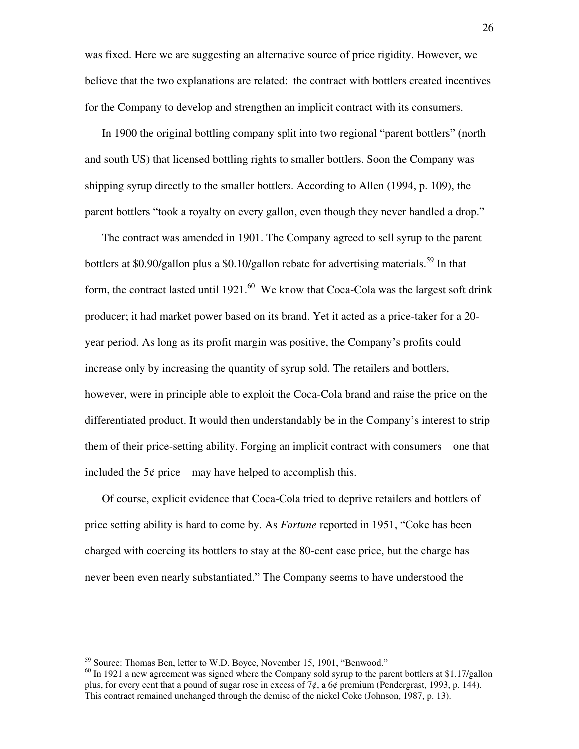was fixed. Here we are suggesting an alternative source of price rigidity. However, we believe that the two explanations are related: the contract with bottlers created incentives for the Company to develop and strengthen an implicit contract with its consumers.

In 1900 the original bottling company split into two regional "parent bottlers" (north and south US) that licensed bottling rights to smaller bottlers. Soon the Company was shipping syrup directly to the smaller bottlers. According to Allen (1994, p. 109), the parent bottlers "took a royalty on every gallon, even though they never handled a drop."

The contract was amended in 1901. The Company agreed to sell syrup to the parent bottlers at \$0.90/gallon plus a \$0.10/gallon rebate for advertising materials.[59] In that form, the contract lasted until 1921.[60] We know that Coca-Cola was the largest soft drink producer; it had market power based on its brand. Yet it acted as a price-taker for a 20-year period. As long as its profit margin was positive, the Company's profits could increase only by increasing the quantity of syrup sold. The retailers and bottlers, however, were in principle able to exploit the Coca-Cola brand and raise the price on the differentiated product. It would then understandably be in the Company's interest to strip them of their price-setting ability. Forging an implicit contract with consumers—one that included the 5¢ price—may have helped to accomplish this.

Of course, explicit evidence that Coca-Cola tried to deprive retailers and bottlers of price setting ability is hard to come by. As *Fortune* reported in 1951, "Coke has been charged with coercing its bottlers to stay at the 80-cent case price, but the charge has never been even nearly substantiated." The Company seems to have understood the

---

[59] Source: Thomas Ben, letter to W.D. Boyce, November 15, 1901, "Benwood."

[60] In 1921 a new agreement was signed where the Company sold syrup to the parent bottlers at \$1.17/gallon plus, for every cent that a pound of sugar rose in excess of 7¢, a 6¢ premium (Pendergrast, 1993, p. 144). This contract remained unchanged through the demise of the nickel Coke (Johnson, 1987, p. 13).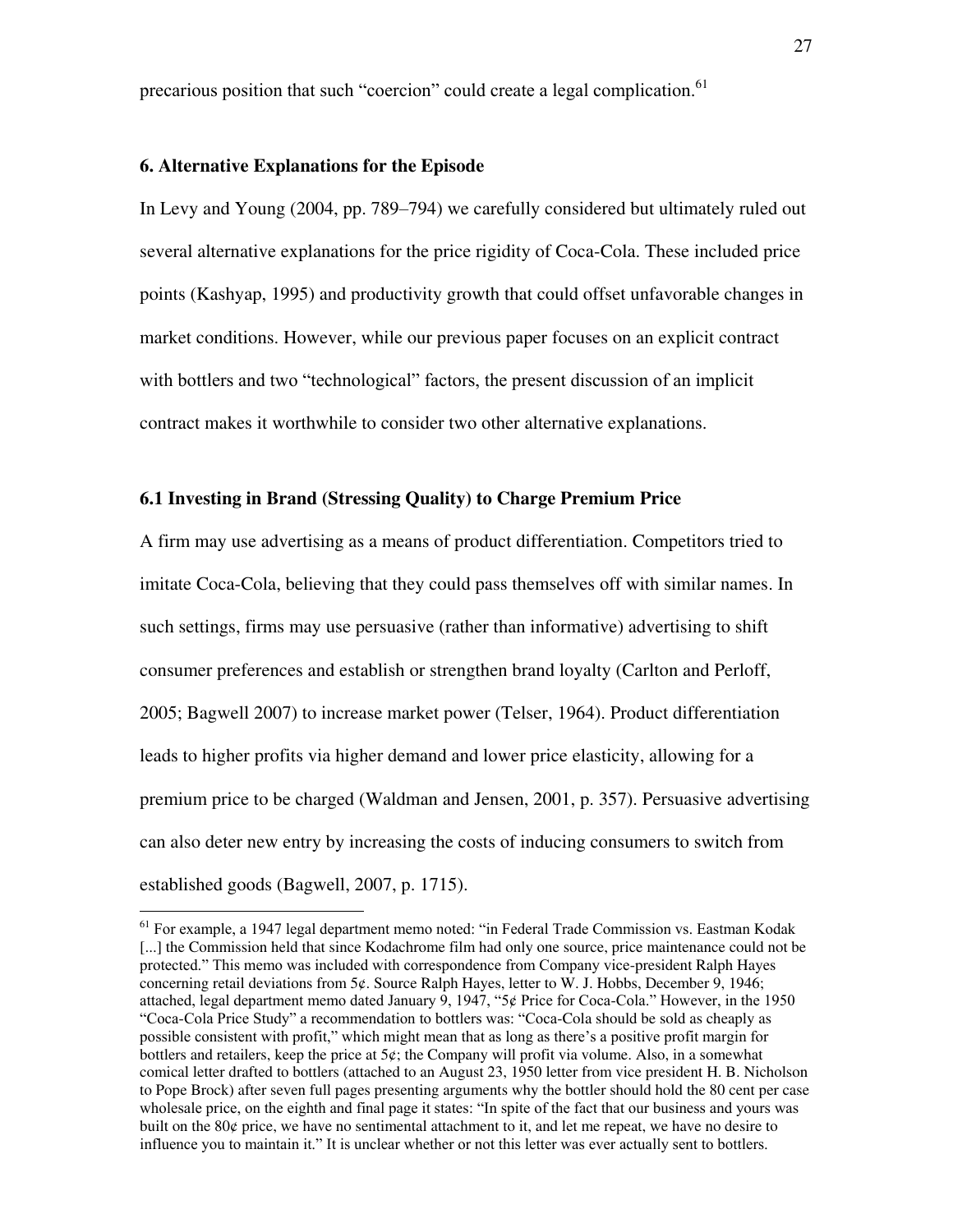precarious position that such "coercion" could create a legal complication.[61]

### 6. Alternative Explanations for the Episode

In Levy and Young (2004, pp. 789–794) we carefully considered but ultimately ruled out several alternative explanations for the price rigidity of Coca-Cola. These included price points (Kashyap, 1995) and productivity growth that could offset unfavorable changes in market conditions. However, while our previous paper focuses on an explicit contract with bottlers and two "technological" factors, the present discussion of an implicit contract makes it worthwhile to consider two other alternative explanations.

#### 6.1 Investing in Brand (Stressing Quality) to Charge Premium Price

A firm may use advertising as a means of product differentiation. Competitors tried to imitate Coca-Cola, believing that they could pass themselves off with similar names. In such settings, firms may use persuasive (rather than informative) advertising to shift consumer preferences and establish or strengthen brand loyalty (Carlton and Perloff, 2005; Bagwell 2007) to increase market power (Telser, 1964). Product differentiation leads to higher profits via higher demand and lower price elasticity, allowing for a premium price to be charged (Waldman and Jensen, 2001, p. 357). Persuasive advertising can also deter new entry by increasing the costs of inducing consumers to switch from established goods (Bagwell, 2007, p. 1715).

---

[61] For example, a 1947 legal department memo noted: "in Federal Trade Commission vs. Eastman Kodak [...] the Commission held that since Kodachrome film had only one source, price maintenance could not be protected." This memo was included with correspondence from Company vice-president Ralph Hayes concerning retail deviations from 5¢. Source Ralph Hayes, letter to W. J. Hobbs, December 9, 1946; attached, legal department memo dated January 9, 1947, "5¢ Price for Coca-Cola." However, in the 1950 "Coca-Cola Price Study" a recommendation to bottlers was: "Coca-Cola should be sold as cheaply as possible consistent with profit," which might mean that as long as there's a positive profit margin for bottlers and retailers, keep the price at 5¢; the Company will profit via volume. Also, in a somewhat comical letter drafted to bottlers (attached to an August 23, 1950 letter from vice president H. B. Nicholson to Pope Brock) after seven full pages presenting arguments why the bottler should hold the 80 cent per case wholesale price, on the eighth and final page it states: "In spite of the fact that our business and yours was built on the 80¢ price, we have no sentimental attachment to it, and let me repeat, we have no desire to influence you to maintain it." It is unclear whether or not this letter was ever actually sent to bottlers.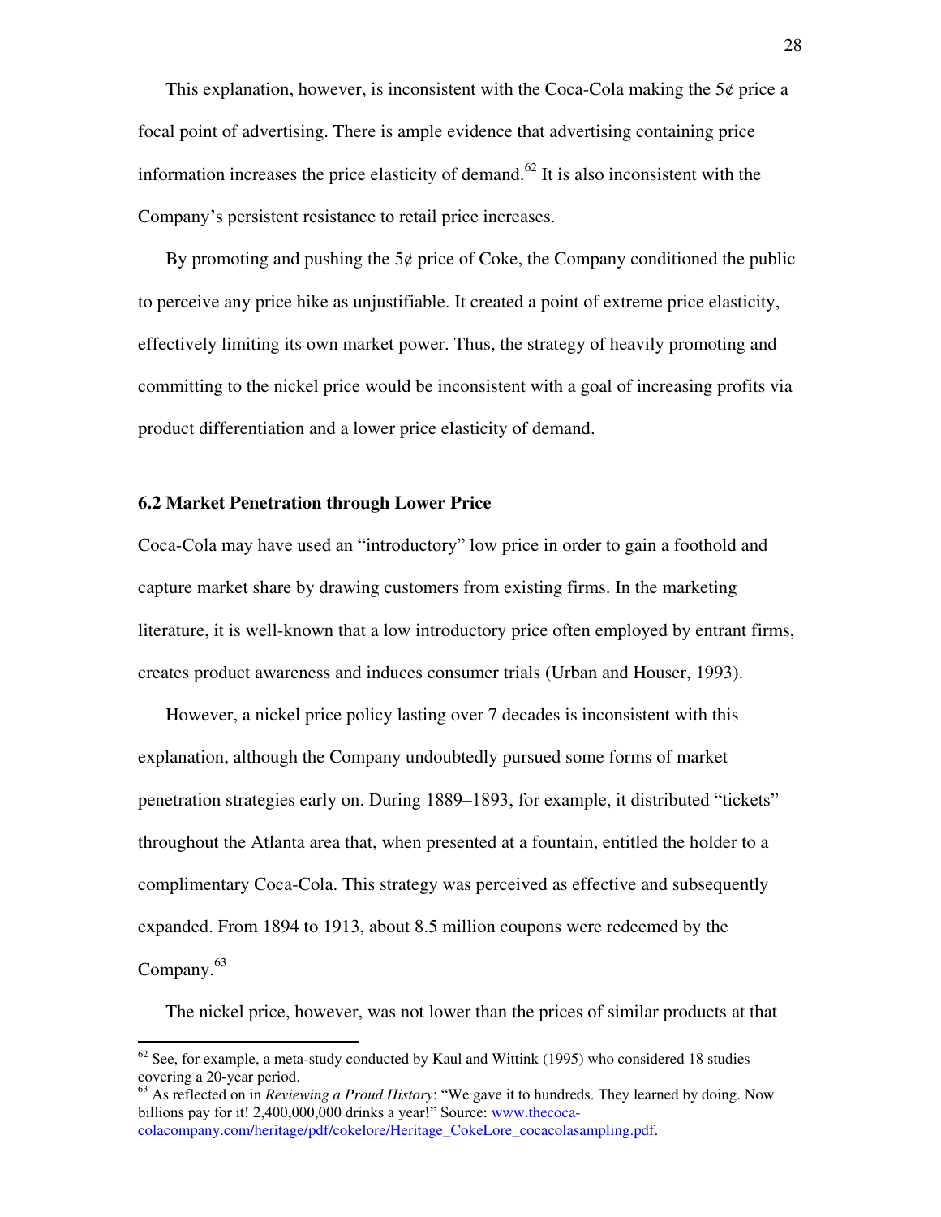This explanation, however, is inconsistent with the Coca-Cola making the 5¢ price a focal point of advertising. There is ample evidence that advertising containing price information increases the price elasticity of demand.[62] It is also inconsistent with the Company's persistent resistance to retail price increases.

By promoting and pushing the 5¢ price of Coke, the Company conditioned the public to perceive any price hike as unjustifiable. It created a point of extreme price elasticity, effectively limiting its own market power. Thus, the strategy of heavily promoting and committing to the nickel price would be inconsistent with a goal of increasing profits via product differentiation and a lower price elasticity of demand.

### 6.2 Market Penetration through Lower Price

Coca-Cola may have used an "introductory" low price in order to gain a foothold and capture market share by drawing customers from existing firms. In the marketing literature, it is well-known that a low introductory price often employed by entrant firms, creates product awareness and induces consumer trials (Urban and Houser, 1993).

However, a nickel price policy lasting over 7 decades is inconsistent with this explanation, although the Company undoubtedly pursued some forms of market penetration strategies early on. During 1889–1893, for example, it distributed "tickets" throughout the Atlanta area that, when presented at a fountain, entitled the holder to a complimentary Coca-Cola. This strategy was perceived as effective and subsequently expanded. From 1894 to 1913, about 8.5 million coupons were redeemed by the Company.[63]

The nickel price, however, was not lower than the prices of similar products at that

---

[62] See, for example, a meta-study conducted by Kaul and Wittink (1995) who considered 18 studies covering a 20-year period.

[63] As reflected on in *Reviewing a Proud History*: "We gave it to hundreds. They learned by doing. Now billions pay for it! 2,400,000,000 drinks a year!" Source: www.thecoca-colacompany.com/heritage/pdf/cokelore/Heritage_CokeLore_cocacolasampling.pdf.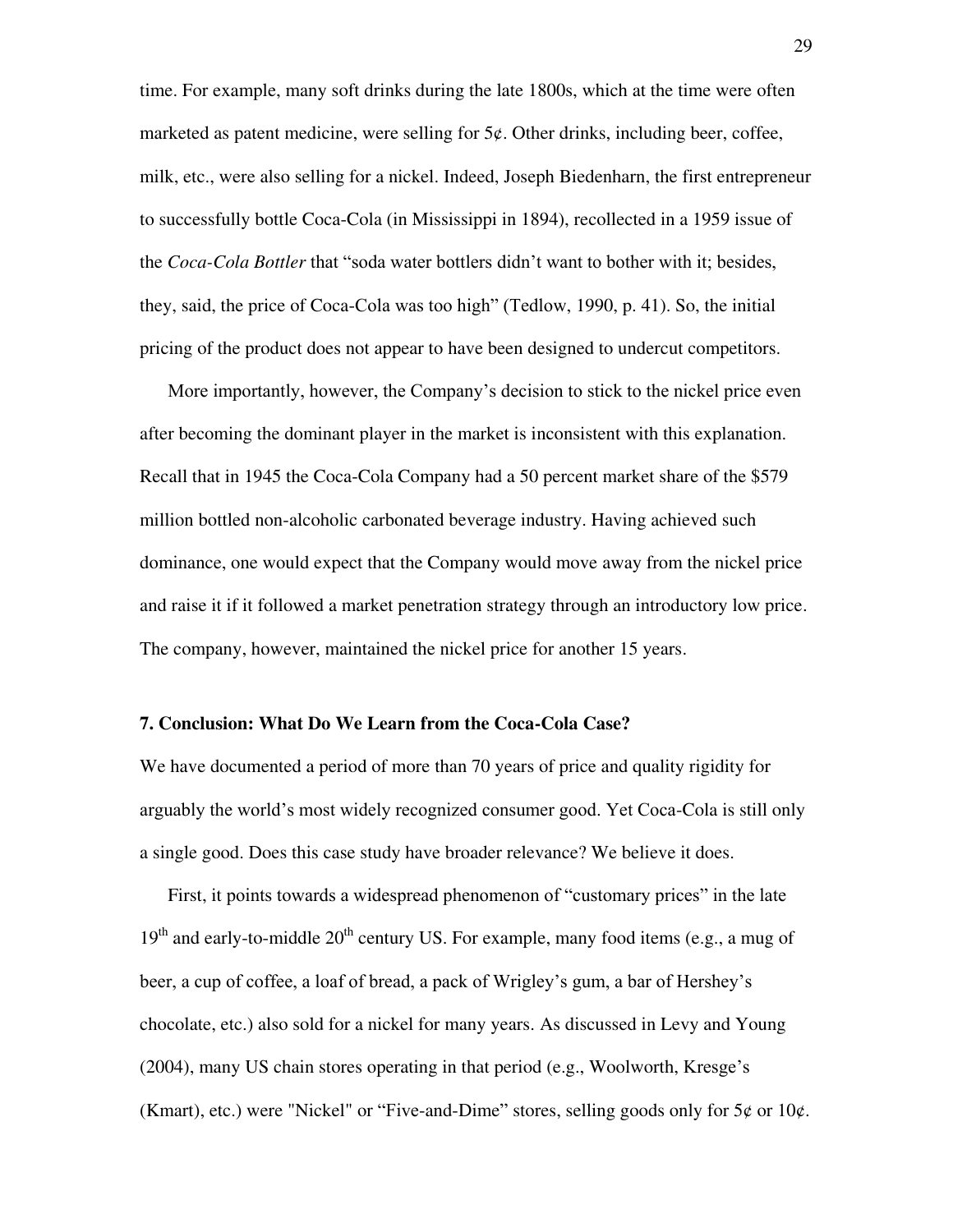time. For example, many soft drinks during the late 1800s, which at the time were often marketed as patent medicine, were selling for 5¢. Other drinks, including beer, coffee, milk, etc., were also selling for a nickel. Indeed, Joseph Biedenharn, the first entrepreneur to successfully bottle Coca-Cola (in Mississippi in 1894), recollected in a 1959 issue of the *Coca-Cola Bottler* that "soda water bottlers didn't want to bother with it; besides, they, said, the price of Coca-Cola was too high" (Tedlow, 1990, p. 41). So, the initial pricing of the product does not appear to have been designed to undercut competitors.

More importantly, however, the Company's decision to stick to the nickel price even after becoming the dominant player in the market is inconsistent with this explanation. Recall that in 1945 the Coca-Cola Company had a 50 percent market share of the $579 million bottled non-alcoholic carbonated beverage industry. Having achieved such dominance, one would expect that the Company would move away from the nickel price and raise it if it followed a market penetration strategy through an introductory low price. The company, however, maintained the nickel price for another 15 years.

## 7. Conclusion: What Do We Learn from the Coca-Cola Case?

We have documented a period of more than 70 years of price and quality rigidity for arguably the world's most widely recognized consumer good. Yet Coca-Cola is still only a single good. Does this case study have broader relevance? We believe it does.

First, it points towards a widespread phenomenon of "customary prices" in the late 19th and early-to-middle 20th century US. For example, many food items (e.g., a mug of beer, a cup of coffee, a loaf of bread, a pack of Wrigley's gum, a bar of Hershey's chocolate, etc.) also sold for a nickel for many years. As discussed in Levy and Young (2004), many US chain stores operating in that period (e.g., Woolworth, Kresge's (Kmart), etc.) were "Nickel" or "Five-and-Dime" stores, selling goods only for 5¢ or 10¢.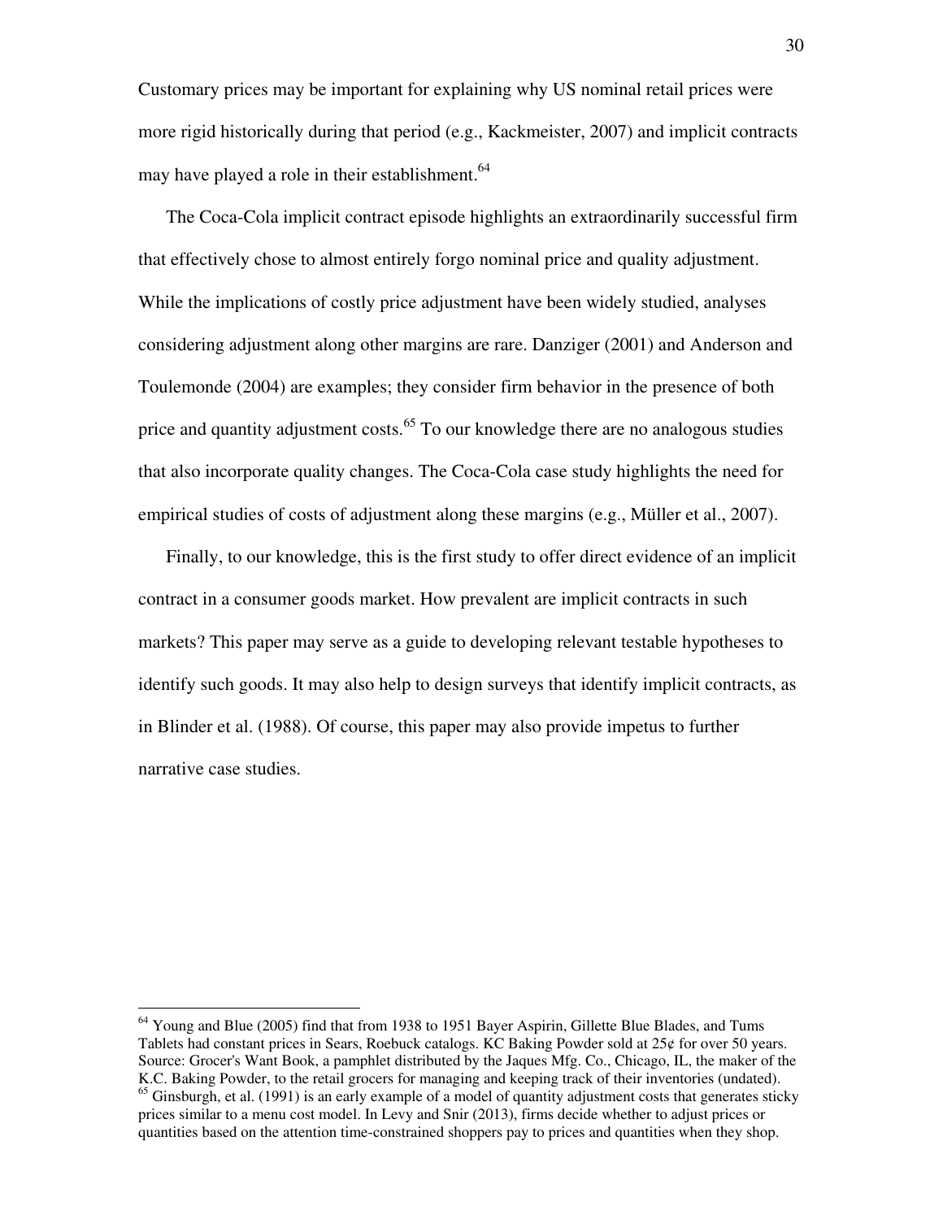Customary prices may be important for explaining why US nominal retail prices were more rigid historically during that period (e.g., Kackmeister, 2007) and implicit contracts may have played a role in their establishment.[64]

The Coca-Cola implicit contract episode highlights an extraordinarily successful firm that effectively chose to almost entirely forgo nominal price and quality adjustment. While the implications of costly price adjustment have been widely studied, analyses considering adjustment along other margins are rare. Danziger (2001) and Anderson and Toulemonde (2004) are examples; they consider firm behavior in the presence of both price and quantity adjustment costs.[65] To our knowledge there are no analogous studies that also incorporate quality changes. The Coca-Cola case study highlights the need for empirical studies of costs of adjustment along these margins (e.g., Müller et al., 2007).

Finally, to our knowledge, this is the first study to offer direct evidence of an implicit contract in a consumer goods market. How prevalent are implicit contracts in such markets? This paper may serve as a guide to developing relevant testable hypotheses to identify such goods. It may also help to design surveys that identify implicit contracts, as in Blinder et al. (1988). Of course, this paper may also provide impetus to further narrative case studies.

---

[64] Young and Blue (2005) find that from 1938 to 1951 Bayer Aspirin, Gillette Blue Blades, and Tums Tablets had constant prices in Sears, Roebuck catalogs. KC Baking Powder sold at 25¢ for over 50 years. Source: Grocer's Want Book, a pamphlet distributed by the Jaques Mfg. Co., Chicago, IL, the maker of the K.C. Baking Powder, to the retail grocers for managing and keeping track of their inventories (undated).

[65] Ginsburgh, et al. (1991) is an early example of a model of quantity adjustment costs that generates sticky prices similar to a menu cost model. In Levy and Snir (2013), firms decide whether to adjust prices or quantities based on the attention time-constrained shoppers pay to prices and quantities when they shop.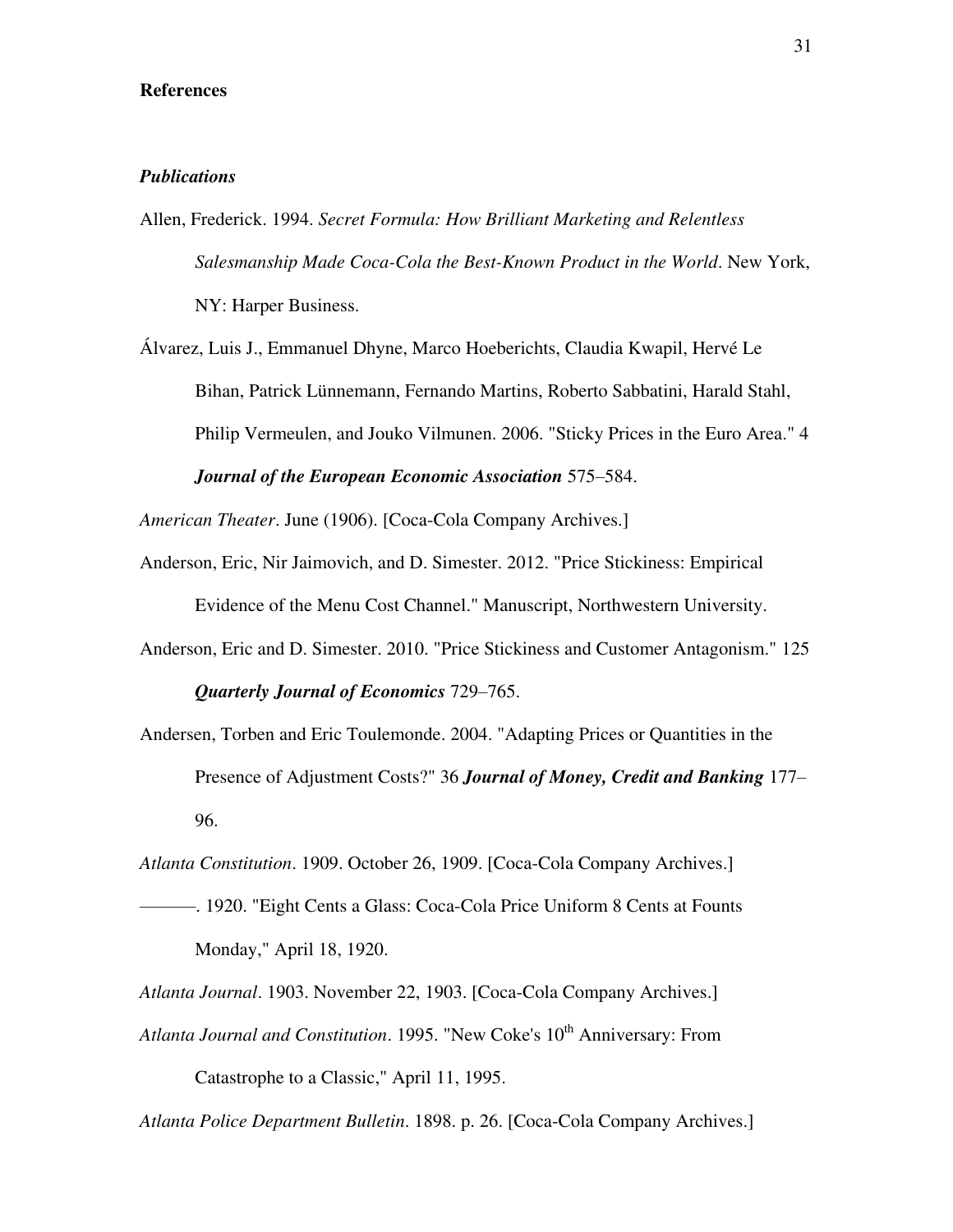## References

### *Publications*

Allen, Frederick. 1994. *Secret Formula: How Brilliant Marketing and Relentless Salesmanship Made Coca-Cola the Best-Known Product in the World*. New York, NY: Harper Business.

Álvarez, Luis J., Emmanuel Dhyne, Marco Hoeberichts, Claudia Kwapil, Hervé Le Bihan, Patrick Lünnemann, Fernando Martins, Roberto Sabbatini, Harald Stahl, Philip Vermeulen, and Jouko Vilmunen. 2006. "Sticky Prices in the Euro Area." 4 ***Journal of the European Economic Association*** 575–584.

*American Theater*. June (1906). [Coca-Cola Company Archives.]

Anderson, Eric, Nir Jaimovich, and D. Simester. 2012. "Price Stickiness: Empirical Evidence of the Menu Cost Channel." Manuscript, Northwestern University.

Anderson, Eric and D. Simester. 2010. "Price Stickiness and Customer Antagonism." 125 ***Quarterly Journal of Economics*** 729–765.

Andersen, Torben and Eric Toulemonde. 2004. "Adapting Prices or Quantities in the Presence of Adjustment Costs?" 36 ***Journal of Money, Credit and Banking*** 177–96.

*Atlanta Constitution*. 1909. October 26, 1909. [Coca-Cola Company Archives.]

———. 1920. "Eight Cents a Glass: Coca-Cola Price Uniform 8 Cents at Founts Monday," April 18, 1920.

*Atlanta Journal*. 1903. November 22, 1903. [Coca-Cola Company Archives.]

*Atlanta Journal and Constitution*. 1995. "New Coke's 10th Anniversary: From Catastrophe to a Classic," April 11, 1995.

*Atlanta Police Department Bulletin*. 1898. p. 26. [Coca-Cola Company Archives.]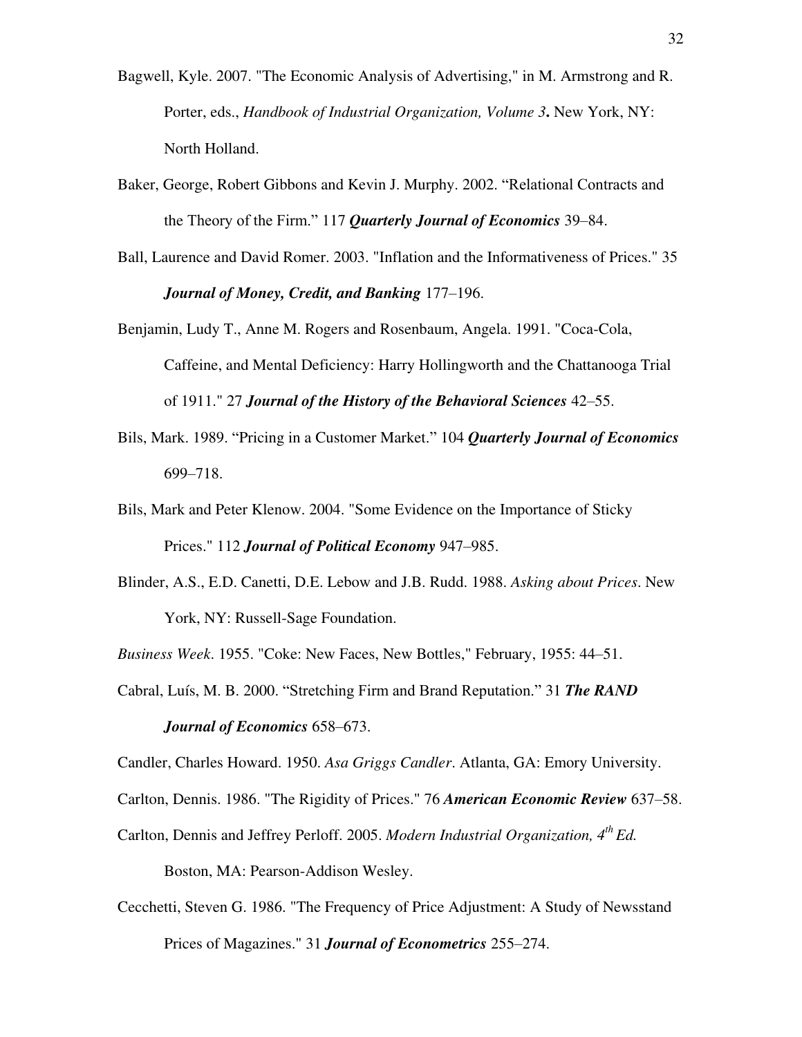Bagwell, Kyle. 2007. "The Economic Analysis of Advertising," in M. Armstrong and R. Porter, eds., *Handbook of Industrial Organization, Volume 3***.** New York, NY: North Holland.

Baker, George, Robert Gibbons and Kevin J. Murphy. 2002. "Relational Contracts and the Theory of the Firm." 117 ***Quarterly Journal of Economics*** 39–84.

Ball, Laurence and David Romer. 2003. "Inflation and the Informativeness of Prices." 35 ***Journal of Money, Credit, and Banking*** 177–196.

Benjamin, Ludy T., Anne M. Rogers and Rosenbaum, Angela. 1991. "Coca-Cola, Caffeine, and Mental Deficiency: Harry Hollingworth and the Chattanooga Trial of 1911." 27 ***Journal of the History of the Behavioral Sciences*** 42–55.

Bils, Mark. 1989. "Pricing in a Customer Market." 104 ***Quarterly Journal of Economics*** 699–718.

Bils, Mark and Peter Klenow. 2004. "Some Evidence on the Importance of Sticky Prices." 112 ***Journal of Political Economy*** 947–985.

Blinder, A.S., E.D. Canetti, D.E. Lebow and J.B. Rudd. 1988. *Asking about Prices*. New York, NY: Russell-Sage Foundation.

*Business Week*. 1955. "Coke: New Faces, New Bottles," February, 1955: 44–51.

Cabral, Luís, M. B. 2000. "Stretching Firm and Brand Reputation." 31 ***The RAND Journal of Economics*** 658–673.

Candler, Charles Howard. 1950. *Asa Griggs Candler*. Atlanta, GA: Emory University.

Carlton, Dennis. 1986. "The Rigidity of Prices." 76 ***American Economic Review*** 637–58.

Carlton, Dennis and Jeffrey Perloff. 2005. *Modern Industrial Organization, 4th Ed.* Boston, MA: Pearson-Addison Wesley.

Cecchetti, Steven G. 1986. "The Frequency of Price Adjustment: A Study of Newsstand Prices of Magazines." 31 ***Journal of Econometrics*** 255–274.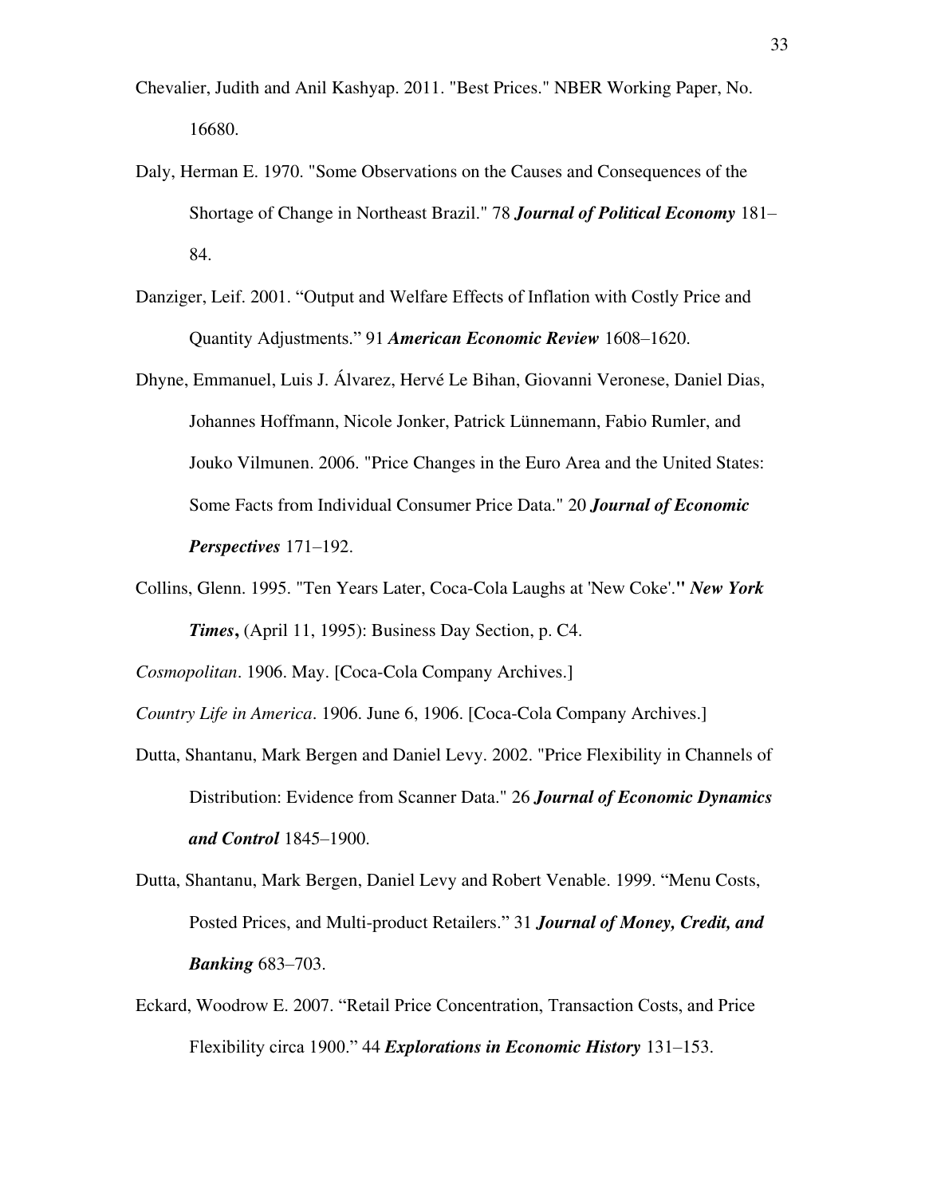Chevalier, Judith and Anil Kashyap. 2011. "Best Prices." NBER Working Paper, No. 16680.

Daly, Herman E. 1970. "Some Observations on the Causes and Consequences of the Shortage of Change in Northeast Brazil." 78 ***Journal of Political Economy*** 181–84.

Danziger, Leif. 2001. "Output and Welfare Effects of Inflation with Costly Price and Quantity Adjustments." 91 ***American Economic Review*** 1608–1620.

Dhyne, Emmanuel, Luis J. Álvarez, Hervé Le Bihan, Giovanni Veronese, Daniel Dias, Johannes Hoffmann, Nicole Jonker, Patrick Lünnemann, Fabio Rumler, and Jouko Vilmunen. 2006. "Price Changes in the Euro Area and the United States: Some Facts from Individual Consumer Price Data." 20 ***Journal of Economic Perspectives*** 171–192.

Collins, Glenn. 1995. "Ten Years Later, Coca-Cola Laughs at 'New Coke'." ***New York Times*****,** (April 11, 1995): Business Day Section, p. C4.

*Cosmopolitan*. 1906. May. [Coca-Cola Company Archives.]

*Country Life in America*. 1906. June 6, 1906. [Coca-Cola Company Archives.]

Dutta, Shantanu, Mark Bergen and Daniel Levy. 2002. "Price Flexibility in Channels of Distribution: Evidence from Scanner Data." 26 ***Journal of Economic Dynamics and Control*** 1845–1900.

Dutta, Shantanu, Mark Bergen, Daniel Levy and Robert Venable. 1999. "Menu Costs, Posted Prices, and Multi-product Retailers." 31 ***Journal of Money, Credit, and Banking*** 683–703.

Eckard, Woodrow E. 2007. "Retail Price Concentration, Transaction Costs, and Price Flexibility circa 1900." 44 ***Explorations in Economic History*** 131–153.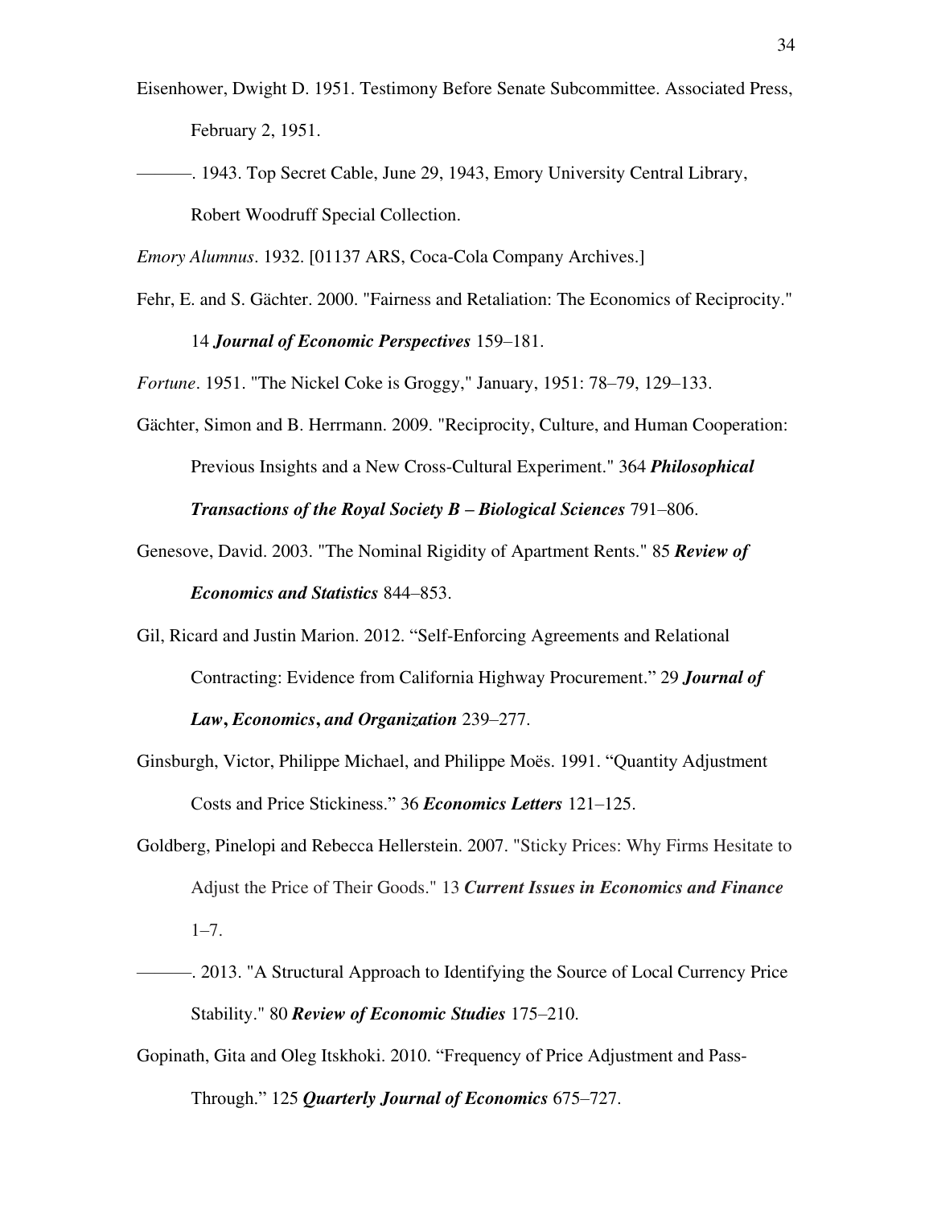Eisenhower, Dwight D. 1951. Testimony Before Senate Subcommittee. Associated Press, February 2, 1951.

———. 1943. Top Secret Cable, June 29, 1943, Emory University Central Library, Robert Woodruff Special Collection.

*Emory Alumnus*. 1932. [01137 ARS, Coca-Cola Company Archives.]

Fehr, E. and S. Gächter. 2000. "Fairness and Retaliation: The Economics of Reciprocity." 14 ***Journal of Economic Perspectives*** 159–181.

*Fortune*. 1951. "The Nickel Coke is Groggy," January, 1951: 78–79, 129–133.

Gächter, Simon and B. Herrmann. 2009. "Reciprocity, Culture, and Human Cooperation: Previous Insights and a New Cross-Cultural Experiment." 364 ***Philosophical Transactions of the Royal Society B – Biological Sciences*** 791–806.

Genesove, David. 2003. "The Nominal Rigidity of Apartment Rents." 85 ***Review of Economics and Statistics*** 844–853.

Gil, Ricard and Justin Marion. 2012. "Self-Enforcing Agreements and Relational Contracting: Evidence from California Highway Procurement." 29 ***Journal of Law, Economics, and Organization*** 239–277.

Ginsburgh, Victor, Philippe Michael, and Philippe Moës. 1991. "Quantity Adjustment Costs and Price Stickiness." 36 ***Economics Letters*** 121–125.

Goldberg, Pinelopi and Rebecca Hellerstein. 2007. "Sticky Prices: Why Firms Hesitate to Adjust the Price of Their Goods." 13 ***Current Issues in Economics and Finance*** 1–7.

———. 2013. "A Structural Approach to Identifying the Source of Local Currency Price Stability." 80 ***Review of Economic Studies*** 175–210.

Gopinath, Gita and Oleg Itskhoki. 2010. "Frequency of Price Adjustment and Pass-Through." 125 ***Quarterly Journal of Economics*** 675–727.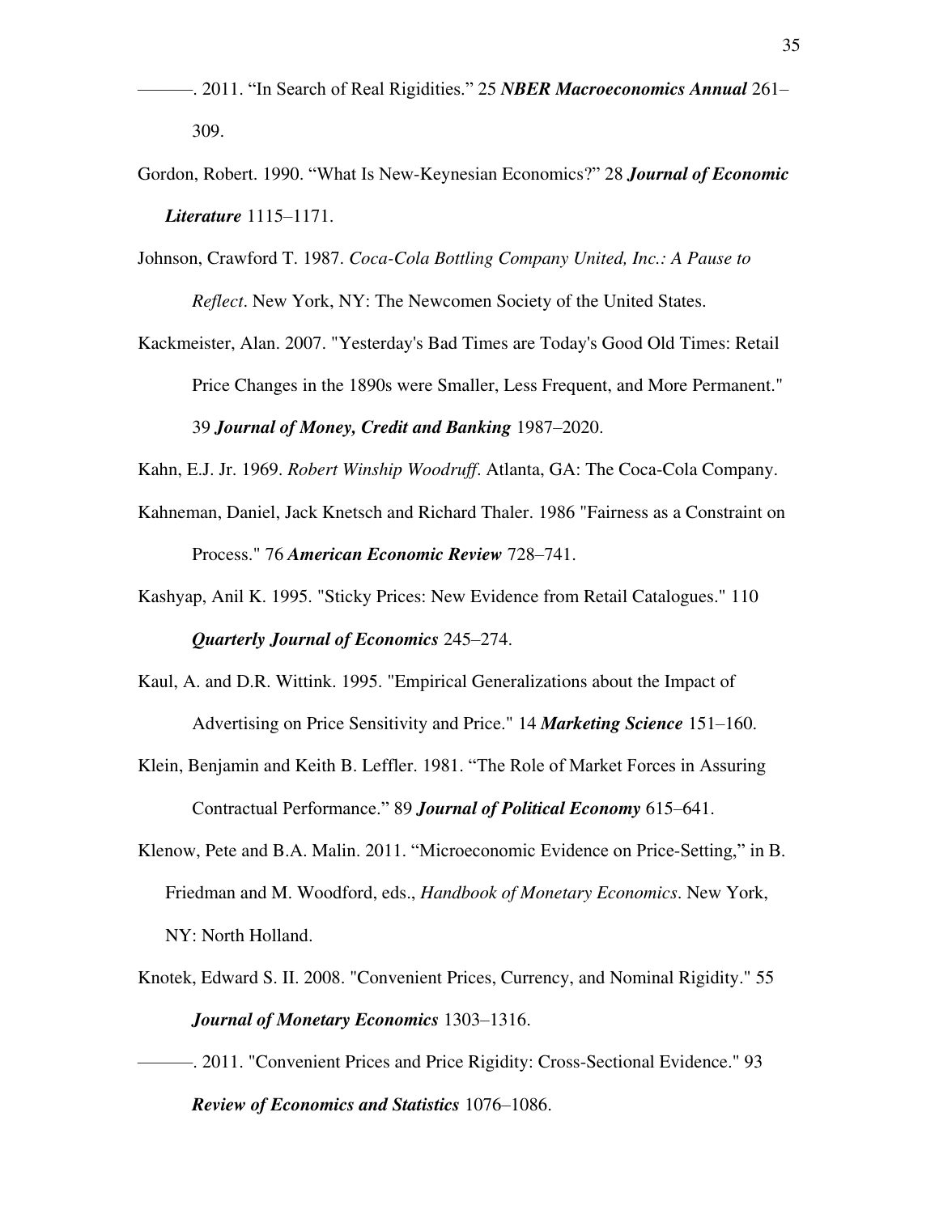———. 2011. "In Search of Real Rigidities." 25 ***NBER Macroeconomics Annual*** 261–309.

Gordon, Robert. 1990. "What Is New-Keynesian Economics?" 28 ***Journal of Economic Literature*** 1115–1171.

Johnson, Crawford T. 1987. *Coca-Cola Bottling Company United, Inc.: A Pause to Reflect*. New York, NY: The Newcomen Society of the United States.

Kackmeister, Alan. 2007. "Yesterday's Bad Times are Today's Good Old Times: Retail Price Changes in the 1890s were Smaller, Less Frequent, and More Permanent." 39 ***Journal of Money, Credit and Banking*** 1987–2020.

Kahn, E.J. Jr. 1969. *Robert Winship Woodruff*. Atlanta, GA: The Coca-Cola Company.

Kahneman, Daniel, Jack Knetsch and Richard Thaler. 1986 "Fairness as a Constraint on Process." 76 ***American Economic Review*** 728–741.

Kashyap, Anil K. 1995. "Sticky Prices: New Evidence from Retail Catalogues." 110 ***Quarterly Journal of Economics*** 245–274.

Kaul, A. and D.R. Wittink. 1995. "Empirical Generalizations about the Impact of Advertising on Price Sensitivity and Price." 14 ***Marketing Science*** 151–160.

Klein, Benjamin and Keith B. Leffler. 1981. "The Role of Market Forces in Assuring Contractual Performance." 89 ***Journal of Political Economy*** 615–641.

Klenow, Pete and B.A. Malin. 2011. "Microeconomic Evidence on Price-Setting," in B. Friedman and M. Woodford, eds., *Handbook of Monetary Economics*. New York, NY: North Holland.

Knotek, Edward S. II. 2008. "Convenient Prices, Currency, and Nominal Rigidity." 55 ***Journal of Monetary Economics*** 1303–1316.

———. 2011. "Convenient Prices and Price Rigidity: Cross-Sectional Evidence." 93 ***Review of Economics and Statistics*** 1076–1086.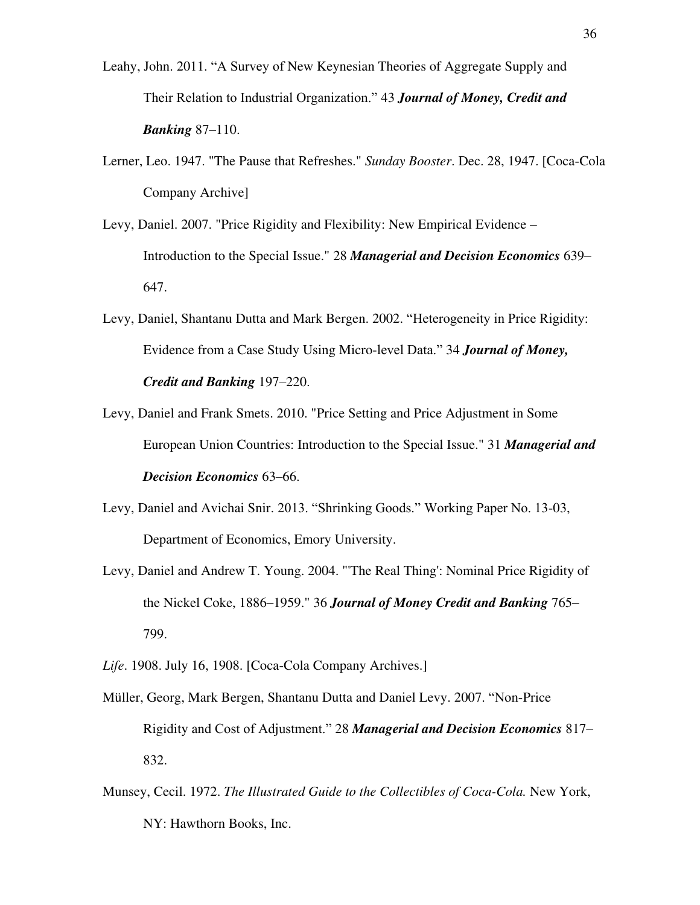Leahy, John. 2011. “A Survey of New Keynesian Theories of Aggregate Supply and Their Relation to Industrial Organization.” 43 ***Journal of Money, Credit and Banking*** 87–110.

Lerner, Leo. 1947. "The Pause that Refreshes." *Sunday Booster*. Dec. 28, 1947. [Coca-Cola Company Archive]

Levy, Daniel. 2007. "Price Rigidity and Flexibility: New Empirical Evidence – Introduction to the Special Issue." 28 ***Managerial and Decision Economics*** 639–647.

Levy, Daniel, Shantanu Dutta and Mark Bergen. 2002. “Heterogeneity in Price Rigidity: Evidence from a Case Study Using Micro-level Data.” 34 ***Journal of Money, Credit and Banking*** 197–220.

Levy, Daniel and Frank Smets. 2010. "Price Setting and Price Adjustment in Some European Union Countries: Introduction to the Special Issue." 31 ***Managerial and Decision Economics*** 63–66.

Levy, Daniel and Avichai Snir. 2013. “Shrinking Goods.” Working Paper No. 13-03, Department of Economics, Emory University.

Levy, Daniel and Andrew T. Young. 2004. "'The Real Thing': Nominal Price Rigidity of the Nickel Coke, 1886–1959." 36 ***Journal of Money Credit and Banking*** 765–799.

*Life*. 1908. July 16, 1908. [Coca-Cola Company Archives.]

Müller, Georg, Mark Bergen, Shantanu Dutta and Daniel Levy. 2007. “Non-Price Rigidity and Cost of Adjustment.” 28 ***Managerial and Decision Economics*** 817–832.

Munsey, Cecil. 1972. *The Illustrated Guide to the Collectibles of Coca-Cola.* New York, NY: Hawthorn Books, Inc.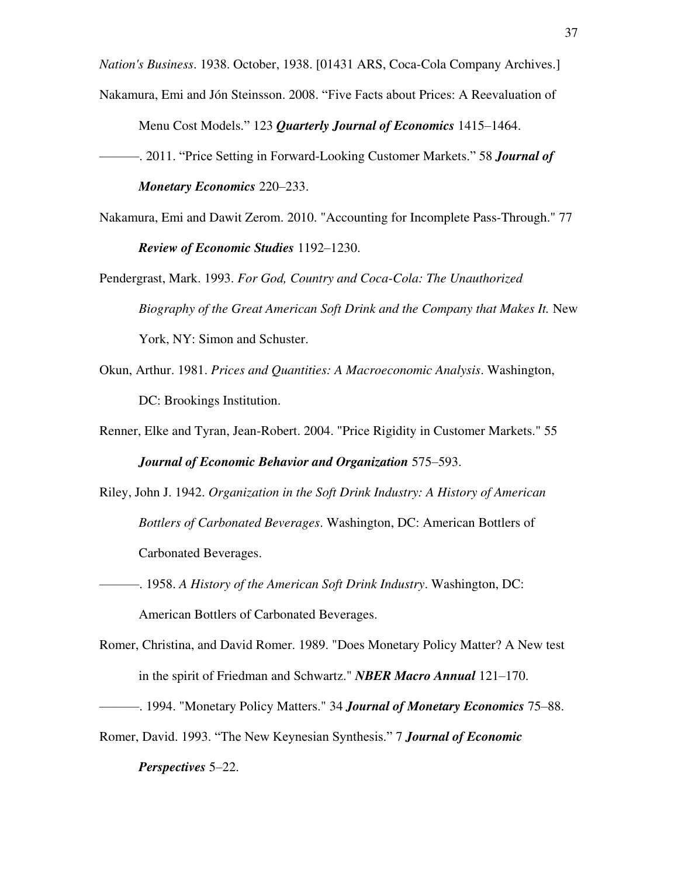*Nation's Business*. 1938. October, 1938. [01431 ARS, Coca-Cola Company Archives.]

Nakamura, Emi and Jón Steinsson. 2008. "Five Facts about Prices: A Reevaluation of Menu Cost Models." 123 ***Quarterly Journal of Economics*** 1415–1464.

———. 2011. "Price Setting in Forward-Looking Customer Markets." 58 ***Journal of Monetary Economics*** 220–233.

Nakamura, Emi and Dawit Zerom. 2010. "Accounting for Incomplete Pass-Through." 77 ***Review of Economic Studies*** 1192–1230.

Pendergrast, Mark. 1993. *For God, Country and Coca-Cola: The Unauthorized Biography of the Great American Soft Drink and the Company that Makes It.* New York, NY: Simon and Schuster.

Okun, Arthur. 1981. *Prices and Quantities: A Macroeconomic Analysis*. Washington, DC: Brookings Institution.

Renner, Elke and Tyran, Jean-Robert. 2004. "Price Rigidity in Customer Markets." 55 ***Journal of Economic Behavior and Organization*** 575–593.

Riley, John J. 1942. *Organization in the Soft Drink Industry: A History of American Bottlers of Carbonated Beverages*. Washington, DC: American Bottlers of Carbonated Beverages.

———. 1958. *A History of the American Soft Drink Industry*. Washington, DC: American Bottlers of Carbonated Beverages.

Romer, Christina, and David Romer. 1989. "Does Monetary Policy Matter? A New test in the spirit of Friedman and Schwartz." ***NBER Macro Annual*** 121–170.

———. 1994. "Monetary Policy Matters." 34 ***Journal of Monetary Economics*** 75–88.

Romer, David. 1993. "The New Keynesian Synthesis." 7 ***Journal of Economic Perspectives*** 5–22.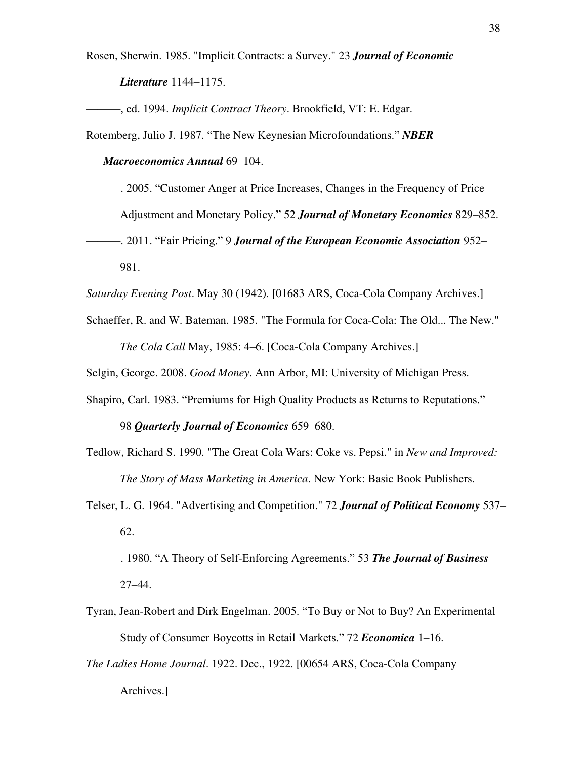Rosen, Sherwin. 1985. "Implicit Contracts: a Survey." 23 ***Journal of Economic Literature*** 1144–1175.

———, ed. 1994. *Implicit Contract Theory*. Brookfield, VT: E. Edgar.

Rotemberg, Julio J. 1987. "The New Keynesian Microfoundations." ***NBER Macroeconomics Annual*** 69–104.

———. 2005. "Customer Anger at Price Increases, Changes in the Frequency of Price Adjustment and Monetary Policy." 52 ***Journal of Monetary Economics*** 829–852.

———. 2011. "Fair Pricing." 9 ***Journal of the European Economic Association*** 952–981.

*Saturday Evening Post*. May 30 (1942). [01683 ARS, Coca-Cola Company Archives.]

Schaeffer, R. and W. Bateman. 1985. "The Formula for Coca-Cola: The Old... The New." *The Cola Call* May, 1985: 4–6. [Coca-Cola Company Archives.]

Selgin, George. 2008. *Good Money*. Ann Arbor, MI: University of Michigan Press.

Shapiro, Carl. 1983. "Premiums for High Quality Products as Returns to Reputations." 98 ***Quarterly Journal of Economics*** 659–680.

Tedlow, Richard S. 1990. "The Great Cola Wars: Coke vs. Pepsi." in *New and Improved: The Story of Mass Marketing in America*. New York: Basic Book Publishers.

Telser, L. G. 1964. "Advertising and Competition." 72 ***Journal of Political Economy*** 537–62.

———. 1980. "A Theory of Self-Enforcing Agreements." 53 ***The Journal of Business*** 27–44.

Tyran, Jean-Robert and Dirk Engelman. 2005. "To Buy or Not to Buy? An Experimental Study of Consumer Boycotts in Retail Markets." 72 ***Economica*** 1–16.

*The Ladies Home Journal*. 1922. Dec., 1922. [00654 ARS, Coca-Cola Company Archives.]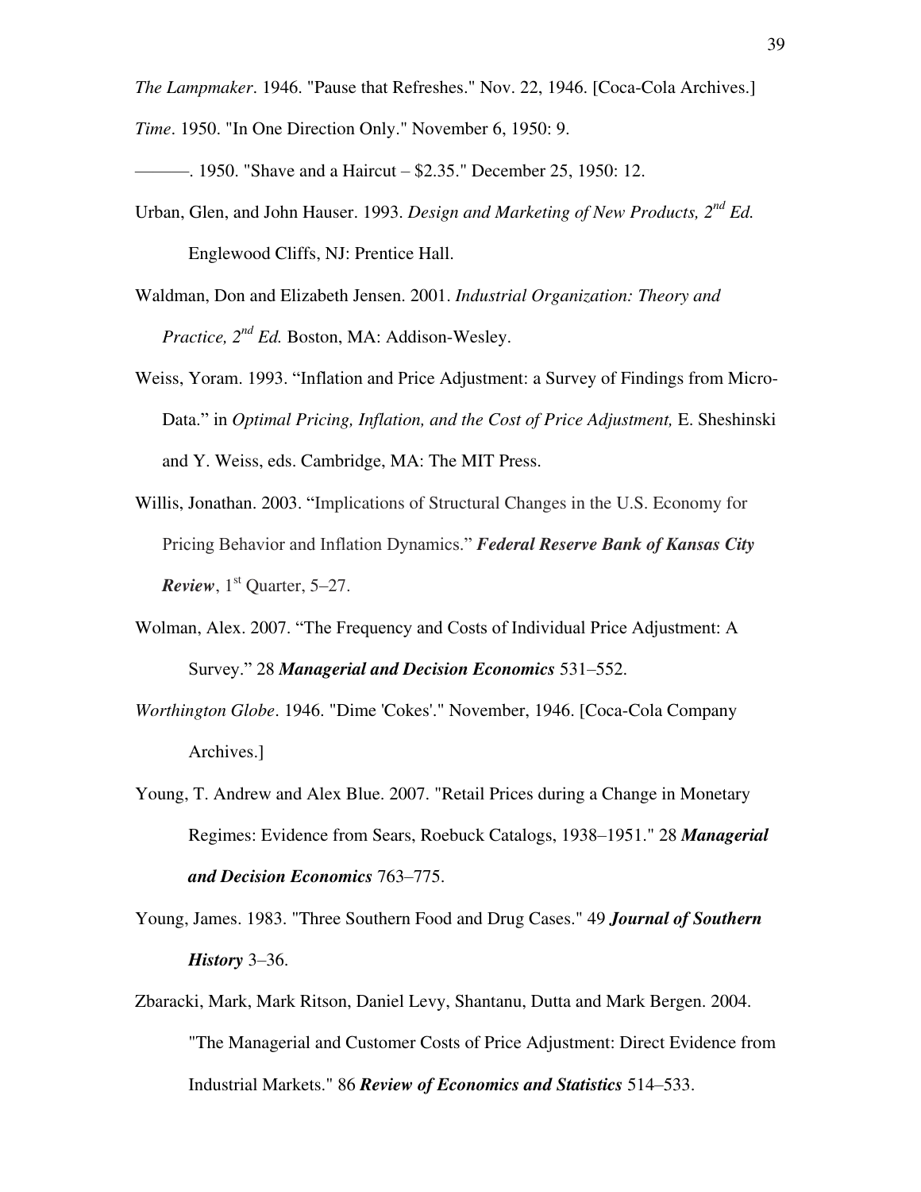*The Lampmaker*. 1946. "Pause that Refreshes." Nov. 22, 1946. [Coca-Cola Archives.]

*Time*. 1950. "In One Direction Only." November 6, 1950: 9.

———. 1950. "Shave and a Haircut – $2.35." December 25, 1950: 12.

Urban, Glen, and John Hauser. 1993. *Design and Marketing of New Products, 2nd Ed.* Englewood Cliffs, NJ: Prentice Hall.

Waldman, Don and Elizabeth Jensen. 2001. *Industrial Organization: Theory and Practice, 2nd Ed.* Boston, MA: Addison-Wesley.

Weiss, Yoram. 1993. "Inflation and Price Adjustment: a Survey of Findings from Micro-Data." in *Optimal Pricing, Inflation, and the Cost of Price Adjustment,* E. Sheshinski and Y. Weiss, eds. Cambridge, MA: The MIT Press.

Willis, Jonathan. 2003. "Implications of Structural Changes in the U.S. Economy for Pricing Behavior and Inflation Dynamics." ***Federal Reserve Bank of Kansas City Review***, 1st Quarter, 5–27.

Wolman, Alex. 2007. "The Frequency and Costs of Individual Price Adjustment: A Survey." 28 ***Managerial and Decision Economics*** 531–552.

*Worthington Globe*. 1946. "Dime 'Cokes'." November, 1946. [Coca-Cola Company Archives.]

Young, T. Andrew and Alex Blue. 2007. "Retail Prices during a Change in Monetary Regimes: Evidence from Sears, Roebuck Catalogs, 1938–1951." 28 ***Managerial and Decision Economics*** 763–775.

Young, James. 1983. "Three Southern Food and Drug Cases." 49 ***Journal of Southern History*** 3–36.

Zbaracki, Mark, Mark Ritson, Daniel Levy, Shantanu, Dutta and Mark Bergen. 2004. "The Managerial and Customer Costs of Price Adjustment: Direct Evidence from Industrial Markets." 86 ***Review of Economics and Statistics*** 514–533.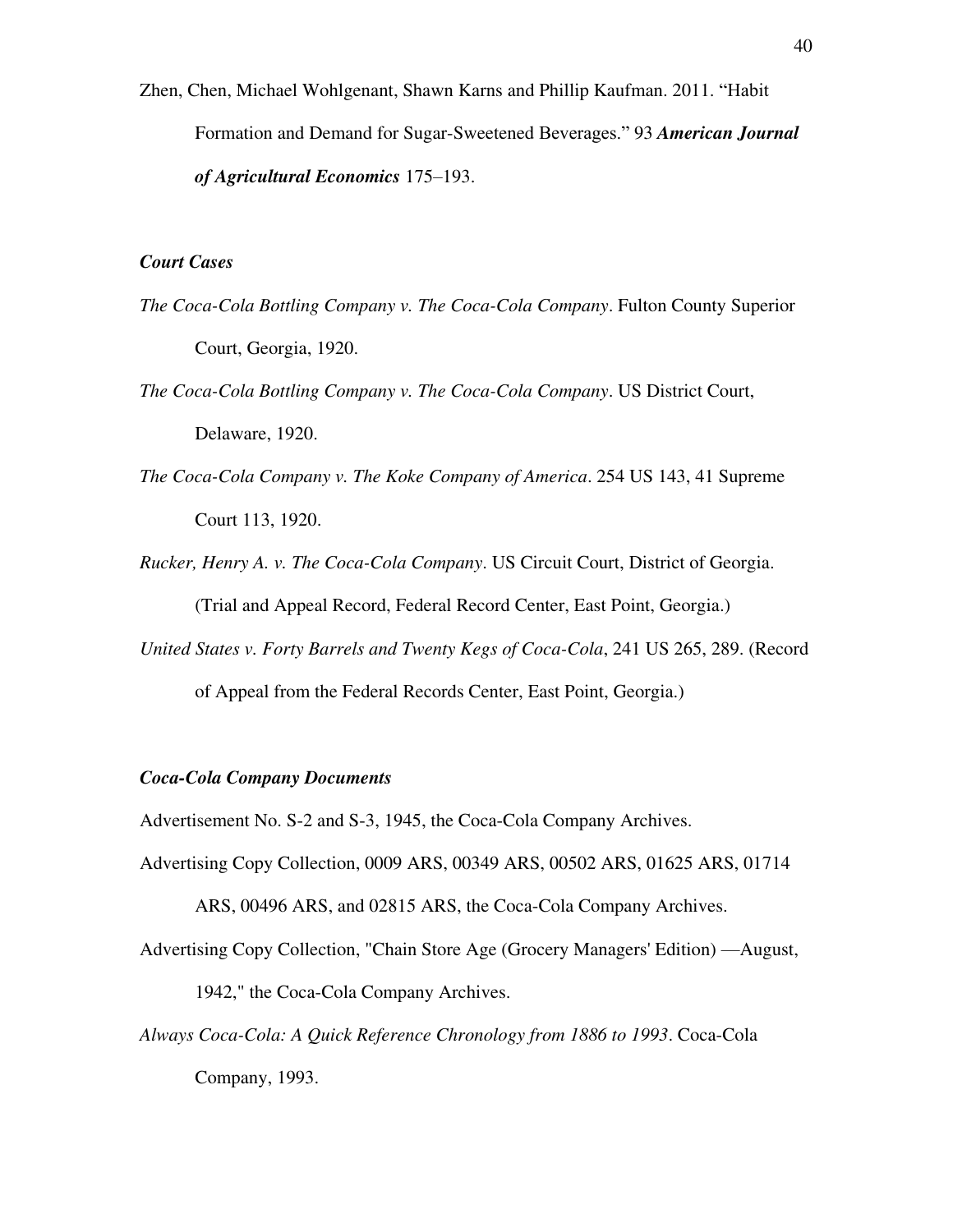Zhen, Chen, Michael Wohlgenant, Shawn Karns and Phillip Kaufman. 2011. "Habit Formation and Demand for Sugar-Sweetened Beverages." 93 ***American Journal of Agricultural Economics*** 175–193.

### *Court Cases*

*The Coca-Cola Bottling Company v. The Coca-Cola Company*. Fulton County Superior Court, Georgia, 1920.

*The Coca-Cola Bottling Company v. The Coca-Cola Company*. US District Court, Delaware, 1920.

*The Coca-Cola Company v. The Koke Company of America*. 254 US 143, 41 Supreme Court 113, 1920.

*Rucker, Henry A. v. The Coca-Cola Company*. US Circuit Court, District of Georgia. (Trial and Appeal Record, Federal Record Center, East Point, Georgia.)

*United States v. Forty Barrels and Twenty Kegs of Coca-Cola*, 241 US 265, 289. (Record of Appeal from the Federal Records Center, East Point, Georgia.)

### *Coca-Cola Company Documents*

Advertisement No. S-2 and S-3, 1945, the Coca-Cola Company Archives.

Advertising Copy Collection, 0009 ARS, 00349 ARS, 00502 ARS, 01625 ARS, 01714 ARS, 00496 ARS, and 02815 ARS, the Coca-Cola Company Archives.

Advertising Copy Collection, "Chain Store Age (Grocery Managers' Edition) —August, 1942," the Coca-Cola Company Archives.

*Always Coca-Cola: A Quick Reference Chronology from 1886 to 1993*. Coca-Cola Company, 1993.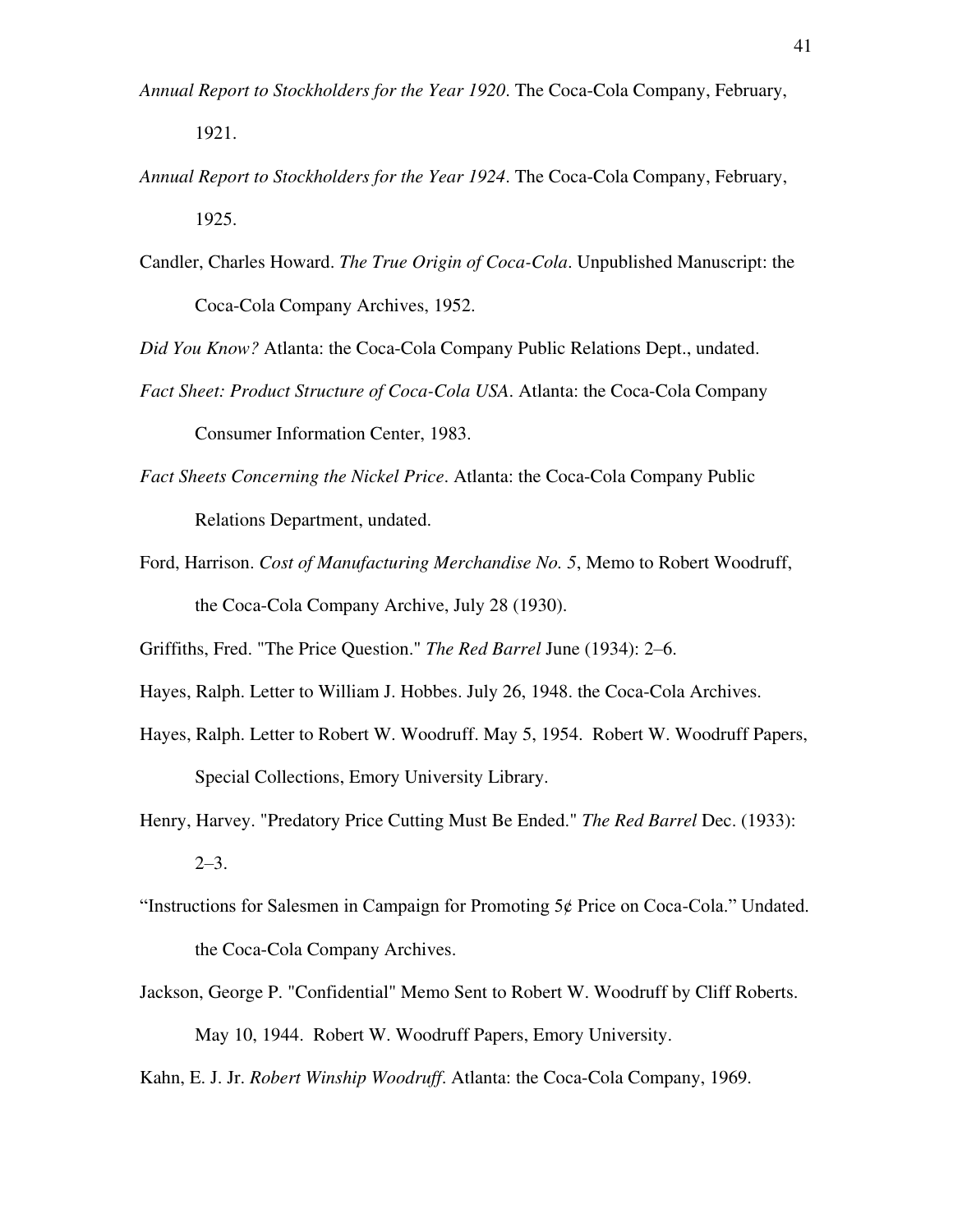*Annual Report to Stockholders for the Year 1920*. The Coca-Cola Company, February, 1921.

*Annual Report to Stockholders for the Year 1924*. The Coca-Cola Company, February, 1925.

Candler, Charles Howard. *The True Origin of Coca-Cola*. Unpublished Manuscript: the Coca-Cola Company Archives, 1952.

*Did You Know?* Atlanta: the Coca-Cola Company Public Relations Dept., undated.

*Fact Sheet: Product Structure of Coca-Cola USA*. Atlanta: the Coca-Cola Company Consumer Information Center, 1983.

*Fact Sheets Concerning the Nickel Price*. Atlanta: the Coca-Cola Company Public Relations Department, undated.

Ford, Harrison. *Cost of Manufacturing Merchandise No. 5*, Memo to Robert Woodruff, the Coca-Cola Company Archive, July 28 (1930).

Griffiths, Fred. "The Price Question." *The Red Barrel* June (1934): 2–6.

Hayes, Ralph. Letter to William J. Hobbes. July 26, 1948. the Coca-Cola Archives.

Hayes, Ralph. Letter to Robert W. Woodruff. May 5, 1954. Robert W. Woodruff Papers, Special Collections, Emory University Library.

Henry, Harvey. "Predatory Price Cutting Must Be Ended." *The Red Barrel* Dec. (1933): 2–3.

"Instructions for Salesmen in Campaign for Promoting 5¢ Price on Coca-Cola." Undated. the Coca-Cola Company Archives.

Jackson, George P. "Confidential" Memo Sent to Robert W. Woodruff by Cliff Roberts. May 10, 1944. Robert W. Woodruff Papers, Emory University.

Kahn, E. J. Jr. *Robert Winship Woodruff*. Atlanta: the Coca-Cola Company, 1969.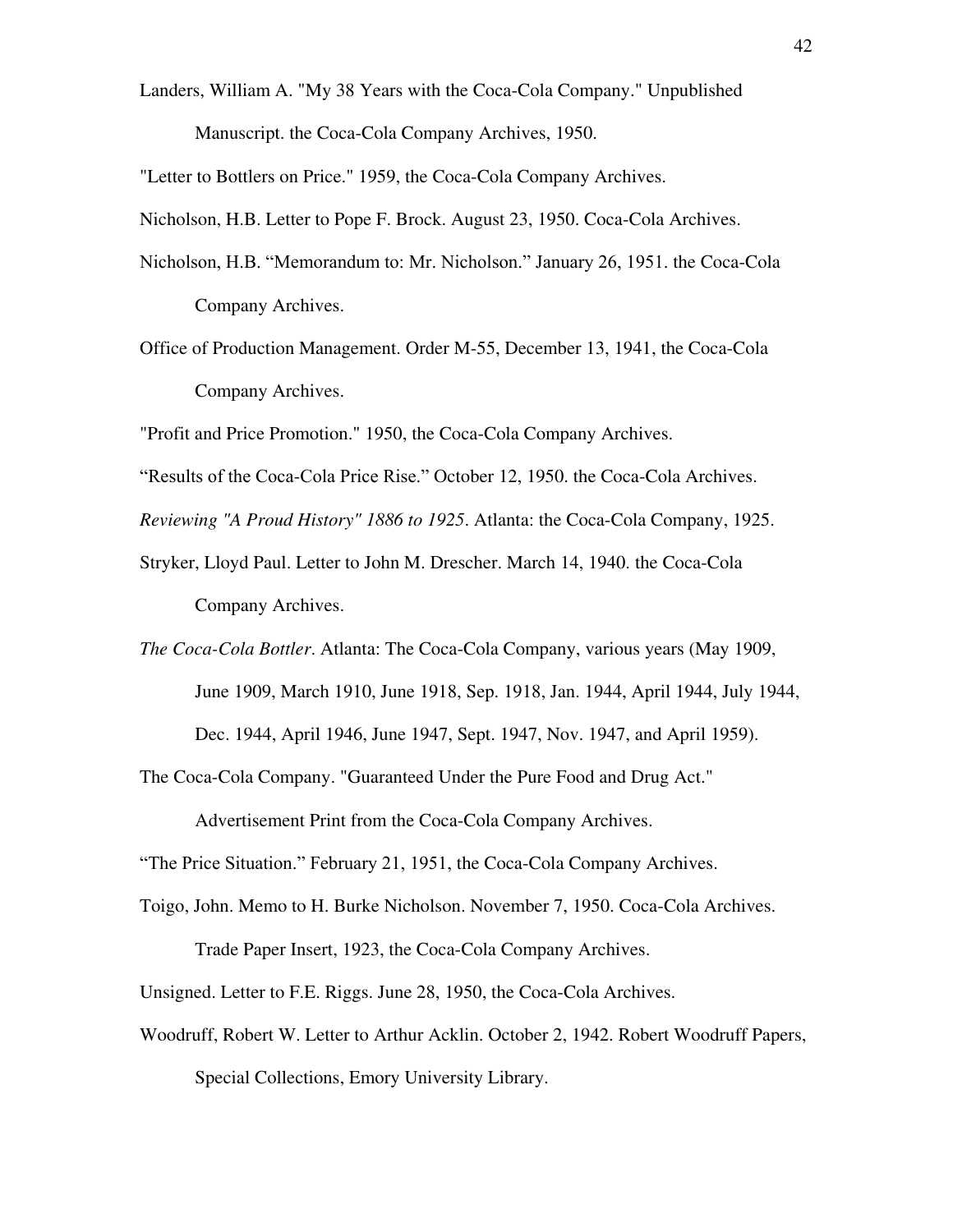Landers, William A. "My 38 Years with the Coca-Cola Company." Unpublished Manuscript. the Coca-Cola Company Archives, 1950.

"Letter to Bottlers on Price." 1959, the Coca-Cola Company Archives.

Nicholson, H.B. Letter to Pope F. Brock. August 23, 1950. Coca-Cola Archives.

Nicholson, H.B. "Memorandum to: Mr. Nicholson." January 26, 1951. the Coca-Cola Company Archives.

Office of Production Management. Order M-55, December 13, 1941, the Coca-Cola Company Archives.

"Profit and Price Promotion." 1950, the Coca-Cola Company Archives.

"Results of the Coca-Cola Price Rise." October 12, 1950. the Coca-Cola Archives.

*Reviewing "A Proud History" 1886 to 1925*. Atlanta: the Coca-Cola Company, 1925.

Stryker, Lloyd Paul. Letter to John M. Drescher. March 14, 1940. the Coca-Cola Company Archives.

*The Coca-Cola Bottler*. Atlanta: The Coca-Cola Company, various years (May 1909, June 1909, March 1910, June 1918, Sep. 1918, Jan. 1944, April 1944, July 1944, Dec. 1944, April 1946, June 1947, Sept. 1947, Nov. 1947, and April 1959).

The Coca-Cola Company. "Guaranteed Under the Pure Food and Drug Act." Advertisement Print from the Coca-Cola Company Archives.

"The Price Situation." February 21, 1951, the Coca-Cola Company Archives.

Toigo, John. Memo to H. Burke Nicholson. November 7, 1950. Coca-Cola Archives. Trade Paper Insert, 1923, the Coca-Cola Company Archives.

Unsigned. Letter to F.E. Riggs. June 28, 1950, the Coca-Cola Archives.

Woodruff, Robert W. Letter to Arthur Acklin. October 2, 1942. Robert Woodruff Papers, Special Collections, Emory University Library.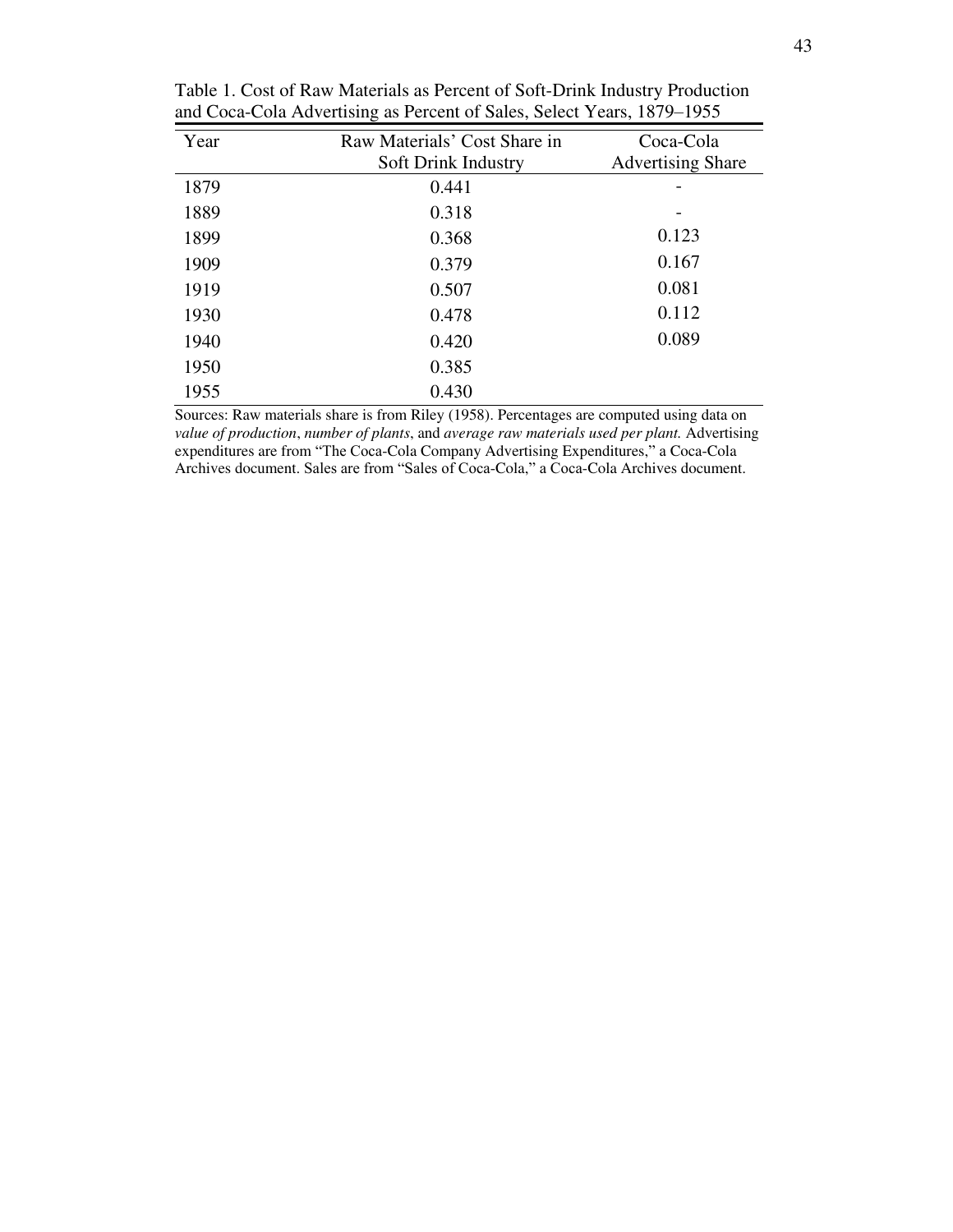Table 1. Cost of Raw Materials as Percent of Soft-Drink Industry Production and Coca-Cola Advertising as Percent of Sales, Select Years, 1879–1955

| Year | Raw Materials' Cost Share in Soft Drink Industry | Coca-Cola Advertising Share |
|---|---|---|
| 1879 | 0.441 | - |
| 1889 | 0.318 | - |
| 1899 | 0.368 | 0.123 |
| 1909 | 0.379 | 0.167 |
| 1919 | 0.507 | 0.081 |
| 1930 | 0.478 | 0.112 |
| 1940 | 0.420 | 0.089 |
| 1950 | 0.385 | |
| 1955 | 0.430 | |

Sources: Raw materials share is from Riley (1958). Percentages are computed using data on *value of production*, *number of plants*, and *average raw materials used per plant.* Advertising expenditures are from "The Coca-Cola Company Advertising Expenditures," a Coca-Cola Archives document. Sales are from "Sales of Coca-Cola," a Coca-Cola Archives document.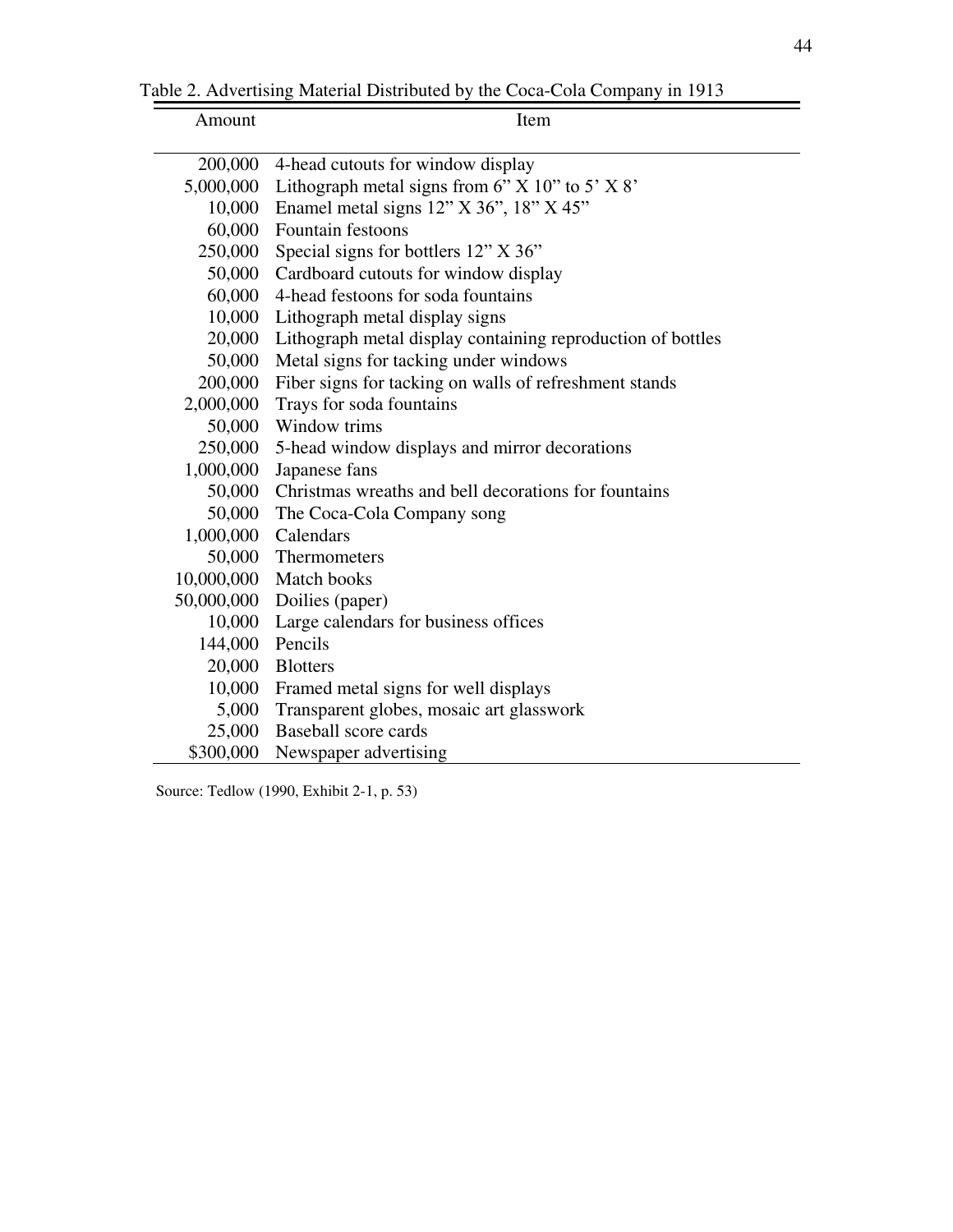Table 2. Advertising Material Distributed by the Coca-Cola Company in 1913

| Amount | Item |
|---|---|
| 200,000 | 4-head cutouts for window display |
| 5,000,000 | Lithograph metal signs from 6" X 10" to 5' X 8' |
| 10,000 | Enamel metal signs 12" X 36", 18" X 45" |
| 60,000 | Fountain festoons |
| 250,000 | Special signs for bottlers 12" X 36" |
| 50,000 | Cardboard cutouts for window display |
| 60,000 | 4-head festoons for soda fountains |
| 10,000 | Lithograph metal display signs |
| 20,000 | Lithograph metal display containing reproduction of bottles |
| 50,000 | Metal signs for tacking under windows |
| 200,000 | Fiber signs for tacking on walls of refreshment stands |
| 2,000,000 | Trays for soda fountains |
| 50,000 | Window trims |
| 250,000 | 5-head window displays and mirror decorations |
| 1,000,000 | Japanese fans |
| 50,000 | Christmas wreaths and bell decorations for fountains |
| 50,000 | The Coca-Cola Company song |
| 1,000,000 | Calendars |
| 50,000 | Thermometers |
| 10,000,000 | Match books |
| 50,000,000 | Doilies (paper) |
| 10,000 | Large calendars for business offices |
| 144,000 | Pencils |
| 20,000 | Blotters |
| 10,000 | Framed metal signs for well displays |
| 5,000 | Transparent globes, mosaic art glasswork |
| 25,000 | Baseball score cards |
| $300,000 | Newspaper advertising |

Source: Tedlow (1990, Exhibit 2-1, p. 53)